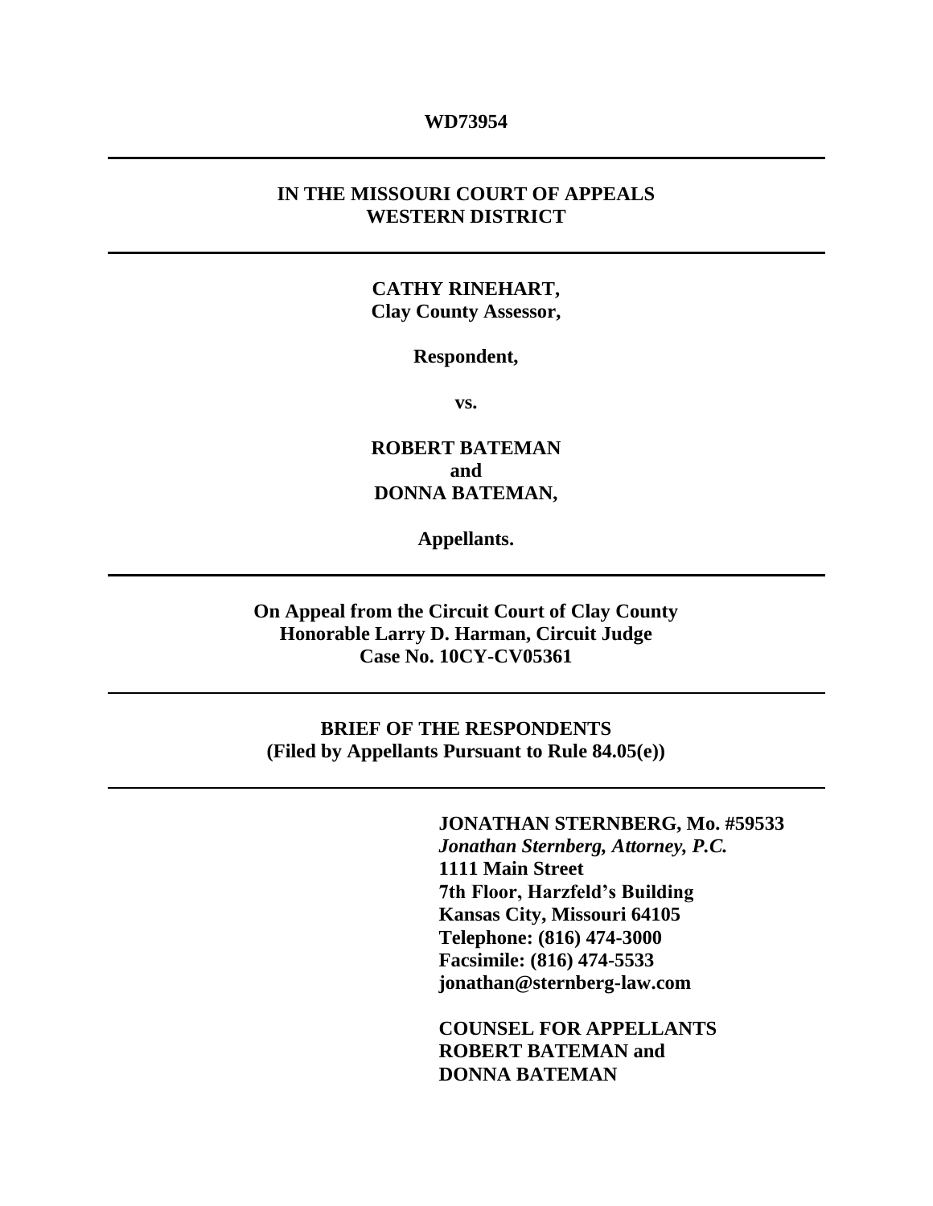**WD73954**

---

**IN THE MISSOURI COURT OF APPEALS**
**WESTERN DISTRICT**

---

**CATHY RINEHART,**
**Clay County Assessor,**

**Respondent,**

**vs.**

**ROBERT BATEMAN**
**and**
**DONNA BATEMAN,**

**Appellants.**

---

**On Appeal from the Circuit Court of Clay County**
**Honorable Larry D. Harman, Circuit Judge**
**Case No. 10CY-CV05361**

---

**BRIEF OF THE RESPONDENTS**
**(Filed by Appellants Pursuant to Rule 84.05(e))**

---

**JONATHAN STERNBERG, Mo. #59533**
***Jonathan Sternberg, Attorney, P.C.***
**1111 Main Street**
**7th Floor, Harzfeld's Building**
**Kansas City, Missouri 64105**
**Telephone: (816) 474-3000**
**Facsimile: (816) 474-5533**
**jonathan@sternberg-law.com**

**COUNSEL FOR APPELLANTS**
**ROBERT BATEMAN and**
**DONNA BATEMAN**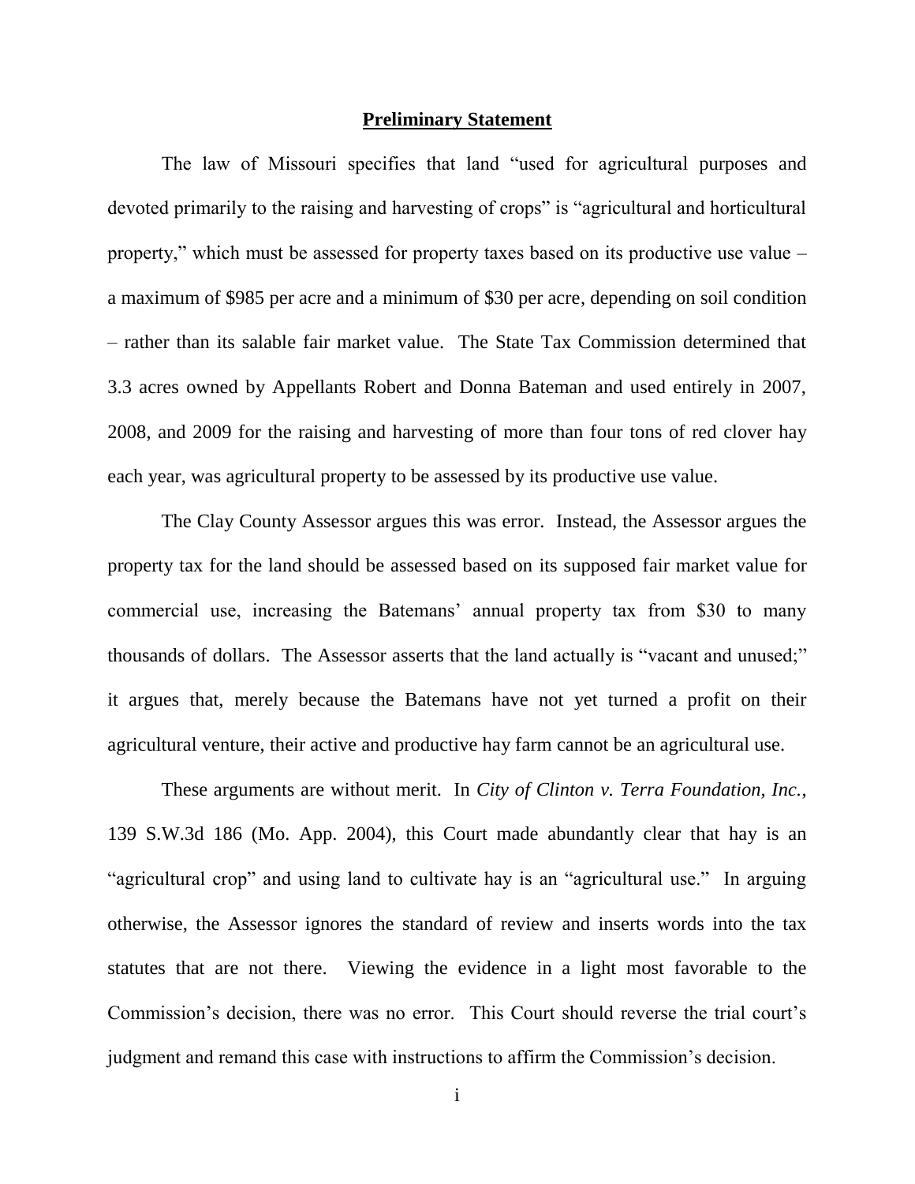## Preliminary Statement

The law of Missouri specifies that land "used for agricultural purposes and devoted primarily to the raising and harvesting of crops" is "agricultural and horticultural property," which must be assessed for property taxes based on its productive use value – a maximum of $985 per acre and a minimum of $30 per acre, depending on soil condition – rather than its salable fair market value. The State Tax Commission determined that 3.3 acres owned by Appellants Robert and Donna Bateman and used entirely in 2007, 2008, and 2009 for the raising and harvesting of more than four tons of red clover hay each year, was agricultural property to be assessed by its productive use value.

The Clay County Assessor argues this was error. Instead, the Assessor argues the property tax for the land should be assessed based on its supposed fair market value for commercial use, increasing the Batemans' annual property tax from $30 to many thousands of dollars. The Assessor asserts that the land actually is "vacant and unused;" it argues that, merely because the Batemans have not yet turned a profit on their agricultural venture, their active and productive hay farm cannot be an agricultural use.

These arguments are without merit. In *City of Clinton v. Terra Foundation, Inc.*, 139 S.W.3d 186 (Mo. App. 2004), this Court made abundantly clear that hay is an "agricultural crop" and using land to cultivate hay is an "agricultural use." In arguing otherwise, the Assessor ignores the standard of review and inserts words into the tax statutes that are not there. Viewing the evidence in a light most favorable to the Commission's decision, there was no error. This Court should reverse the trial court's judgment and remand this case with instructions to affirm the Commission's decision.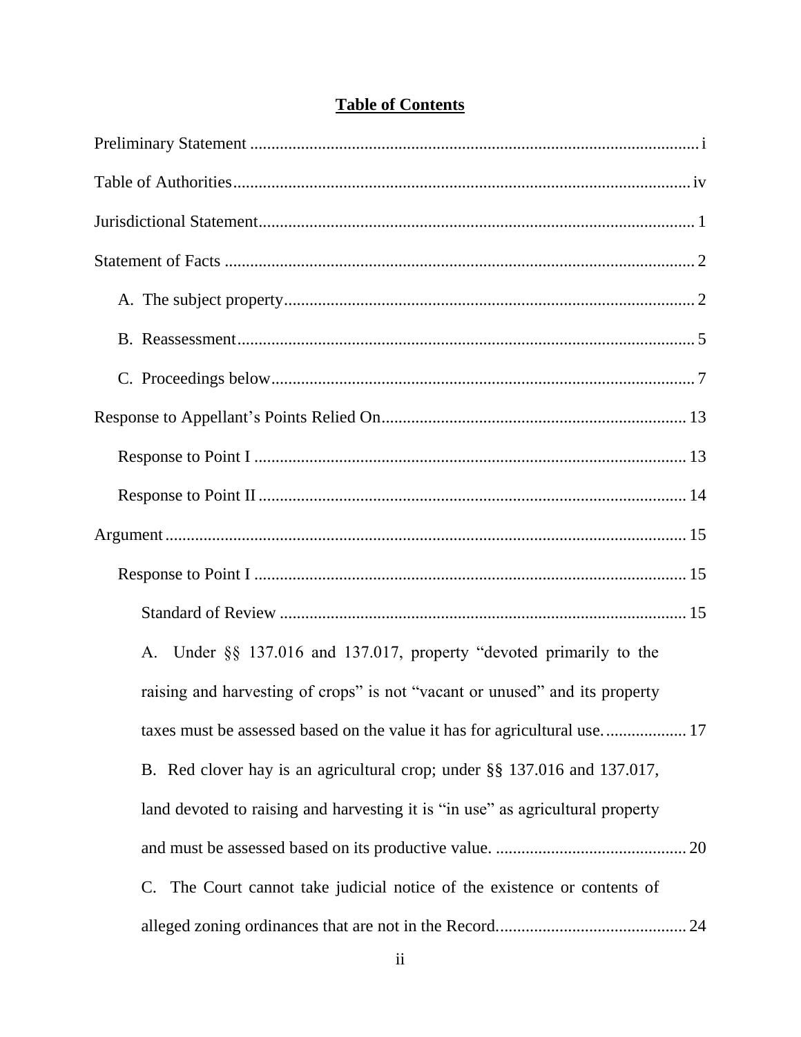# Table of Contents

Preliminary Statement ........................................................................................................ i

Table of Authorities........................................................................................................... iv

Jurisdictional Statement...................................................................................................... 1

Statement of Facts .............................................................................................................. 2

  A. The subject property................................................................................................ 2

  B. Reassessment........................................................................................................... 5

  C. Proceedings below................................................................................................... 7

Response to Appellant's Points Relied On....................................................................... 13

  Response to Point I ...................................................................................................... 13

  Response to Point II ..................................................................................................... 14

Argument.......................................................................................................................... 15

  Response to Point I ...................................................................................................... 15

    Standard of Review ................................................................................................ 15

    A. Under §§ 137.016 and 137.017, property "devoted primarily to the raising and harvesting of crops" is not "vacant or unused" and its property taxes must be assessed based on the value it has for agricultural use. ................... 17

    B. Red clover hay is an agricultural crop; under §§ 137.016 and 137.017, land devoted to raising and harvesting it is "in use" as agricultural property and must be assessed based on its productive value. ............................................. 20

    C. The Court cannot take judicial notice of the existence or contents of alleged zoning ordinances that are not in the Record............................................. 24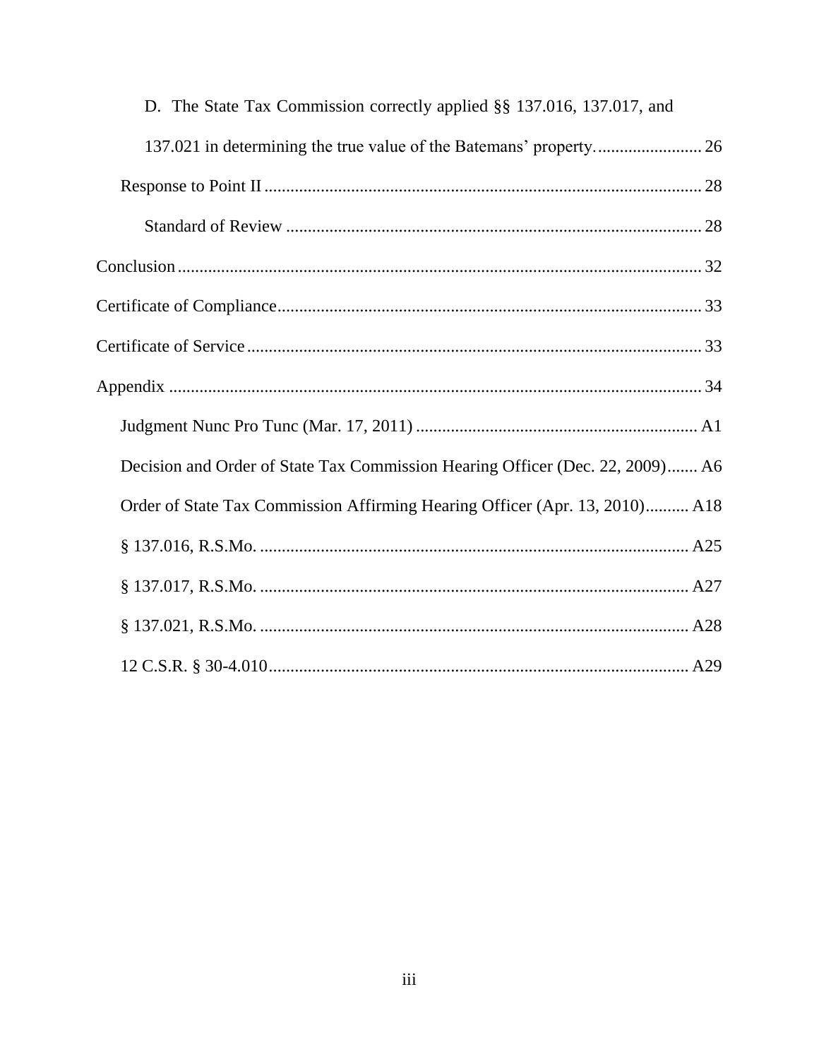D. The State Tax Commission correctly applied §§ 137.016, 137.017, and 137.021 in determining the true value of the Batemans' property. ........................ 26

Response to Point II ........................................................................................ 28

Standard of Review ...................................................................................... 28

Conclusion ............................................................................................................... 32

Certificate of Compliance ........................................................................................ 33

Certificate of Service ............................................................................................... 33

Appendix .................................................................................................................. 34

Judgment Nunc Pro Tunc (Mar. 17, 2011) ................................................................ A1

Decision and Order of State Tax Commission Hearing Officer (Dec. 22, 2009) ....... A6

Order of State Tax Commission Affirming Hearing Officer (Apr. 13, 2010) .......... A18

§ 137.016, R.S.Mo. ................................................................................................. A25

§ 137.017, R.S.Mo. ................................................................................................. A27

§ 137.021, R.S.Mo. ................................................................................................. A28

12 C.S.R. § 30-4.010 ............................................................................................... A29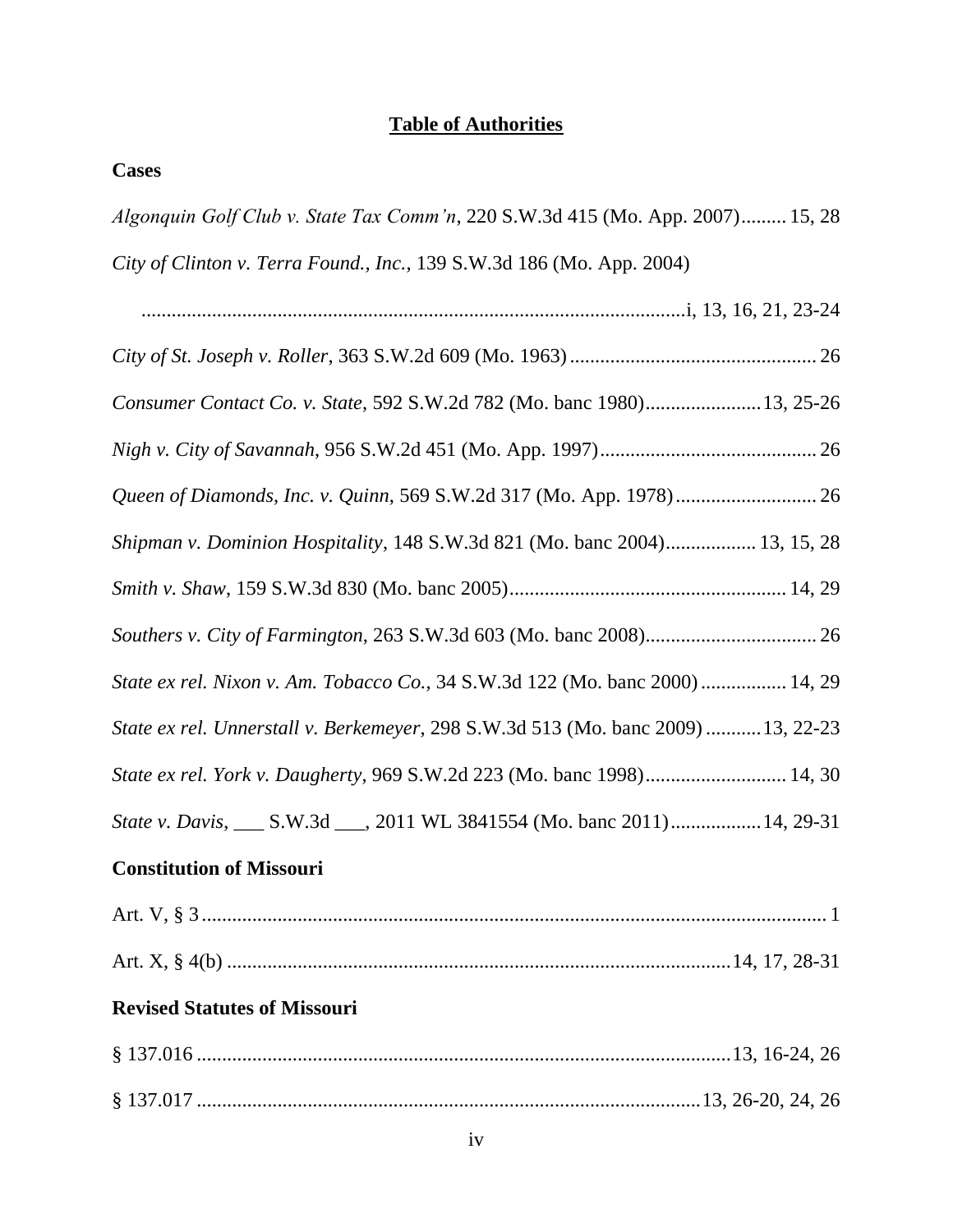# Table of Authorities

## Cases

*Algonquin Golf Club v. State Tax Comm'n*, 220 S.W.3d 415 (Mo. App. 2007)......... 15, 28

*City of Clinton v. Terra Found., Inc.*, 139 S.W.3d 186 (Mo. App. 2004)

..........................................................................................................i, 13, 16, 21, 23-24

*City of St. Joseph v. Roller*, 363 S.W.2d 609 (Mo. 1963)................................................ 26

*Consumer Contact Co. v. State*, 592 S.W.2d 782 (Mo. banc 1980)......................13, 25-26

*Nigh v. City of Savannah*, 956 S.W.2d 451 (Mo. App. 1997)........................................... 26

*Queen of Diamonds, Inc. v. Quinn*, 569 S.W.2d 317 (Mo. App. 1978)............................ 26

*Shipman v. Dominion Hospitality*, 148 S.W.3d 821 (Mo. banc 2004).................. 13, 15, 28

*Smith v. Shaw*, 159 S.W.3d 830 (Mo. banc 2005)...................................................... 14, 29

*Southers v. City of Farmington*, 263 S.W.3d 603 (Mo. banc 2008).................................. 26

*State ex rel. Nixon v. Am. Tobacco Co.*, 34 S.W.3d 122 (Mo. banc 2000)................. 14, 29

*State ex rel. Unnerstall v. Berkemeyer*, 298 S.W.3d 513 (Mo. banc 2009)...........13, 22-23

*State ex rel. York v. Daugherty*, 969 S.W.2d 223 (Mo. banc 1998)............................ 14, 30

*State v. Davis*, ___ S.W.3d ___, 2011 WL 3841554 (Mo. banc 2011).................14, 29-31

## Constitution of Missouri

Art. V, § 3............................................................................................................................ 1

Art. X, § 4(b) ....................................................................................................14, 17, 28-31

## Revised Statutes of Missouri

§ 137.016..........................................................................................................13, 16-24, 26

§ 137.017....................................................................................................13, 26-20, 24, 26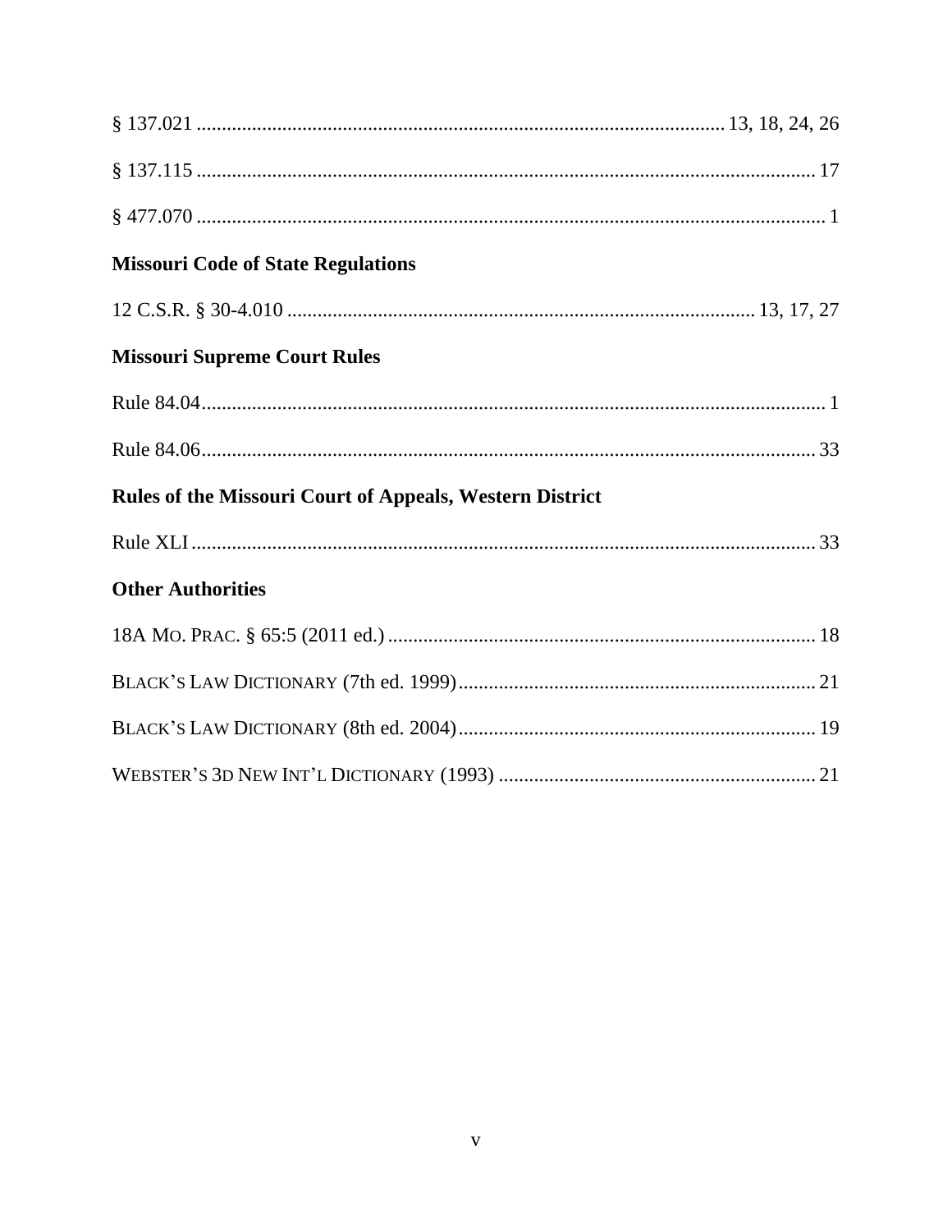§ 137.021 .......................................................................................... 13, 18, 24, 26

§ 137.115 .......................................................................................................... 17

§ 477.070 ............................................................................................................ 1

**Missouri Code of State Regulations**

12 C.S.R. § 30-4.010 ............................................................................ 13, 17, 27

**Missouri Supreme Court Rules**

Rule 84.04............................................................................................................ 1

Rule 84.06.......................................................................................................... 33

**Rules of the Missouri Court of Appeals, Western District**

Rule XLI ............................................................................................................ 33

**Other Authorities**

18A MO. PRAC. § 65:5 (2011 ed.) ..................................................................... 18

BLACK'S LAW DICTIONARY (7th ed. 1999) ....................................................... 21

BLACK'S LAW DICTIONARY (8th ed. 2004) ....................................................... 19

WEBSTER'S 3D NEW INT'L DICTIONARY (1993) ............................................... 21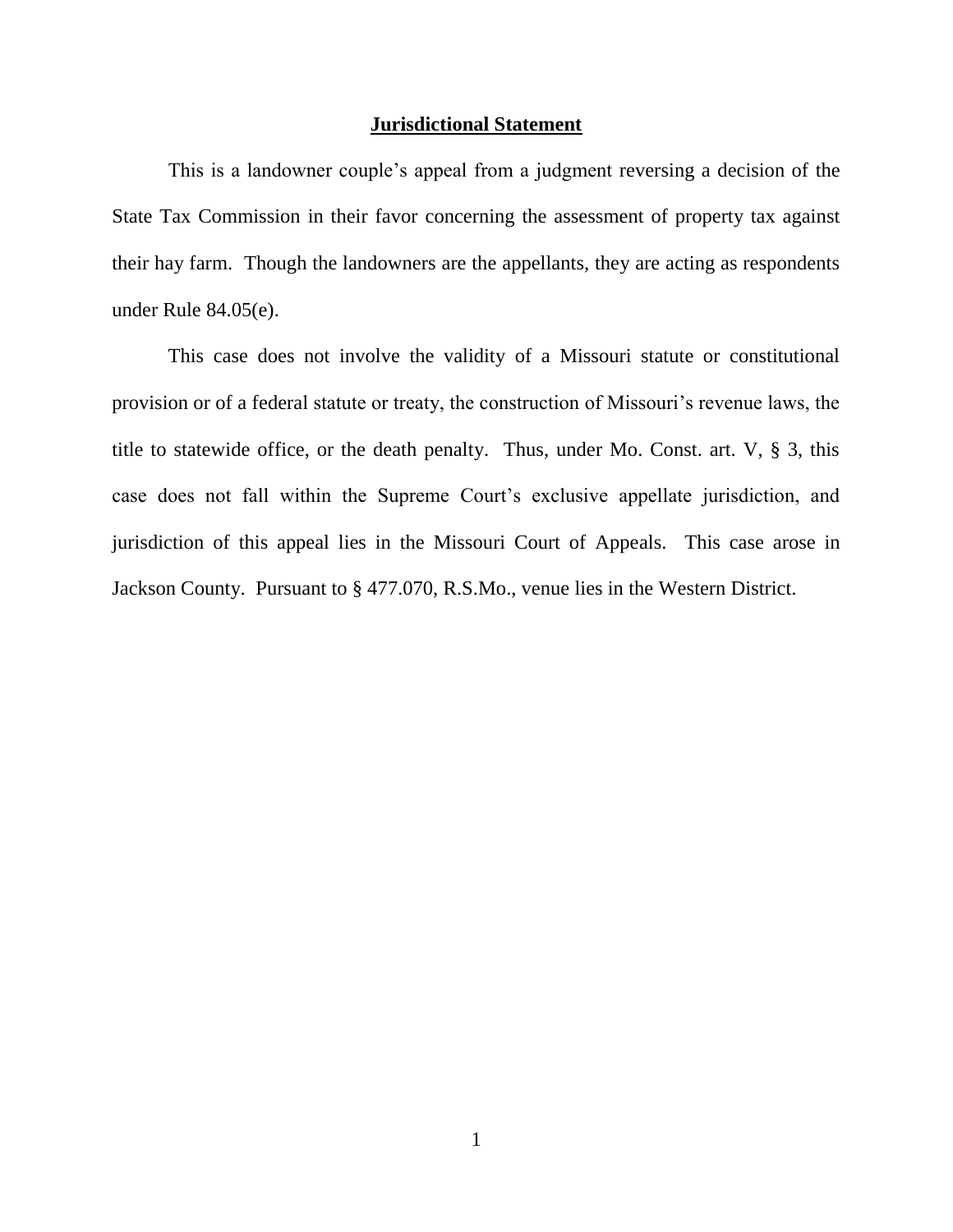## Jurisdictional Statement

This is a landowner couple's appeal from a judgment reversing a decision of the State Tax Commission in their favor concerning the assessment of property tax against their hay farm. Though the landowners are the appellants, they are acting as respondents under Rule 84.05(e).

This case does not involve the validity of a Missouri statute or constitutional provision or of a federal statute or treaty, the construction of Missouri's revenue laws, the title to statewide office, or the death penalty. Thus, under Mo. Const. art. V, § 3, this case does not fall within the Supreme Court's exclusive appellate jurisdiction, and jurisdiction of this appeal lies in the Missouri Court of Appeals. This case arose in Jackson County. Pursuant to § 477.070, R.S.Mo., venue lies in the Western District.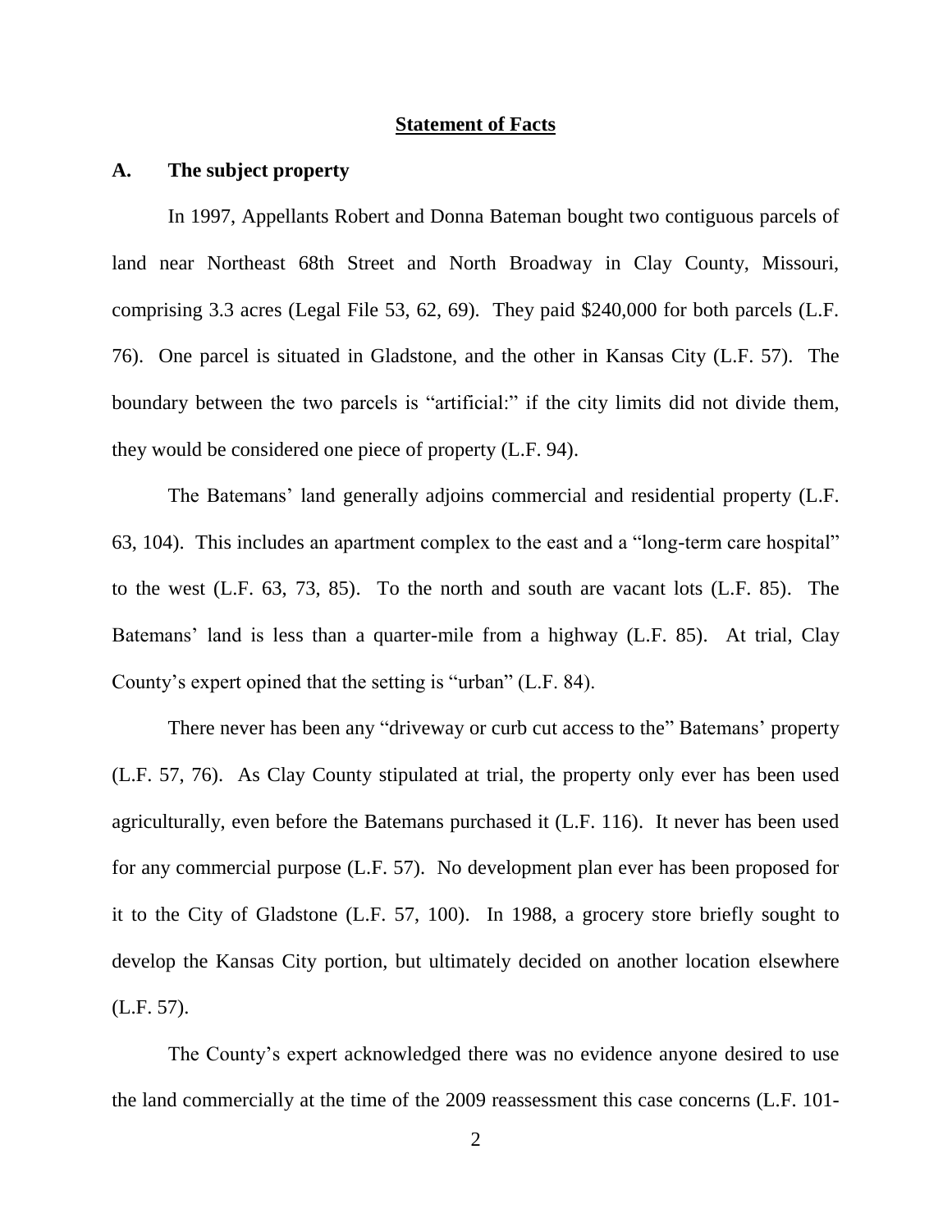## Statement of Facts

### A. The subject property

In 1997, Appellants Robert and Donna Bateman bought two contiguous parcels of land near Northeast 68th Street and North Broadway in Clay County, Missouri, comprising 3.3 acres (Legal File 53, 62, 69). They paid $240,000 for both parcels (L.F. 76). One parcel is situated in Gladstone, and the other in Kansas City (L.F. 57). The boundary between the two parcels is "artificial:" if the city limits did not divide them, they would be considered one piece of property (L.F. 94).

The Batemans' land generally adjoins commercial and residential property (L.F. 63, 104). This includes an apartment complex to the east and a "long-term care hospital" to the west (L.F. 63, 73, 85). To the north and south are vacant lots (L.F. 85). The Batemans' land is less than a quarter-mile from a highway (L.F. 85). At trial, Clay County's expert opined that the setting is "urban" (L.F. 84).

There never has been any "driveway or curb cut access to the" Batemans' property (L.F. 57, 76). As Clay County stipulated at trial, the property only ever has been used agriculturally, even before the Batemans purchased it (L.F. 116). It never has been used for any commercial purpose (L.F. 57). No development plan ever has been proposed for it to the City of Gladstone (L.F. 57, 100). In 1988, a grocery store briefly sought to develop the Kansas City portion, but ultimately decided on another location elsewhere (L.F. 57).

The County's expert acknowledged there was no evidence anyone desired to use the land commercially at the time of the 2009 reassessment this case concerns (L.F. 101-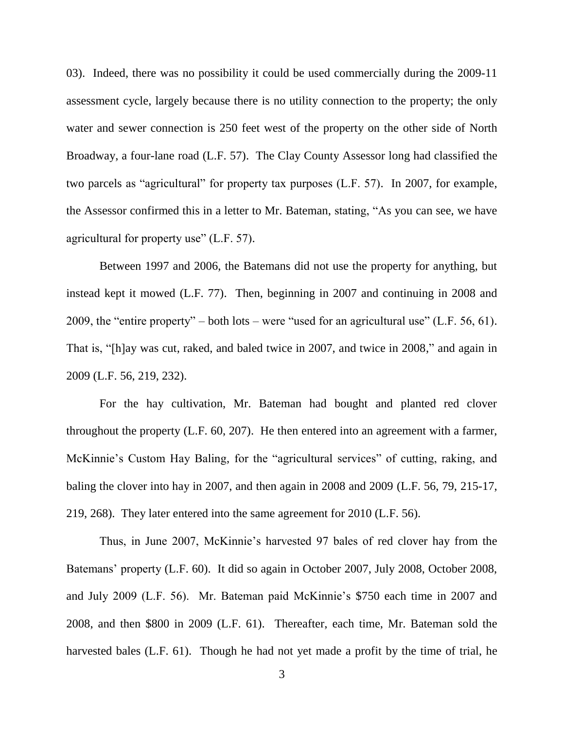03). Indeed, there was no possibility it could be used commercially during the 2009-11 assessment cycle, largely because there is no utility connection to the property; the only water and sewer connection is 250 feet west of the property on the other side of North Broadway, a four-lane road (L.F. 57). The Clay County Assessor long had classified the two parcels as "agricultural" for property tax purposes (L.F. 57). In 2007, for example, the Assessor confirmed this in a letter to Mr. Bateman, stating, "As you can see, we have agricultural for property use" (L.F. 57).

Between 1997 and 2006, the Batemans did not use the property for anything, but instead kept it mowed (L.F. 77). Then, beginning in 2007 and continuing in 2008 and 2009, the "entire property" – both lots – were "used for an agricultural use" (L.F. 56, 61). That is, "[h]ay was cut, raked, and baled twice in 2007, and twice in 2008," and again in 2009 (L.F. 56, 219, 232).

For the hay cultivation, Mr. Bateman had bought and planted red clover throughout the property (L.F. 60, 207). He then entered into an agreement with a farmer, McKinnie's Custom Hay Baling, for the "agricultural services" of cutting, raking, and baling the clover into hay in 2007, and then again in 2008 and 2009 (L.F. 56, 79, 215-17, 219, 268). They later entered into the same agreement for 2010 (L.F. 56).

Thus, in June 2007, McKinnie's harvested 97 bales of red clover hay from the Batemans' property (L.F. 60). It did so again in October 2007, July 2008, October 2008, and July 2009 (L.F. 56). Mr. Bateman paid McKinnie's $750 each time in 2007 and 2008, and then $800 in 2009 (L.F. 61). Thereafter, each time, Mr. Bateman sold the harvested bales (L.F. 61). Though he had not yet made a profit by the time of trial, he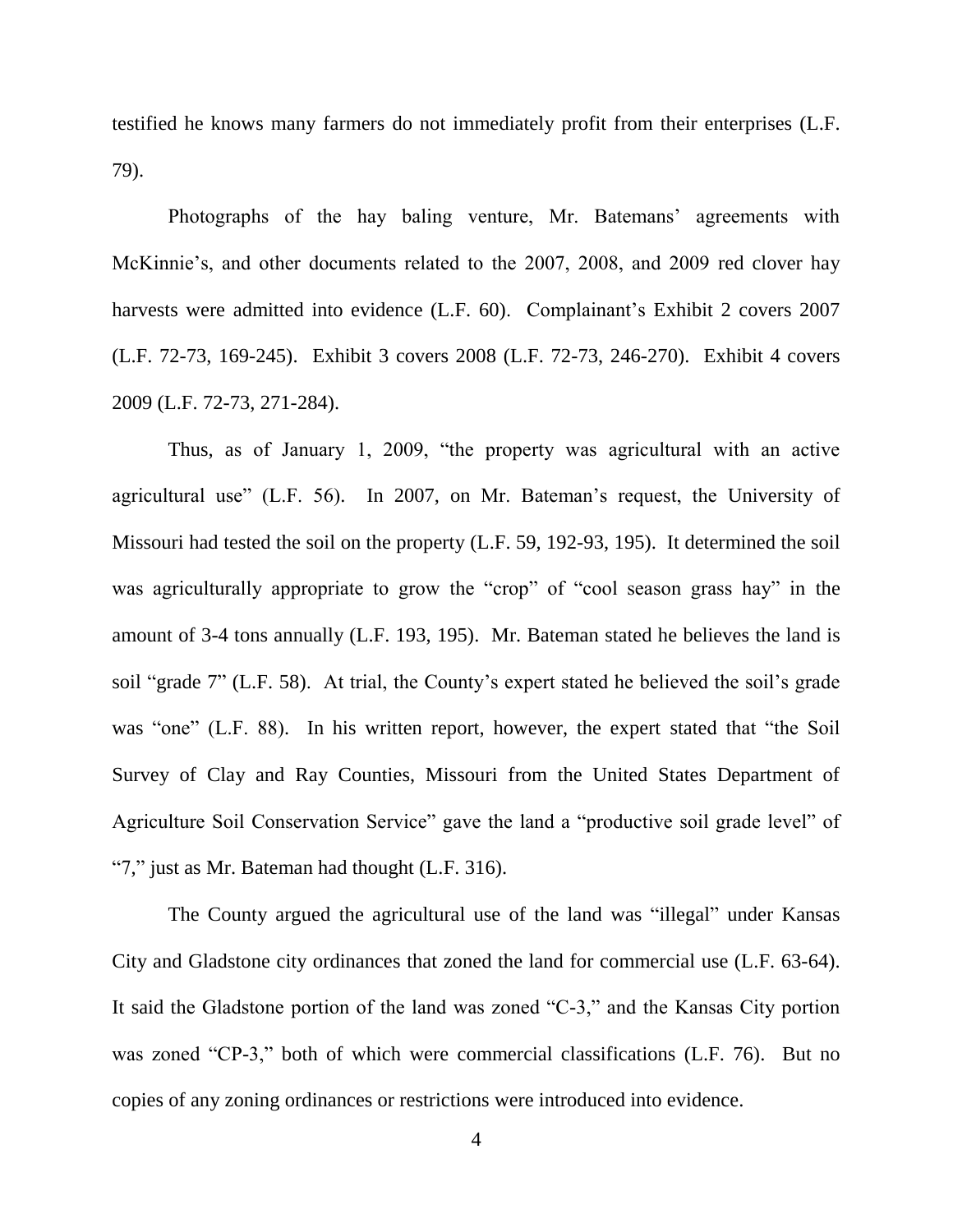testified he knows many farmers do not immediately profit from their enterprises (L.F. 79).

Photographs of the hay baling venture, Mr. Batemans' agreements with McKinnie's, and other documents related to the 2007, 2008, and 2009 red clover hay harvests were admitted into evidence (L.F. 60). Complainant's Exhibit 2 covers 2007 (L.F. 72-73, 169-245). Exhibit 3 covers 2008 (L.F. 72-73, 246-270). Exhibit 4 covers 2009 (L.F. 72-73, 271-284).

Thus, as of January 1, 2009, "the property was agricultural with an active agricultural use" (L.F. 56). In 2007, on Mr. Bateman's request, the University of Missouri had tested the soil on the property (L.F. 59, 192-93, 195). It determined the soil was agriculturally appropriate to grow the "crop" of "cool season grass hay" in the amount of 3-4 tons annually (L.F. 193, 195). Mr. Bateman stated he believes the land is soil "grade 7" (L.F. 58). At trial, the County's expert stated he believed the soil's grade was "one" (L.F. 88). In his written report, however, the expert stated that "the Soil Survey of Clay and Ray Counties, Missouri from the United States Department of Agriculture Soil Conservation Service" gave the land a "productive soil grade level" of "7," just as Mr. Bateman had thought (L.F. 316).

The County argued the agricultural use of the land was "illegal" under Kansas City and Gladstone city ordinances that zoned the land for commercial use (L.F. 63-64). It said the Gladstone portion of the land was zoned "C-3," and the Kansas City portion was zoned "CP-3," both of which were commercial classifications (L.F. 76). But no copies of any zoning ordinances or restrictions were introduced into evidence.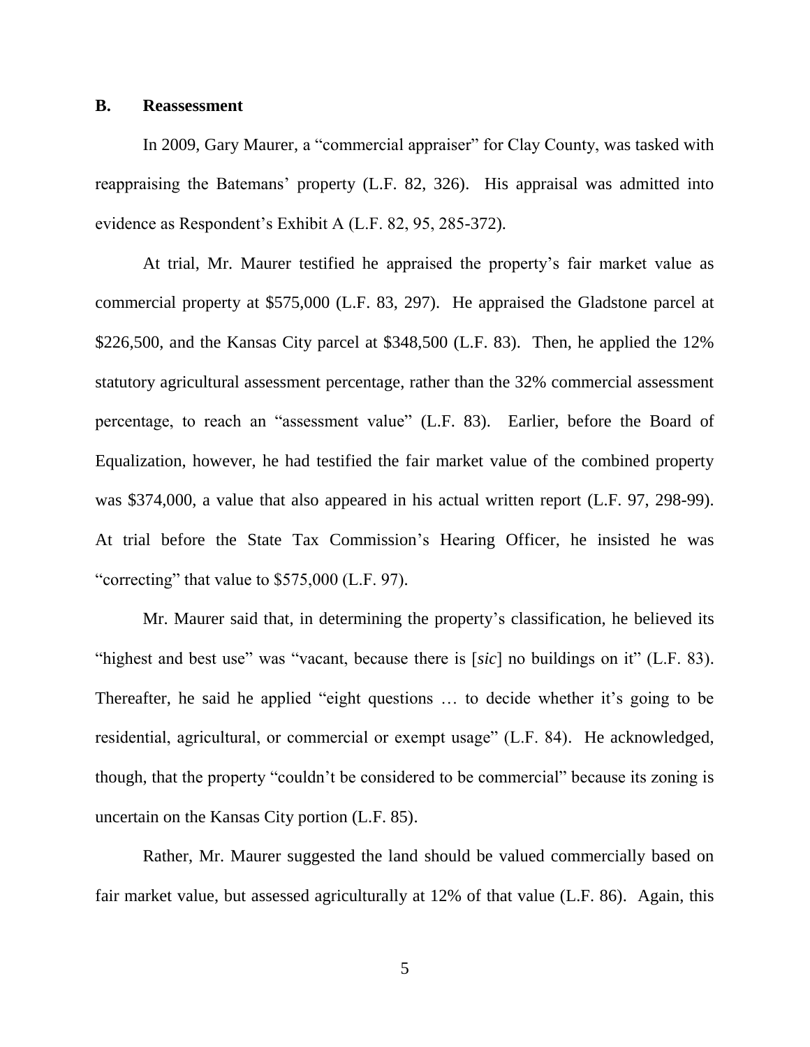### B. Reassessment

In 2009, Gary Maurer, a "commercial appraiser" for Clay County, was tasked with reappraising the Batemans' property (L.F. 82, 326). His appraisal was admitted into evidence as Respondent's Exhibit A (L.F. 82, 95, 285-372).

At trial, Mr. Maurer testified he appraised the property's fair market value as commercial property at $575,000 (L.F. 83, 297). He appraised the Gladstone parcel at $226,500, and the Kansas City parcel at $348,500 (L.F. 83). Then, he applied the 12% statutory agricultural assessment percentage, rather than the 32% commercial assessment percentage, to reach an "assessment value" (L.F. 83). Earlier, before the Board of Equalization, however, he had testified the fair market value of the combined property was $374,000, a value that also appeared in his actual written report (L.F. 97, 298-99). At trial before the State Tax Commission's Hearing Officer, he insisted he was "correcting" that value to $575,000 (L.F. 97).

Mr. Maurer said that, in determining the property's classification, he believed its "highest and best use" was "vacant, because there is [*sic*] no buildings on it" (L.F. 83). Thereafter, he said he applied "eight questions … to decide whether it's going to be residential, agricultural, or commercial or exempt usage" (L.F. 84). He acknowledged, though, that the property "couldn't be considered to be commercial" because its zoning is uncertain on the Kansas City portion (L.F. 85).

Rather, Mr. Maurer suggested the land should be valued commercially based on fair market value, but assessed agriculturally at 12% of that value (L.F. 86). Again, this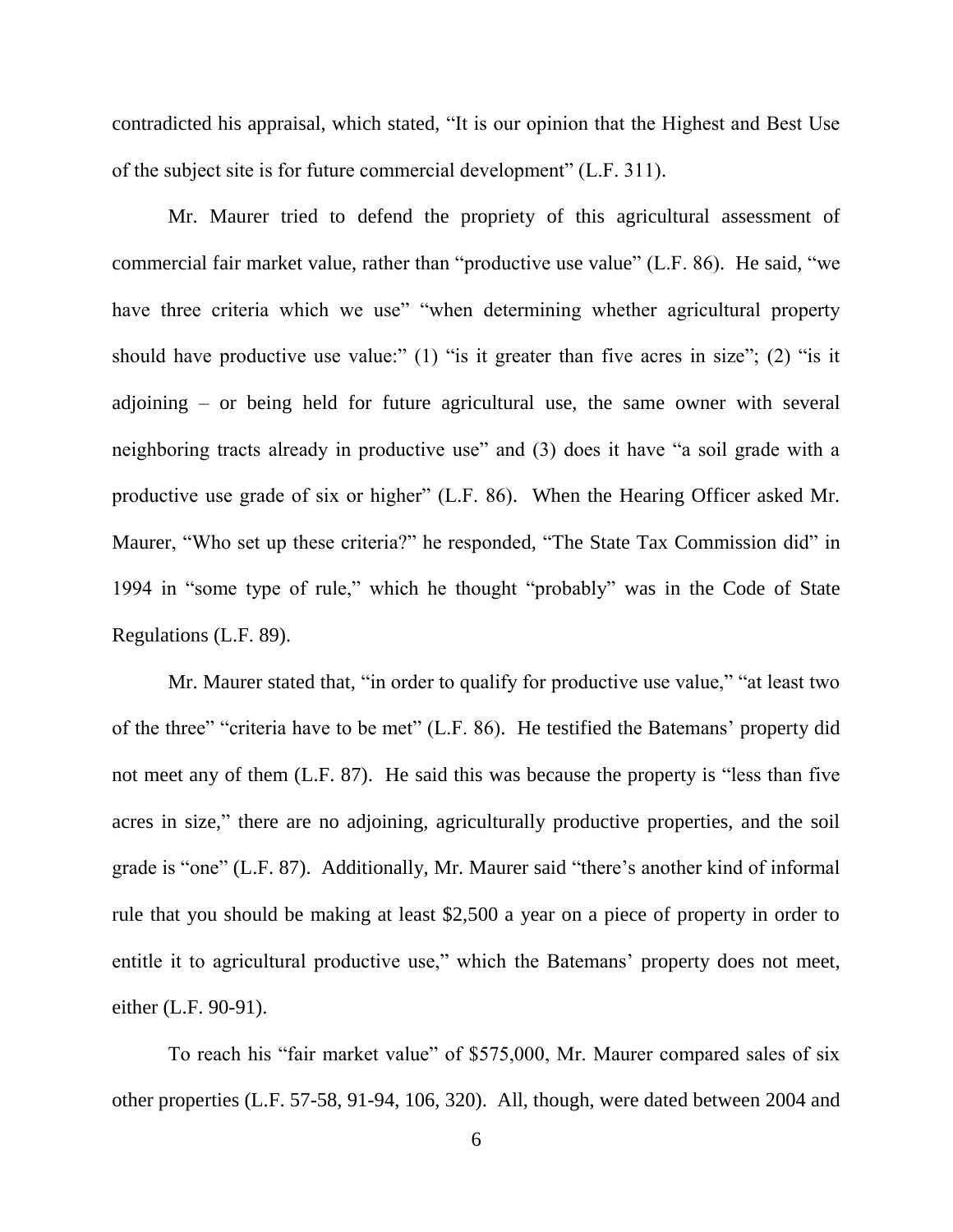contradicted his appraisal, which stated, "It is our opinion that the Highest and Best Use of the subject site is for future commercial development" (L.F. 311).

Mr. Maurer tried to defend the propriety of this agricultural assessment of commercial fair market value, rather than "productive use value" (L.F. 86). He said, "we have three criteria which we use" "when determining whether agricultural property should have productive use value:" (1) "is it greater than five acres in size"; (2) "is it adjoining – or being held for future agricultural use, the same owner with several neighboring tracts already in productive use" and (3) does it have "a soil grade with a productive use grade of six or higher" (L.F. 86). When the Hearing Officer asked Mr. Maurer, "Who set up these criteria?" he responded, "The State Tax Commission did" in 1994 in "some type of rule," which he thought "probably" was in the Code of State Regulations (L.F. 89).

Mr. Maurer stated that, "in order to qualify for productive use value," "at least two of the three" "criteria have to be met" (L.F. 86). He testified the Batemans' property did not meet any of them (L.F. 87). He said this was because the property is "less than five acres in size," there are no adjoining, agriculturally productive properties, and the soil grade is "one" (L.F. 87). Additionally, Mr. Maurer said "there's another kind of informal rule that you should be making at least $2,500 a year on a piece of property in order to entitle it to agricultural productive use," which the Batemans' property does not meet, either (L.F. 90-91).

To reach his "fair market value" of $575,000, Mr. Maurer compared sales of six other properties (L.F. 57-58, 91-94, 106, 320). All, though, were dated between 2004 and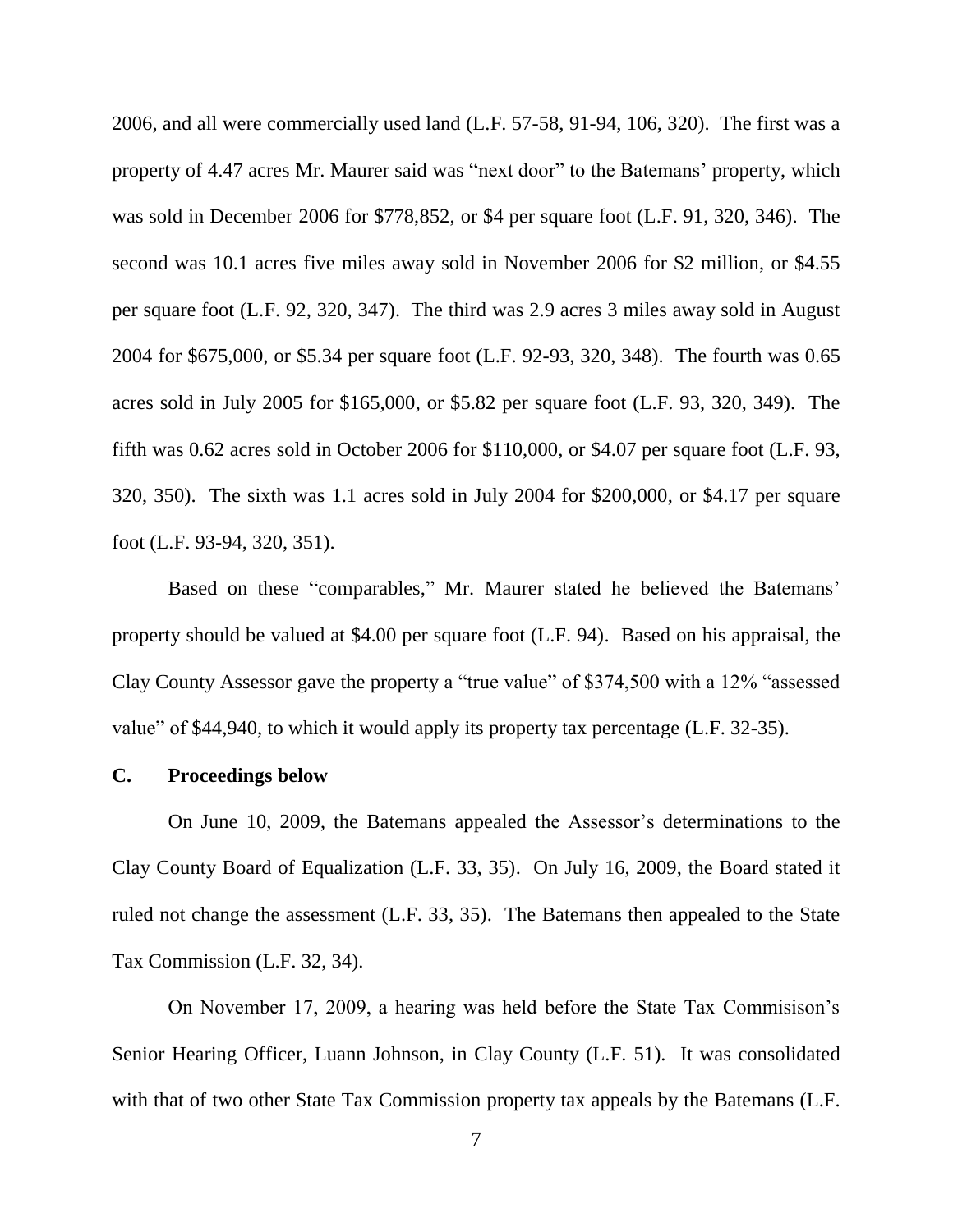2006, and all were commercially used land (L.F. 57-58, 91-94, 106, 320). The first was a property of 4.47 acres Mr. Maurer said was "next door" to the Batemans' property, which was sold in December 2006 for $778,852, or $4 per square foot (L.F. 91, 320, 346). The second was 10.1 acres five miles away sold in November 2006 for $2 million, or $4.55 per square foot (L.F. 92, 320, 347). The third was 2.9 acres 3 miles away sold in August 2004 for $675,000, or $5.34 per square foot (L.F. 92-93, 320, 348). The fourth was 0.65 acres sold in July 2005 for $165,000, or $5.82 per square foot (L.F. 93, 320, 349). The fifth was 0.62 acres sold in October 2006 for $110,000, or $4.07 per square foot (L.F. 93, 320, 350). The sixth was 1.1 acres sold in July 2004 for $200,000, or $4.17 per square foot (L.F. 93-94, 320, 351).

Based on these "comparables," Mr. Maurer stated he believed the Batemans' property should be valued at $4.00 per square foot (L.F. 94). Based on his appraisal, the Clay County Assessor gave the property a "true value" of $374,500 with a 12% "assessed value" of $44,940, to which it would apply its property tax percentage (L.F. 32-35).

### C. Proceedings below

On June 10, 2009, the Batemans appealed the Assessor's determinations to the Clay County Board of Equalization (L.F. 33, 35). On July 16, 2009, the Board stated it ruled not change the assessment (L.F. 33, 35). The Batemans then appealed to the State Tax Commission (L.F. 32, 34).

On November 17, 2009, a hearing was held before the State Tax Commisison's Senior Hearing Officer, Luann Johnson, in Clay County (L.F. 51). It was consolidated with that of two other State Tax Commission property tax appeals by the Batemans (L.F.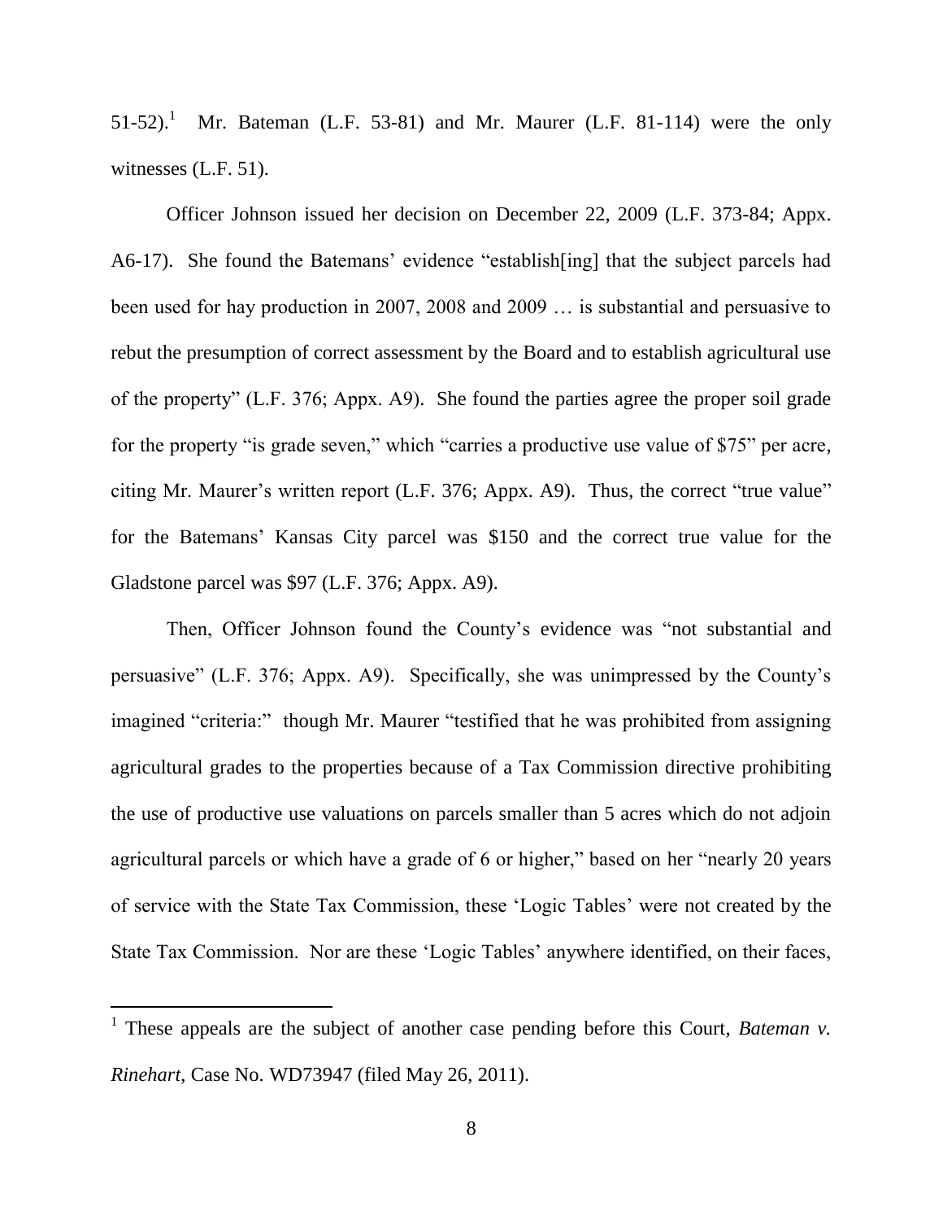51-52).[1] Mr. Bateman (L.F. 53-81) and Mr. Maurer (L.F. 81-114) were the only witnesses (L.F. 51).

Officer Johnson issued her decision on December 22, 2009 (L.F. 373-84; Appx. A6-17). She found the Batemans' evidence "establish[ing] that the subject parcels had been used for hay production in 2007, 2008 and 2009 … is substantial and persuasive to rebut the presumption of correct assessment by the Board and to establish agricultural use of the property" (L.F. 376; Appx. A9). She found the parties agree the proper soil grade for the property "is grade seven," which "carries a productive use value of $75" per acre, citing Mr. Maurer's written report (L.F. 376; Appx. A9). Thus, the correct "true value" for the Batemans' Kansas City parcel was $150 and the correct true value for the Gladstone parcel was $97 (L.F. 376; Appx. A9).

Then, Officer Johnson found the County's evidence was "not substantial and persuasive" (L.F. 376; Appx. A9). Specifically, she was unimpressed by the County's imagined "criteria:" though Mr. Maurer "testified that he was prohibited from assigning agricultural grades to the properties because of a Tax Commission directive prohibiting the use of productive use valuations on parcels smaller than 5 acres which do not adjoin agricultural parcels or which have a grade of 6 or higher," based on her "nearly 20 years of service with the State Tax Commission, these 'Logic Tables' were not created by the State Tax Commission. Nor are these 'Logic Tables' anywhere identified, on their faces,

---

[1] These appeals are the subject of another case pending before this Court, *Bateman v. Rinehart*, Case No. WD73947 (filed May 26, 2011).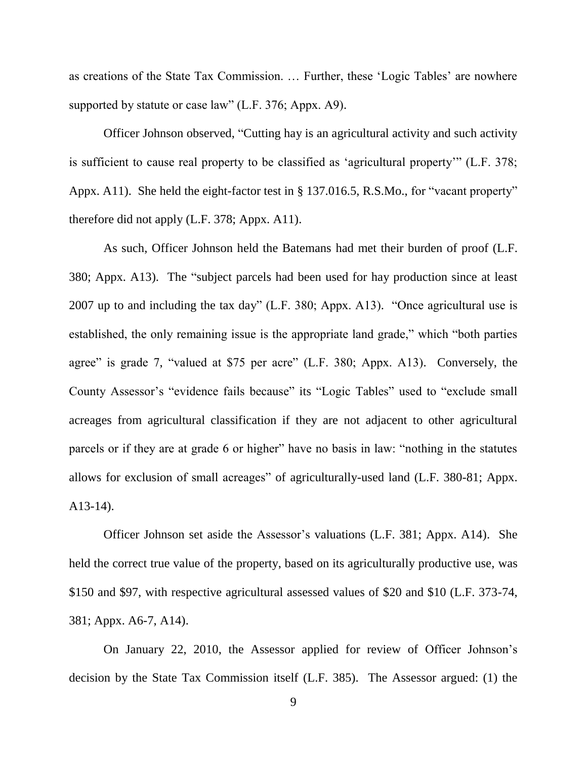as creations of the State Tax Commission. … Further, these 'Logic Tables' are nowhere supported by statute or case law" (L.F. 376; Appx. A9).

Officer Johnson observed, "Cutting hay is an agricultural activity and such activity is sufficient to cause real property to be classified as 'agricultural property'" (L.F. 378; Appx. A11). She held the eight-factor test in § 137.016.5, R.S.Mo., for "vacant property" therefore did not apply (L.F. 378; Appx. A11).

As such, Officer Johnson held the Batemans had met their burden of proof (L.F. 380; Appx. A13). The "subject parcels had been used for hay production since at least 2007 up to and including the tax day" (L.F. 380; Appx. A13). "Once agricultural use is established, the only remaining issue is the appropriate land grade," which "both parties agree" is grade 7, "valued at $75 per acre" (L.F. 380; Appx. A13). Conversely, the County Assessor's "evidence fails because" its "Logic Tables" used to "exclude small acreages from agricultural classification if they are not adjacent to other agricultural parcels or if they are at grade 6 or higher" have no basis in law: "nothing in the statutes allows for exclusion of small acreages" of agriculturally-used land (L.F. 380-81; Appx. A13-14).

Officer Johnson set aside the Assessor's valuations (L.F. 381; Appx. A14). She held the correct true value of the property, based on its agriculturally productive use, was $150 and $97, with respective agricultural assessed values of $20 and $10 (L.F. 373-74, 381; Appx. A6-7, A14).

On January 22, 2010, the Assessor applied for review of Officer Johnson's decision by the State Tax Commission itself (L.F. 385). The Assessor argued: (1) the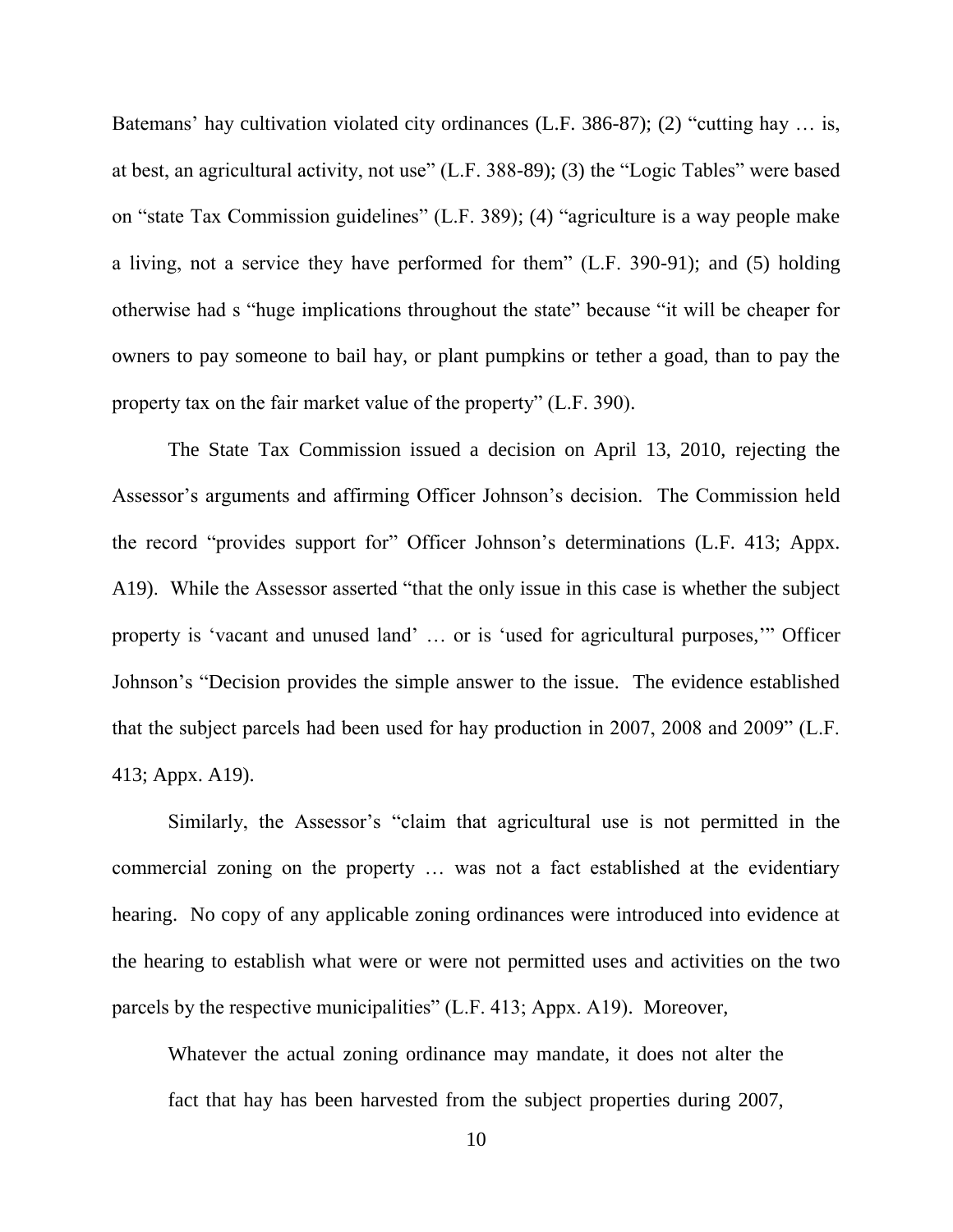Batemans' hay cultivation violated city ordinances (L.F. 386-87); (2) "cutting hay … is, at best, an agricultural activity, not use" (L.F. 388-89); (3) the "Logic Tables" were based on "state Tax Commission guidelines" (L.F. 389); (4) "agriculture is a way people make a living, not a service they have performed for them" (L.F. 390-91); and (5) holding otherwise had s "huge implications throughout the state" because "it will be cheaper for owners to pay someone to bail hay, or plant pumpkins or tether a goad, than to pay the property tax on the fair market value of the property" (L.F. 390).

The State Tax Commission issued a decision on April 13, 2010, rejecting the Assessor's arguments and affirming Officer Johnson's decision. The Commission held the record "provides support for" Officer Johnson's determinations (L.F. 413; Appx. A19). While the Assessor asserted "that the only issue in this case is whether the subject property is 'vacant and unused land' … or is 'used for agricultural purposes,'" Officer Johnson's "Decision provides the simple answer to the issue. The evidence established that the subject parcels had been used for hay production in 2007, 2008 and 2009" (L.F. 413; Appx. A19).

Similarly, the Assessor's "claim that agricultural use is not permitted in the commercial zoning on the property … was not a fact established at the evidentiary hearing. No copy of any applicable zoning ordinances were introduced into evidence at the hearing to establish what were or were not permitted uses and activities on the two parcels by the respective municipalities" (L.F. 413; Appx. A19). Moreover,

> Whatever the actual zoning ordinance may mandate, it does not alter the fact that hay has been harvested from the subject properties during 2007,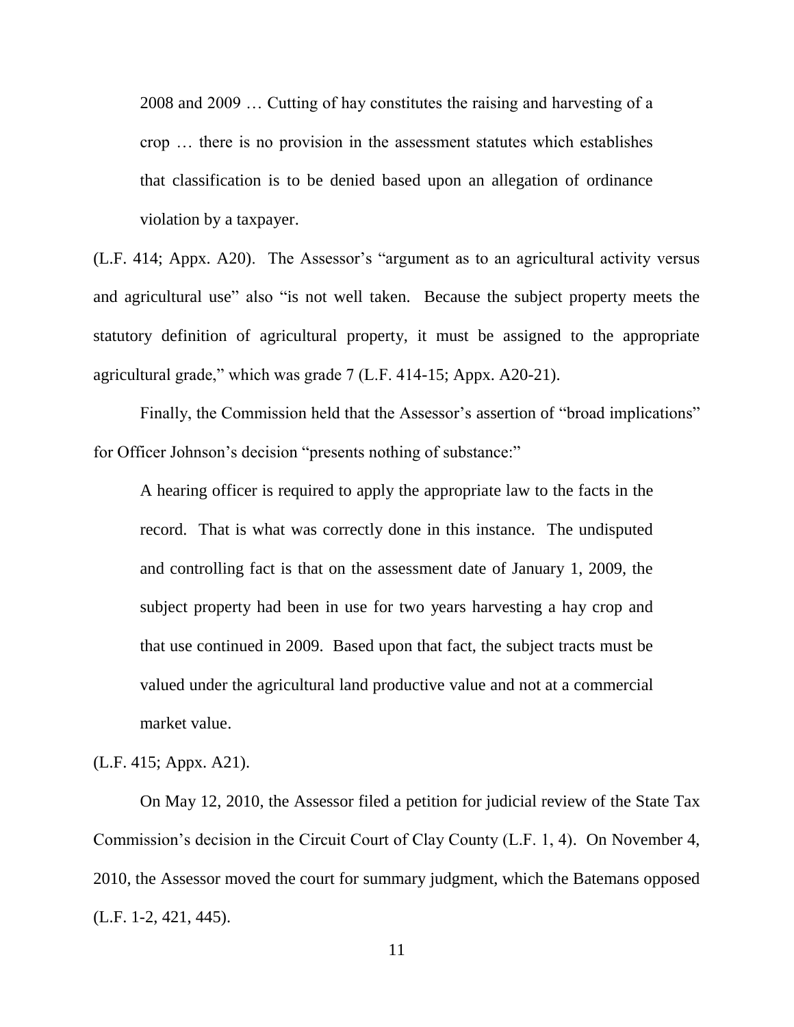> 2008 and 2009 … Cutting of hay constitutes the raising and harvesting of a crop … there is no provision in the assessment statutes which establishes that classification is to be denied based upon an allegation of ordinance violation by a taxpayer.

(L.F. 414; Appx. A20). The Assessor's "argument as to an agricultural activity versus and agricultural use" also "is not well taken. Because the subject property meets the statutory definition of agricultural property, it must be assigned to the appropriate agricultural grade," which was grade 7 (L.F. 414-15; Appx. A20-21).

Finally, the Commission held that the Assessor's assertion of "broad implications" for Officer Johnson's decision "presents nothing of substance:"

> A hearing officer is required to apply the appropriate law to the facts in the record. That is what was correctly done in this instance. The undisputed and controlling fact is that on the assessment date of January 1, 2009, the subject property had been in use for two years harvesting a hay crop and that use continued in 2009. Based upon that fact, the subject tracts must be valued under the agricultural land productive value and not at a commercial market value.

(L.F. 415; Appx. A21).

On May 12, 2010, the Assessor filed a petition for judicial review of the State Tax Commission's decision in the Circuit Court of Clay County (L.F. 1, 4). On November 4, 2010, the Assessor moved the court for summary judgment, which the Batemans opposed (L.F. 1-2, 421, 445).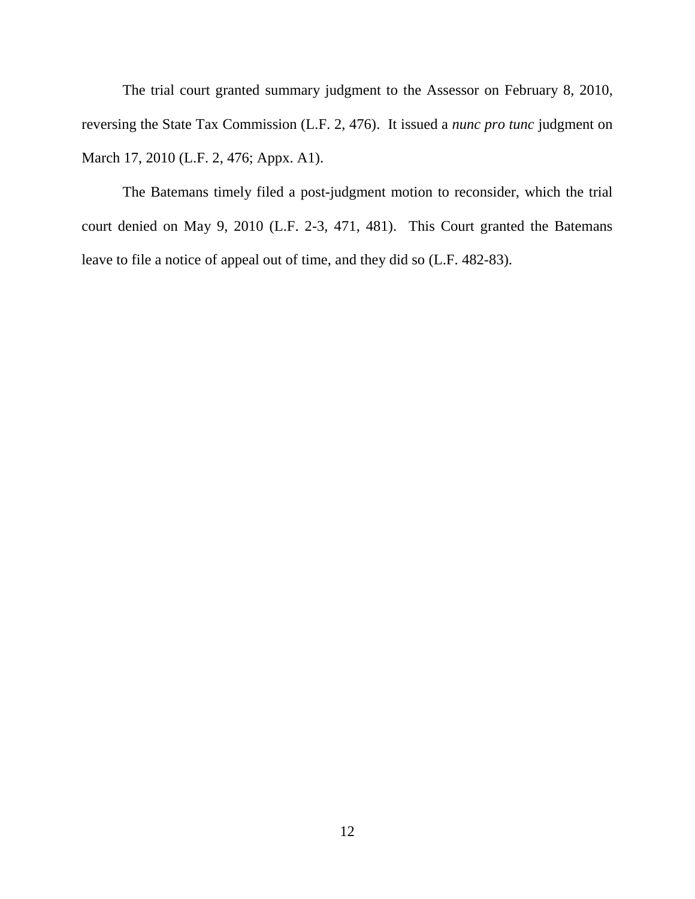The trial court granted summary judgment to the Assessor on February 8, 2010, reversing the State Tax Commission (L.F. 2, 476). It issued a *nunc pro tunc* judgment on March 17, 2010 (L.F. 2, 476; Appx. A1).

The Batemans timely filed a post-judgment motion to reconsider, which the trial court denied on May 9, 2010 (L.F. 2-3, 471, 481). This Court granted the Batemans leave to file a notice of appeal out of time, and they did so (L.F. 482-83).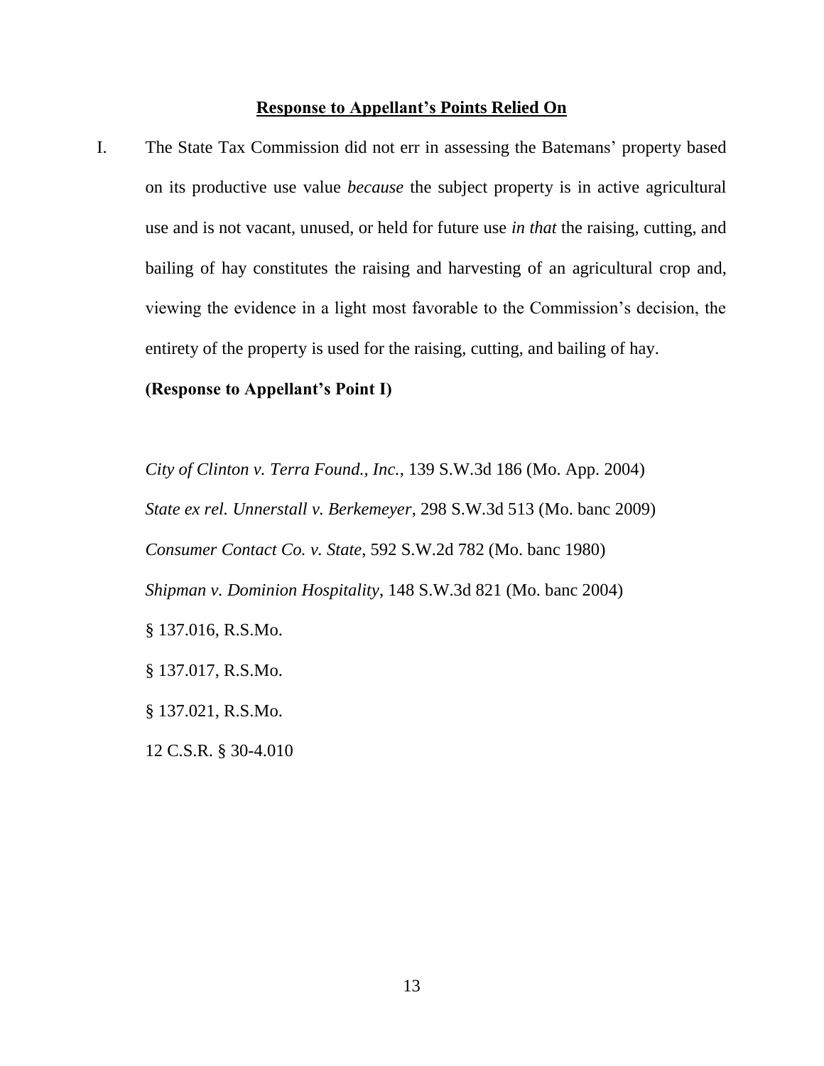## **<u>Response to Appellant's Points Relied On</u>**

I. The State Tax Commission did not err in assessing the Batemans' property based on its productive use value *because* the subject property is in active agricultural use and is not vacant, unused, or held for future use *in that* the raising, cutting, and bailing of hay constitutes the raising and harvesting of an agricultural crop and, viewing the evidence in a light most favorable to the Commission's decision, the entirety of the property is used for the raising, cutting, and bailing of hay.

**(Response to Appellant's Point I)**

*City of Clinton v. Terra Found., Inc.*, 139 S.W.3d 186 (Mo. App. 2004)

*State ex rel. Unnerstall v. Berkemeyer*, 298 S.W.3d 513 (Mo. banc 2009)

*Consumer Contact Co. v. State*, 592 S.W.2d 782 (Mo. banc 1980)

*Shipman v. Dominion Hospitality*, 148 S.W.3d 821 (Mo. banc 2004)

§ 137.016, R.S.Mo.

§ 137.017, R.S.Mo.

§ 137.021, R.S.Mo.

12 C.S.R. § 30-4.010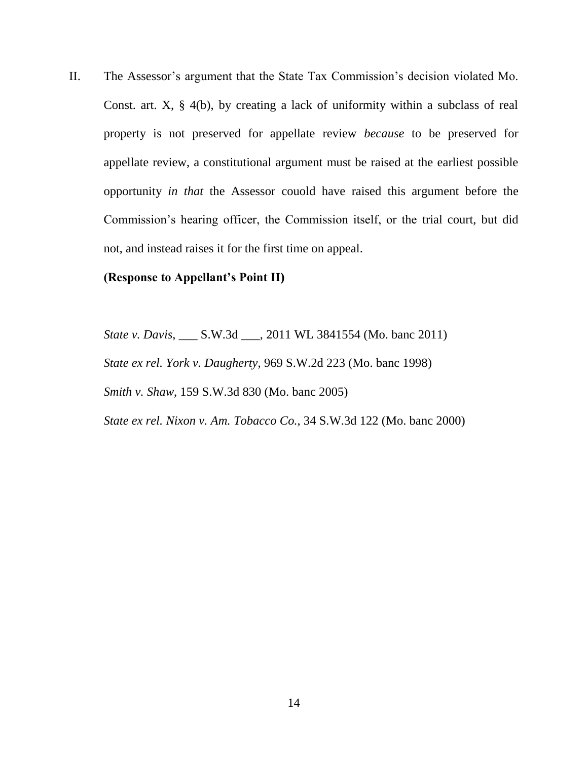II. The Assessor's argument that the State Tax Commission's decision violated Mo. Const. art. X, § 4(b), by creating a lack of uniformity within a subclass of real property is not preserved for appellate review *because* to be preserved for appellate review, a constitutional argument must be raised at the earliest possible opportunity *in that* the Assessor couold have raised this argument before the Commission's hearing officer, the Commission itself, or the trial court, but did not, and instead raises it for the first time on appeal.

**(Response to Appellant's Point II)**

*State v. Davis*, ___ S.W.3d ___, 2011 WL 3841554 (Mo. banc 2011)

*State ex rel. York v. Daugherty*, 969 S.W.2d 223 (Mo. banc 1998)

*Smith v. Shaw*, 159 S.W.3d 830 (Mo. banc 2005)

*State ex rel. Nixon v. Am. Tobacco Co.*, 34 S.W.3d 122 (Mo. banc 2000)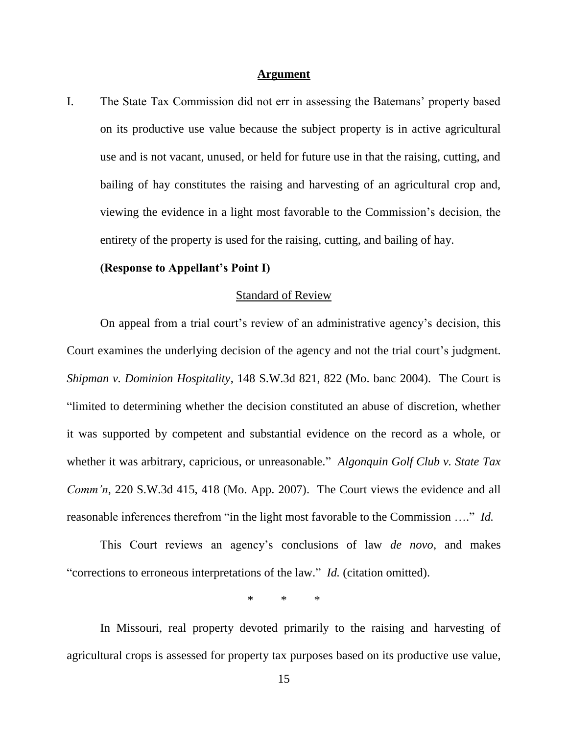## Argument

I. The State Tax Commission did not err in assessing the Batemans' property based on its productive use value because the subject property is in active agricultural use and is not vacant, unused, or held for future use in that the raising, cutting, and bailing of hay constitutes the raising and harvesting of an agricultural crop and, viewing the evidence in a light most favorable to the Commission's decision, the entirety of the property is used for the raising, cutting, and bailing of hay.

**(Response to Appellant's Point I)**

### Standard of Review

On appeal from a trial court's review of an administrative agency's decision, this Court examines the underlying decision of the agency and not the trial court's judgment. *Shipman v. Dominion Hospitality*, 148 S.W.3d 821, 822 (Mo. banc 2004). The Court is "limited to determining whether the decision constituted an abuse of discretion, whether it was supported by competent and substantial evidence on the record as a whole, or whether it was arbitrary, capricious, or unreasonable." *Algonquin Golf Club v. State Tax Comm'n*, 220 S.W.3d 415, 418 (Mo. App. 2007). The Court views the evidence and all reasonable inferences therefrom "in the light most favorable to the Commission …." *Id.*

This Court reviews an agency's conclusions of law *de novo*, and makes "corrections to erroneous interpretations of the law." *Id.* (citation omitted).

\* \* \*

In Missouri, real property devoted primarily to the raising and harvesting of agricultural crops is assessed for property tax purposes based on its productive use value,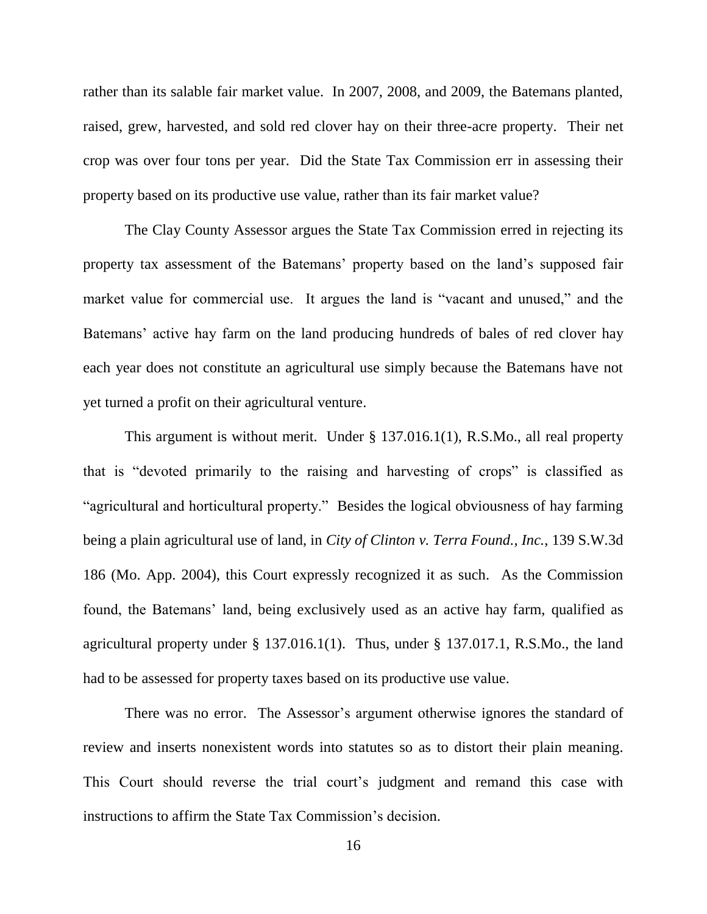rather than its salable fair market value. In 2007, 2008, and 2009, the Batemans planted, raised, grew, harvested, and sold red clover hay on their three-acre property. Their net crop was over four tons per year. Did the State Tax Commission err in assessing their property based on its productive use value, rather than its fair market value?

The Clay County Assessor argues the State Tax Commission erred in rejecting its property tax assessment of the Batemans' property based on the land's supposed fair market value for commercial use. It argues the land is "vacant and unused," and the Batemans' active hay farm on the land producing hundreds of bales of red clover hay each year does not constitute an agricultural use simply because the Batemans have not yet turned a profit on their agricultural venture.

This argument is without merit. Under § 137.016.1(1), R.S.Mo., all real property that is "devoted primarily to the raising and harvesting of crops" is classified as "agricultural and horticultural property." Besides the logical obviousness of hay farming being a plain agricultural use of land, in *City of Clinton v. Terra Found., Inc.*, 139 S.W.3d 186 (Mo. App. 2004), this Court expressly recognized it as such. As the Commission found, the Batemans' land, being exclusively used as an active hay farm, qualified as agricultural property under § 137.016.1(1). Thus, under § 137.017.1, R.S.Mo., the land had to be assessed for property taxes based on its productive use value.

There was no error. The Assessor's argument otherwise ignores the standard of review and inserts nonexistent words into statutes so as to distort their plain meaning. This Court should reverse the trial court's judgment and remand this case with instructions to affirm the State Tax Commission's decision.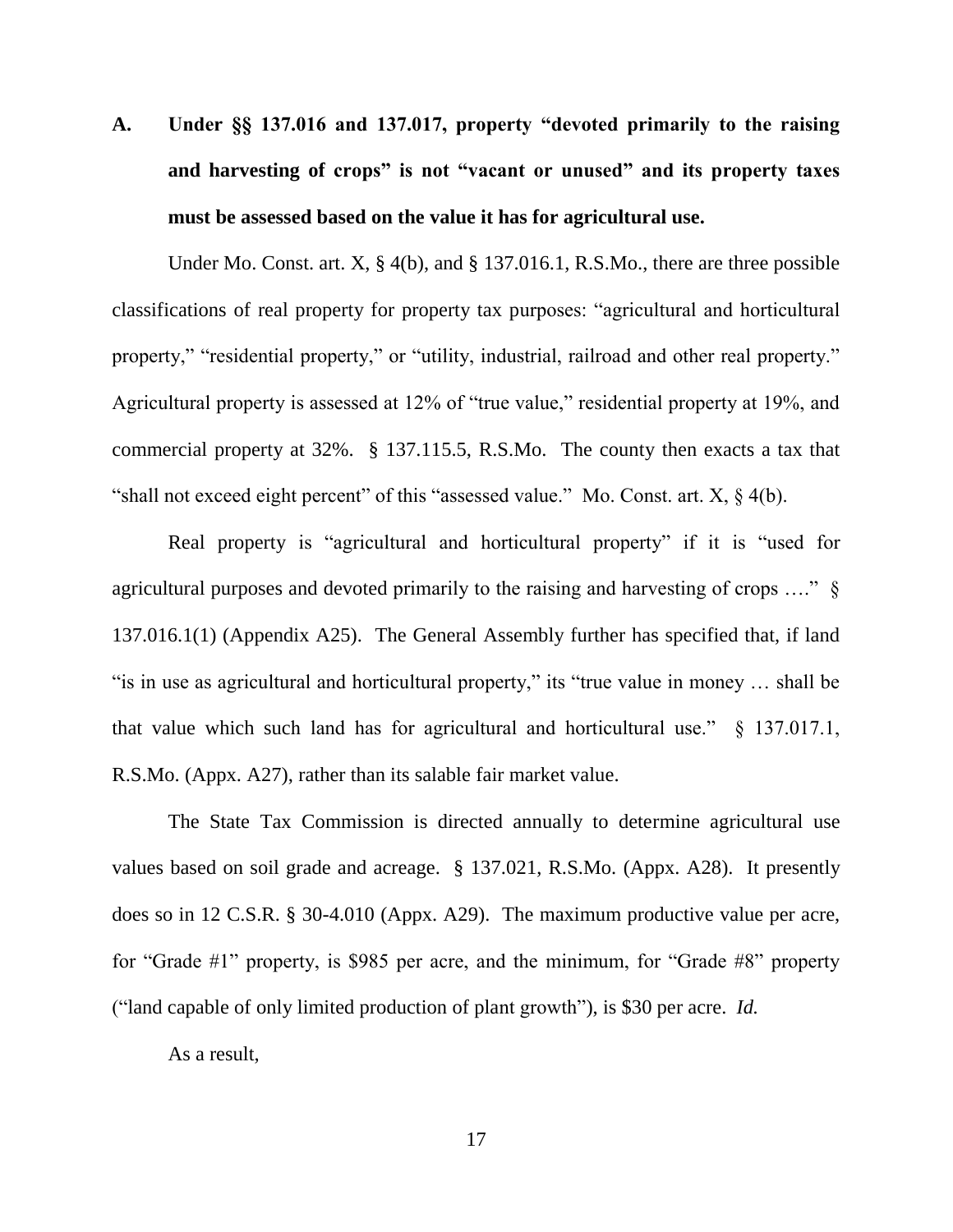**A. Under §§ 137.016 and 137.017, property "devoted primarily to the raising and harvesting of crops" is not "vacant or unused" and its property taxes must be assessed based on the value it has for agricultural use.**

Under Mo. Const. art. X, § 4(b), and § 137.016.1, R.S.Mo., there are three possible classifications of real property for property tax purposes: "agricultural and horticultural property," "residential property," or "utility, industrial, railroad and other real property." Agricultural property is assessed at 12% of "true value," residential property at 19%, and commercial property at 32%. § 137.115.5, R.S.Mo. The county then exacts a tax that "shall not exceed eight percent" of this "assessed value." Mo. Const. art. X, § 4(b).

Real property is "agricultural and horticultural property" if it is "used for agricultural purposes and devoted primarily to the raising and harvesting of crops …." § 137.016.1(1) (Appendix A25). The General Assembly further has specified that, if land "is in use as agricultural and horticultural property," its "true value in money … shall be that value which such land has for agricultural and horticultural use." § 137.017.1, R.S.Mo. (Appx. A27), rather than its salable fair market value.

The State Tax Commission is directed annually to determine agricultural use values based on soil grade and acreage. § 137.021, R.S.Mo. (Appx. A28). It presently does so in 12 C.S.R. § 30-4.010 (Appx. A29). The maximum productive value per acre, for "Grade #1" property, is $985 per acre, and the minimum, for "Grade #8" property ("land capable of only limited production of plant growth"), is $30 per acre. *Id.*

As a result,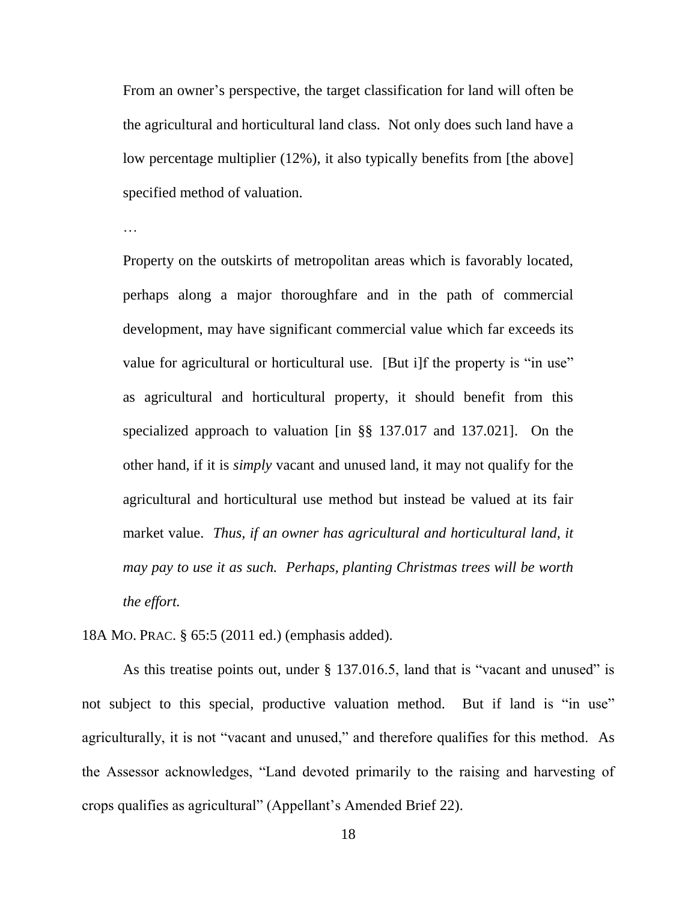> From an owner's perspective, the target classification for land will often be the agricultural and horticultural land class. Not only does such land have a low percentage multiplier (12%), it also typically benefits from [the above] specified method of valuation.
>
> …
>
> Property on the outskirts of metropolitan areas which is favorably located, perhaps along a major thoroughfare and in the path of commercial development, may have significant commercial value which far exceeds its value for agricultural or horticultural use. [But i]f the property is "in use" as agricultural and horticultural property, it should benefit from this specialized approach to valuation [in §§ 137.017 and 137.021]. On the other hand, if it is *simply* vacant and unused land, it may not qualify for the agricultural and horticultural use method but instead be valued at its fair market value. *Thus, if an owner has agricultural and horticultural land, it may pay to use it as such. Perhaps, planting Christmas trees will be worth the effort.*

18A MO. PRAC. § 65:5 (2011 ed.) (emphasis added).

As this treatise points out, under § 137.016.5, land that is "vacant and unused" is not subject to this special, productive valuation method. But if land is "in use" agriculturally, it is not "vacant and unused," and therefore qualifies for this method. As the Assessor acknowledges, "Land devoted primarily to the raising and harvesting of crops qualifies as agricultural" (Appellant's Amended Brief 22).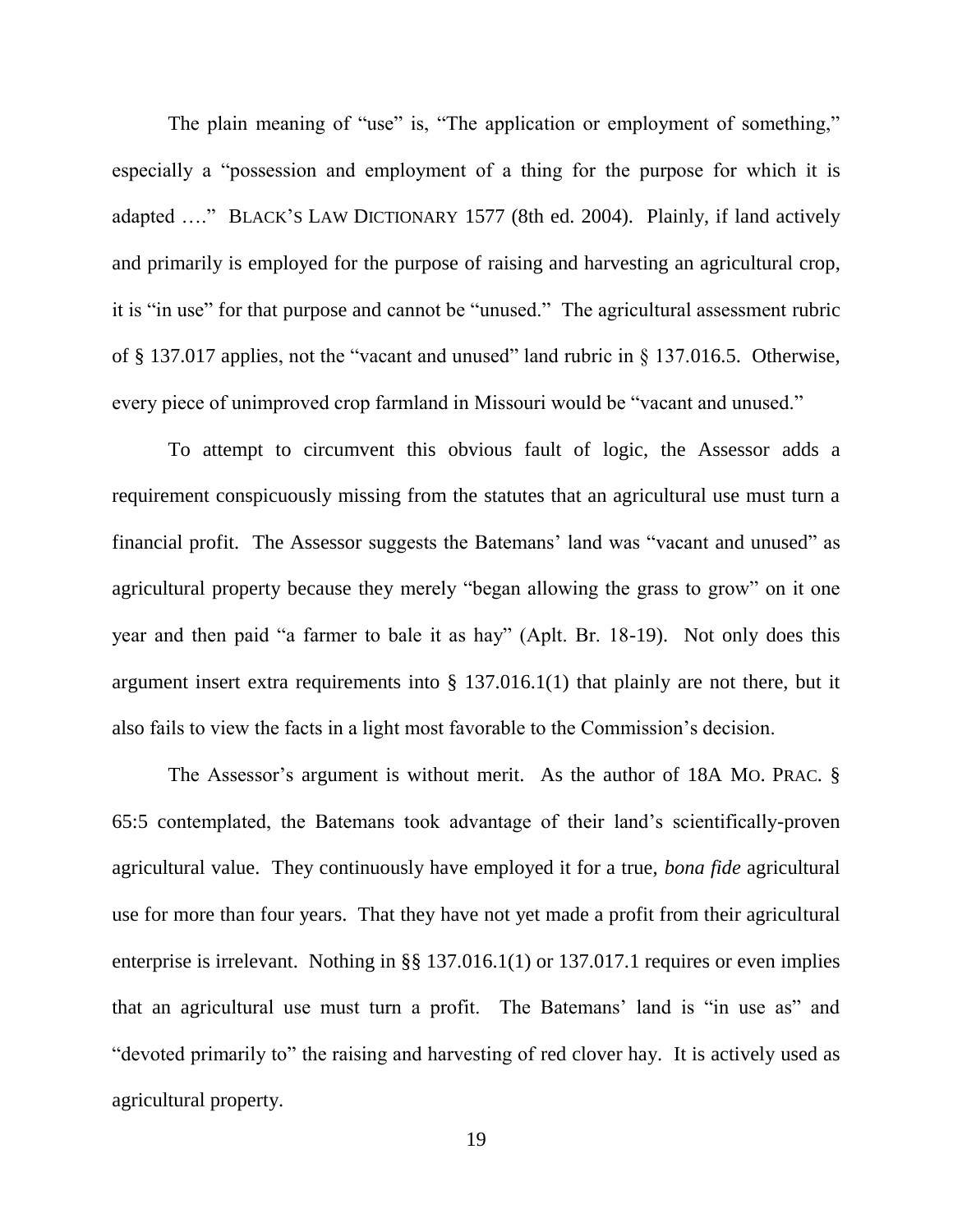The plain meaning of "use" is, "The application or employment of something," especially a "possession and employment of a thing for the purpose for which it is adapted …." BLACK'S LAW DICTIONARY 1577 (8th ed. 2004). Plainly, if land actively and primarily is employed for the purpose of raising and harvesting an agricultural crop, it is "in use" for that purpose and cannot be "unused." The agricultural assessment rubric of § 137.017 applies, not the "vacant and unused" land rubric in § 137.016.5. Otherwise, every piece of unimproved crop farmland in Missouri would be "vacant and unused."

To attempt to circumvent this obvious fault of logic, the Assessor adds a requirement conspicuously missing from the statutes that an agricultural use must turn a financial profit. The Assessor suggests the Batemans' land was "vacant and unused" as agricultural property because they merely "began allowing the grass to grow" on it one year and then paid "a farmer to bale it as hay" (Aplt. Br. 18-19). Not only does this argument insert extra requirements into § 137.016.1(1) that plainly are not there, but it also fails to view the facts in a light most favorable to the Commission's decision.

The Assessor's argument is without merit. As the author of 18A MO. PRAC. § 65:5 contemplated, the Batemans took advantage of their land's scientifically-proven agricultural value. They continuously have employed it for a true, *bona fide* agricultural use for more than four years. That they have not yet made a profit from their agricultural enterprise is irrelevant. Nothing in §§ 137.016.1(1) or 137.017.1 requires or even implies that an agricultural use must turn a profit. The Batemans' land is "in use as" and "devoted primarily to" the raising and harvesting of red clover hay. It is actively used as agricultural property.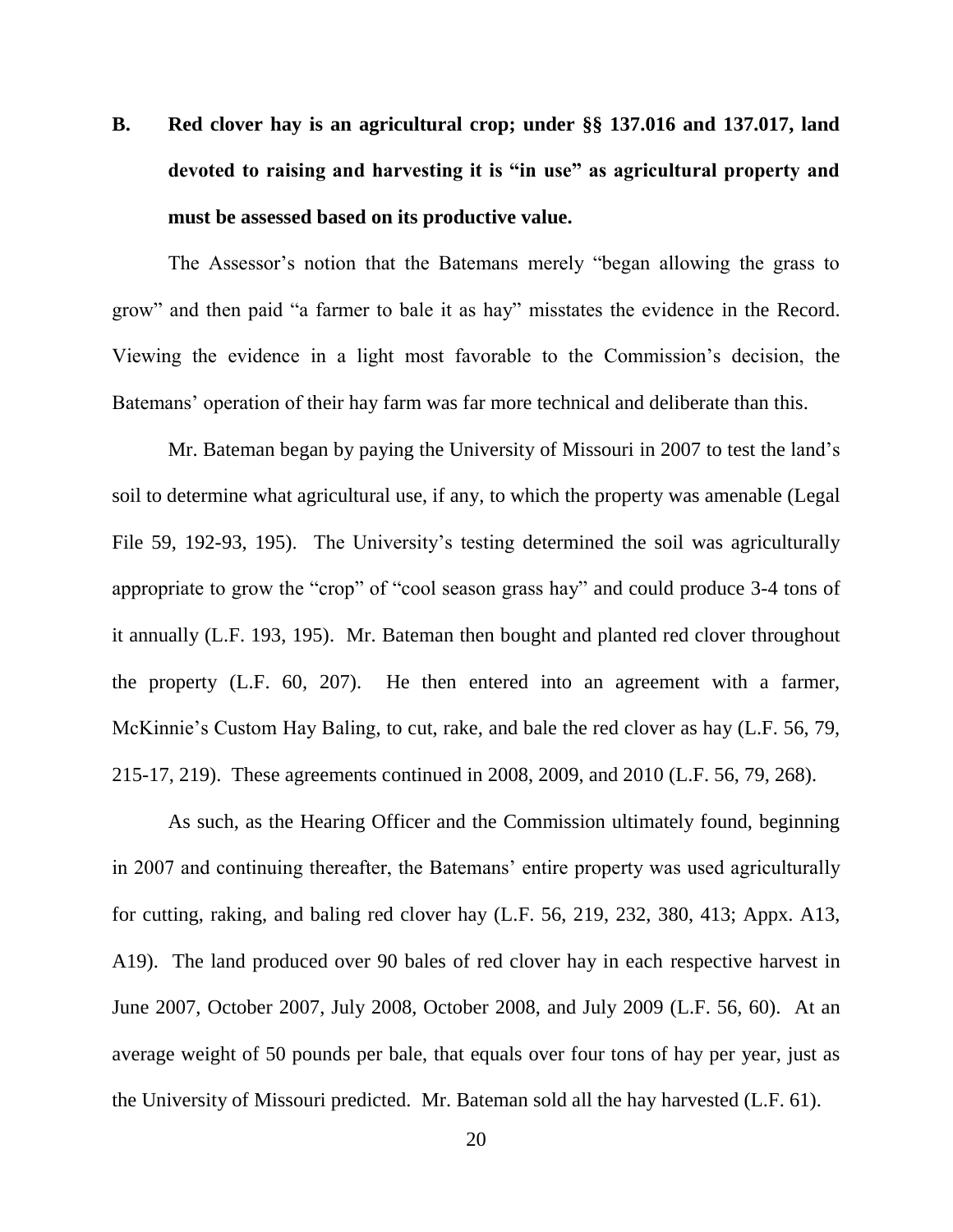## B. Red clover hay is an agricultural crop; under §§ 137.016 and 137.017, land devoted to raising and harvesting it is "in use" as agricultural property and must be assessed based on its productive value.

The Assessor's notion that the Batemans merely "began allowing the grass to grow" and then paid "a farmer to bale it as hay" misstates the evidence in the Record. Viewing the evidence in a light most favorable to the Commission's decision, the Batemans' operation of their hay farm was far more technical and deliberate than this.

Mr. Bateman began by paying the University of Missouri in 2007 to test the land's soil to determine what agricultural use, if any, to which the property was amenable (Legal File 59, 192-93, 195). The University's testing determined the soil was agriculturally appropriate to grow the "crop" of "cool season grass hay" and could produce 3-4 tons of it annually (L.F. 193, 195). Mr. Bateman then bought and planted red clover throughout the property (L.F. 60, 207). He then entered into an agreement with a farmer, McKinnie's Custom Hay Baling, to cut, rake, and bale the red clover as hay (L.F. 56, 79, 215-17, 219). These agreements continued in 2008, 2009, and 2010 (L.F. 56, 79, 268).

As such, as the Hearing Officer and the Commission ultimately found, beginning in 2007 and continuing thereafter, the Batemans' entire property was used agriculturally for cutting, raking, and baling red clover hay (L.F. 56, 219, 232, 380, 413; Appx. A13, A19). The land produced over 90 bales of red clover hay in each respective harvest in June 2007, October 2007, July 2008, October 2008, and July 2009 (L.F. 56, 60). At an average weight of 50 pounds per bale, that equals over four tons of hay per year, just as the University of Missouri predicted. Mr. Bateman sold all the hay harvested (L.F. 61).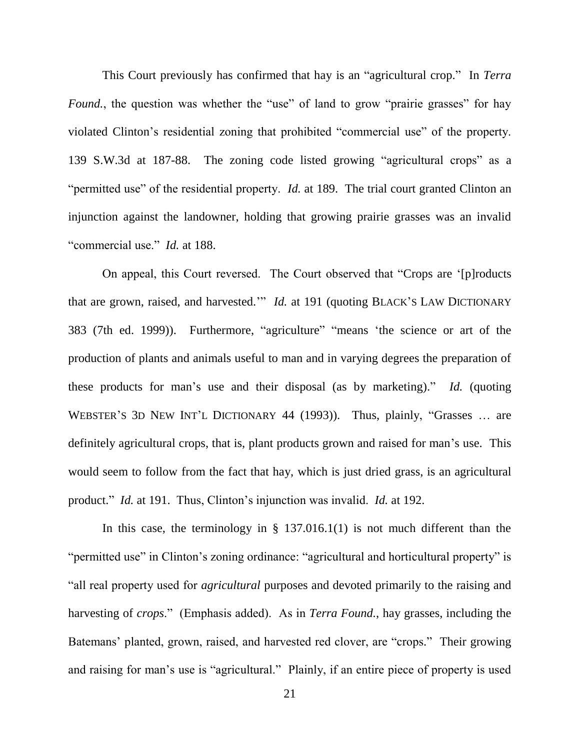This Court previously has confirmed that hay is an "agricultural crop." In *Terra Found.*, the question was whether the "use" of land to grow "prairie grasses" for hay violated Clinton's residential zoning that prohibited "commercial use" of the property. 139 S.W.3d at 187-88. The zoning code listed growing "agricultural crops" as a "permitted use" of the residential property. *Id.* at 189. The trial court granted Clinton an injunction against the landowner, holding that growing prairie grasses was an invalid "commercial use." *Id.* at 188.

On appeal, this Court reversed. The Court observed that "Crops are '[p]roducts that are grown, raised, and harvested.'" *Id.* at 191 (quoting BLACK'S LAW DICTIONARY 383 (7th ed. 1999)). Furthermore, "agriculture" "means 'the science or art of the production of plants and animals useful to man and in varying degrees the preparation of these products for man's use and their disposal (as by marketing)." *Id.* (quoting WEBSTER'S 3D NEW INT'L DICTIONARY 44 (1993)). Thus, plainly, "Grasses … are definitely agricultural crops, that is, plant products grown and raised for man's use. This would seem to follow from the fact that hay, which is just dried grass, is an agricultural product." *Id.* at 191. Thus, Clinton's injunction was invalid. *Id.* at 192.

In this case, the terminology in § 137.016.1(1) is not much different than the "permitted use" in Clinton's zoning ordinance: "agricultural and horticultural property" is "all real property used for *agricultural* purposes and devoted primarily to the raising and harvesting of *crops*." (Emphasis added). As in *Terra Found.*, hay grasses, including the Batemans' planted, grown, raised, and harvested red clover, are "crops." Their growing and raising for man's use is "agricultural." Plainly, if an entire piece of property is used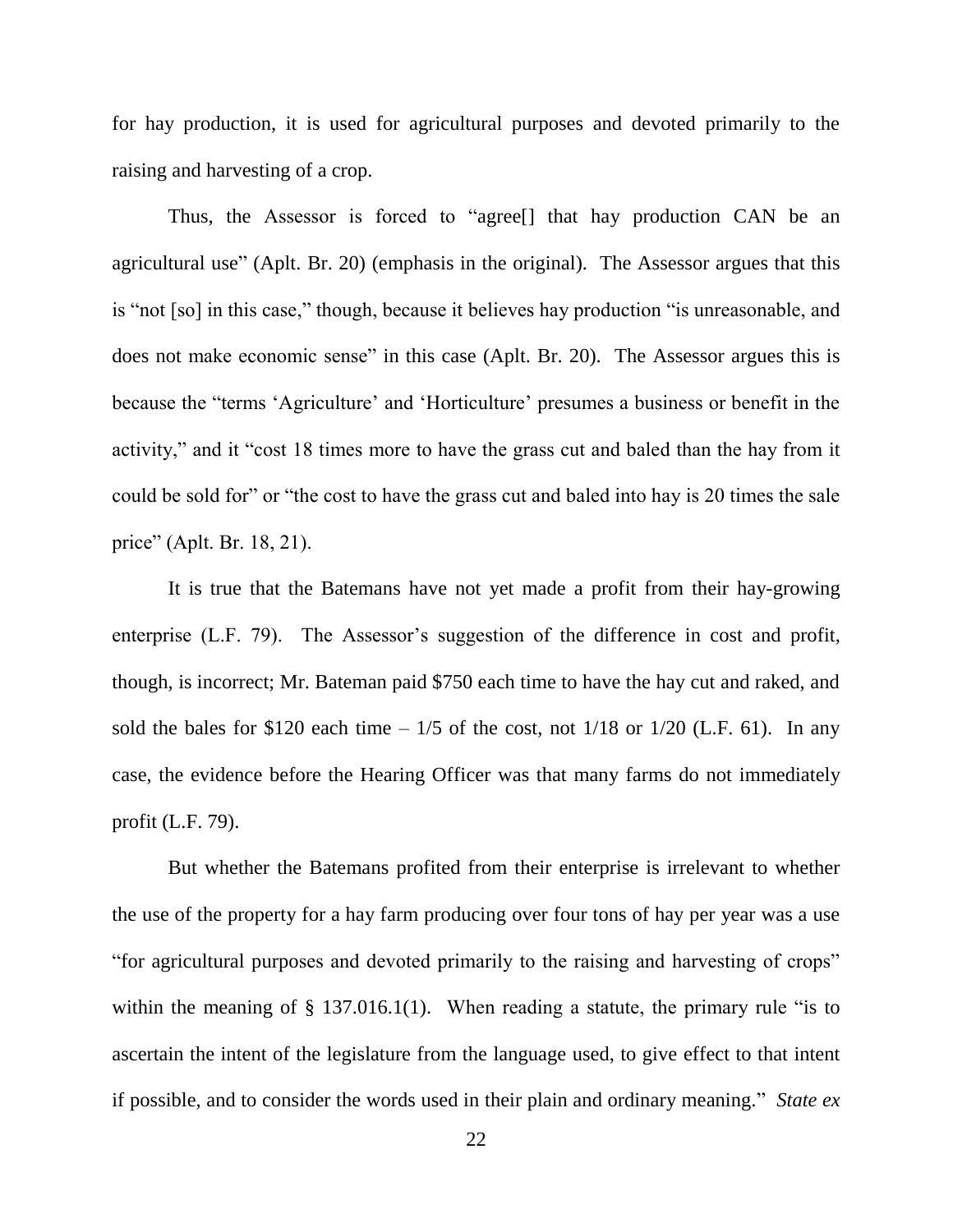for hay production, it is used for agricultural purposes and devoted primarily to the raising and harvesting of a crop.

Thus, the Assessor is forced to "agree[] that hay production CAN be an agricultural use" (Aplt. Br. 20) (emphasis in the original). The Assessor argues that this is "not [so] in this case," though, because it believes hay production "is unreasonable, and does not make economic sense" in this case (Aplt. Br. 20). The Assessor argues this is because the "terms 'Agriculture' and 'Horticulture' presumes a business or benefit in the activity," and it "cost 18 times more to have the grass cut and baled than the hay from it could be sold for" or "the cost to have the grass cut and baled into hay is 20 times the sale price" (Aplt. Br. 18, 21).

It is true that the Batemans have not yet made a profit from their hay-growing enterprise (L.F. 79). The Assessor's suggestion of the difference in cost and profit, though, is incorrect; Mr. Bateman paid $750 each time to have the hay cut and raked, and sold the bales for $120 each time – 1/5 of the cost, not 1/18 or 1/20 (L.F. 61). In any case, the evidence before the Hearing Officer was that many farms do not immediately profit (L.F. 79).

But whether the Batemans profited from their enterprise is irrelevant to whether the use of the property for a hay farm producing over four tons of hay per year was a use "for agricultural purposes and devoted primarily to the raising and harvesting of crops" within the meaning of § 137.016.1(1). When reading a statute, the primary rule "is to ascertain the intent of the legislature from the language used, to give effect to that intent if possible, and to consider the words used in their plain and ordinary meaning." *State ex*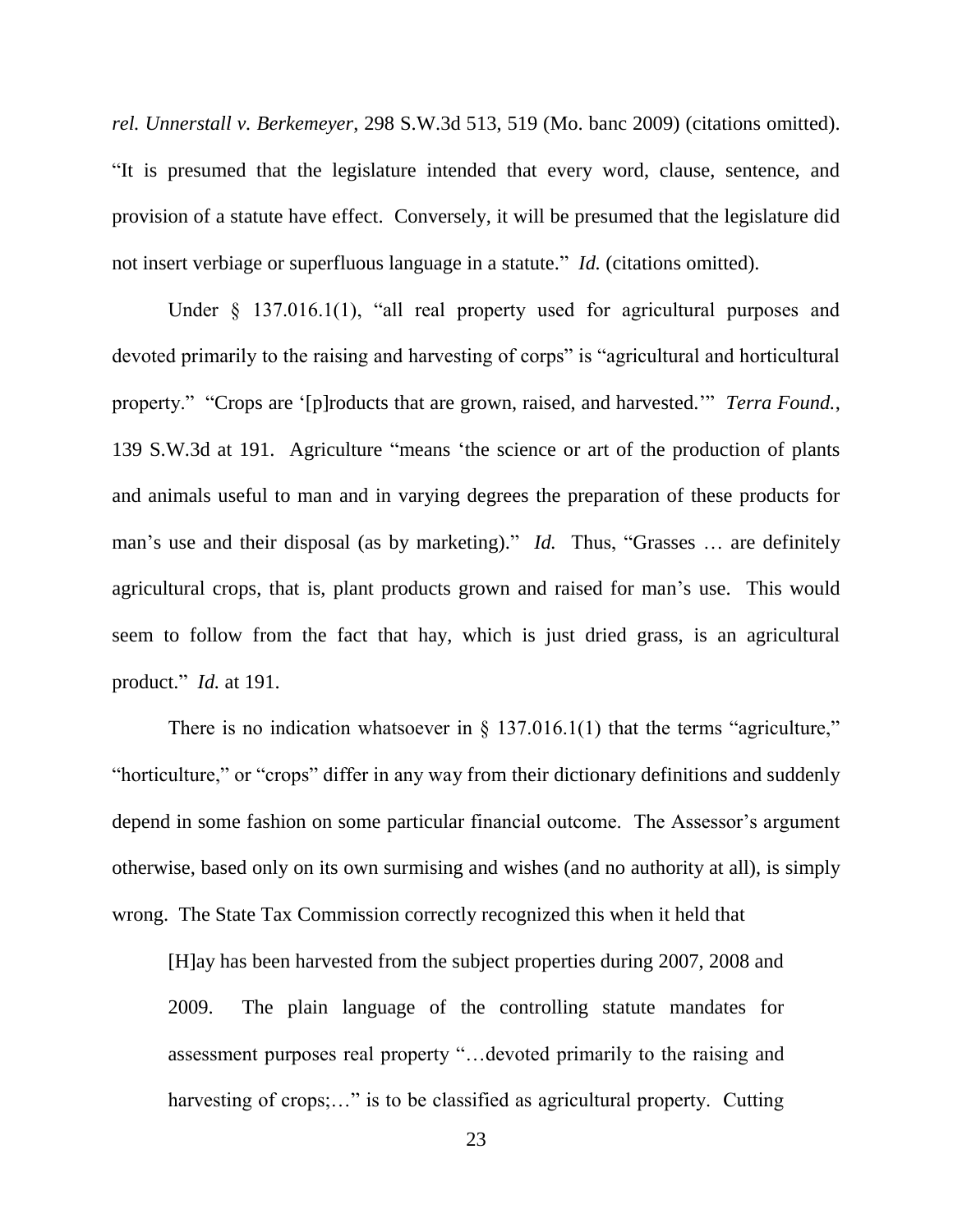*rel. Unnerstall v. Berkemeyer*, 298 S.W.3d 513, 519 (Mo. banc 2009) (citations omitted). "It is presumed that the legislature intended that every word, clause, sentence, and provision of a statute have effect. Conversely, it will be presumed that the legislature did not insert verbiage or superfluous language in a statute." *Id.* (citations omitted).

Under § 137.016.1(1), "all real property used for agricultural purposes and devoted primarily to the raising and harvesting of corps" is "agricultural and horticultural property." "Crops are '[p]roducts that are grown, raised, and harvested.'" *Terra Found.*, 139 S.W.3d at 191. Agriculture "means 'the science or art of the production of plants and animals useful to man and in varying degrees the preparation of these products for man's use and their disposal (as by marketing)." *Id.* Thus, "Grasses … are definitely agricultural crops, that is, plant products grown and raised for man's use. This would seem to follow from the fact that hay, which is just dried grass, is an agricultural product." *Id.* at 191.

There is no indication whatsoever in § 137.016.1(1) that the terms "agriculture," "horticulture," or "crops" differ in any way from their dictionary definitions and suddenly depend in some fashion on some particular financial outcome. The Assessor's argument otherwise, based only on its own surmising and wishes (and no authority at all), is simply wrong. The State Tax Commission correctly recognized this when it held that

> [H]ay has been harvested from the subject properties during 2007, 2008 and 2009. The plain language of the controlling statute mandates for assessment purposes real property "…devoted primarily to the raising and harvesting of crops;…" is to be classified as agricultural property. Cutting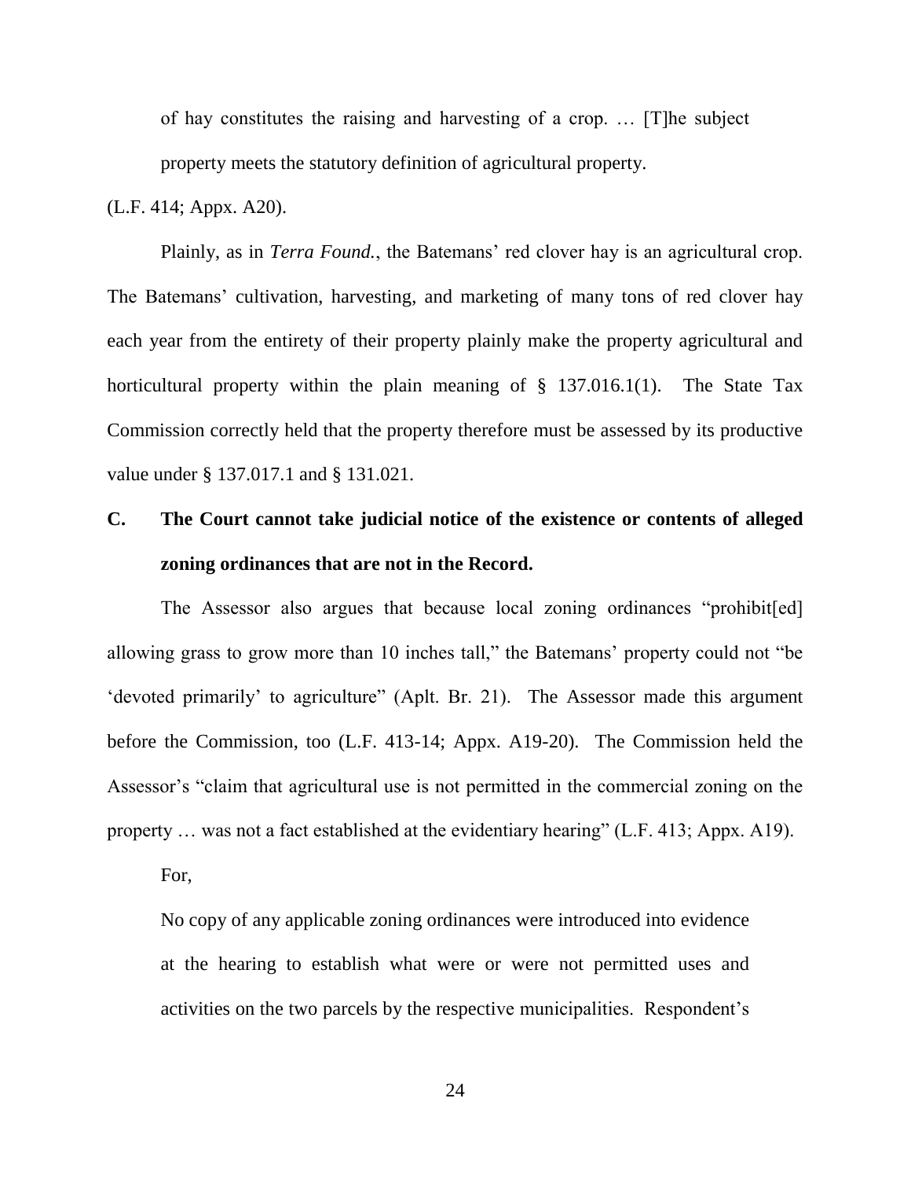> of hay constitutes the raising and harvesting of a crop. … [T]he subject property meets the statutory definition of agricultural property.

(L.F. 414; Appx. A20).

Plainly, as in *Terra Found.*, the Batemans' red clover hay is an agricultural crop. The Batemans' cultivation, harvesting, and marketing of many tons of red clover hay each year from the entirety of their property plainly make the property agricultural and horticultural property within the plain meaning of § 137.016.1(1). The State Tax Commission correctly held that the property therefore must be assessed by its productive value under § 137.017.1 and § 131.021.

### C. The Court cannot take judicial notice of the existence or contents of alleged zoning ordinances that are not in the Record.

The Assessor also argues that because local zoning ordinances "prohibit[ed] allowing grass to grow more than 10 inches tall," the Batemans' property could not "be 'devoted primarily' to agriculture" (Aplt. Br. 21). The Assessor made this argument before the Commission, too (L.F. 413-14; Appx. A19-20). The Commission held the Assessor's "claim that agricultural use is not permitted in the commercial zoning on the property … was not a fact established at the evidentiary hearing" (L.F. 413; Appx. A19).

For,

> No copy of any applicable zoning ordinances were introduced into evidence at the hearing to establish what were or were not permitted uses and activities on the two parcels by the respective municipalities. Respondent's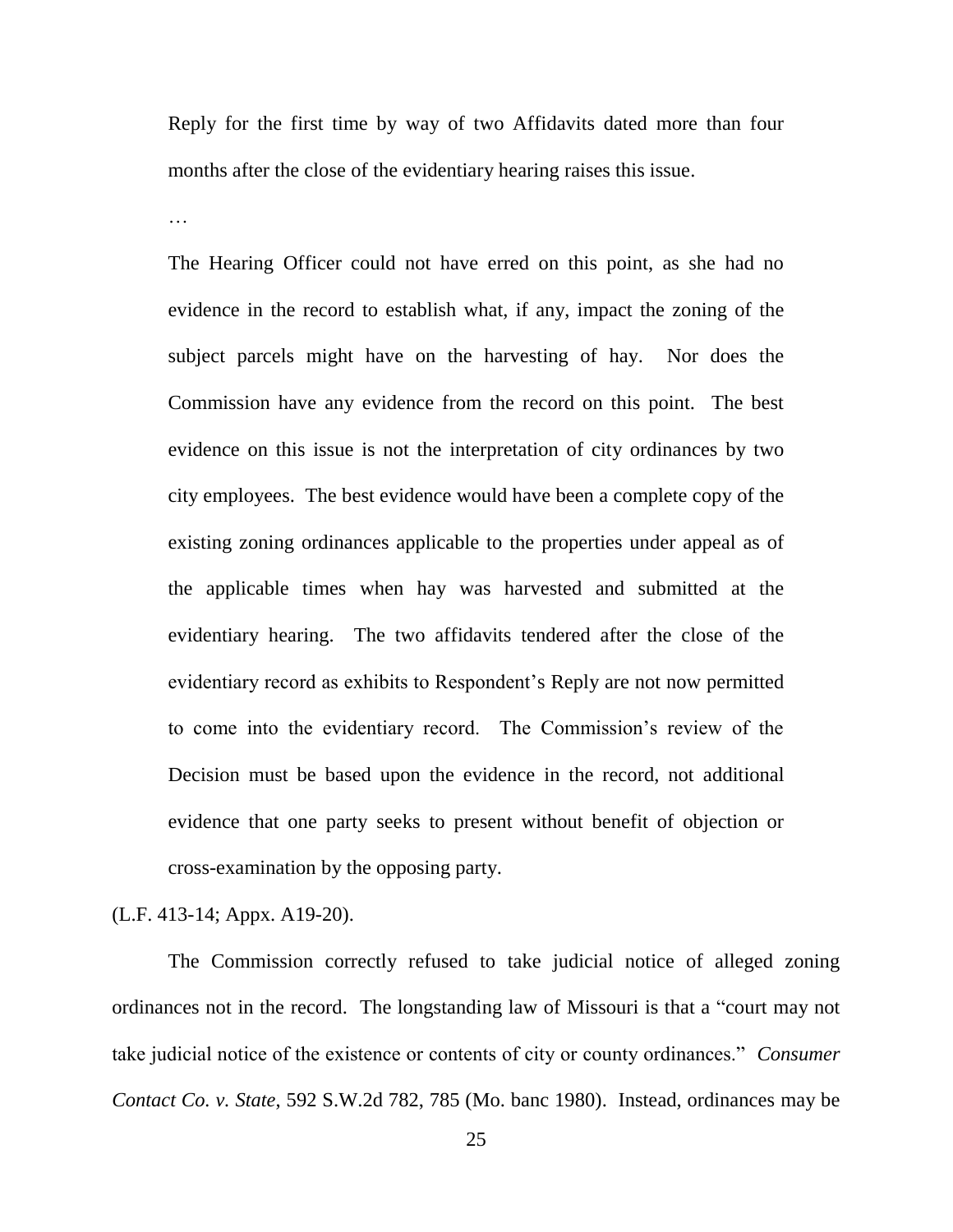> Reply for the first time by way of two Affidavits dated more than four months after the close of the evidentiary hearing raises this issue.
>
> …
>
> The Hearing Officer could not have erred on this point, as she had no evidence in the record to establish what, if any, impact the zoning of the subject parcels might have on the harvesting of hay. Nor does the Commission have any evidence from the record on this point. The best evidence on this issue is not the interpretation of city ordinances by two city employees. The best evidence would have been a complete copy of the existing zoning ordinances applicable to the properties under appeal as of the applicable times when hay was harvested and submitted at the evidentiary hearing. The two affidavits tendered after the close of the evidentiary record as exhibits to Respondent's Reply are not now permitted to come into the evidentiary record. The Commission's review of the Decision must be based upon the evidence in the record, not additional evidence that one party seeks to present without benefit of objection or cross-examination by the opposing party.

(L.F. 413-14; Appx. A19-20).

The Commission correctly refused to take judicial notice of alleged zoning ordinances not in the record. The longstanding law of Missouri is that a "court may not take judicial notice of the existence or contents of city or county ordinances." *Consumer Contact Co. v. State*, 592 S.W.2d 782, 785 (Mo. banc 1980). Instead, ordinances may be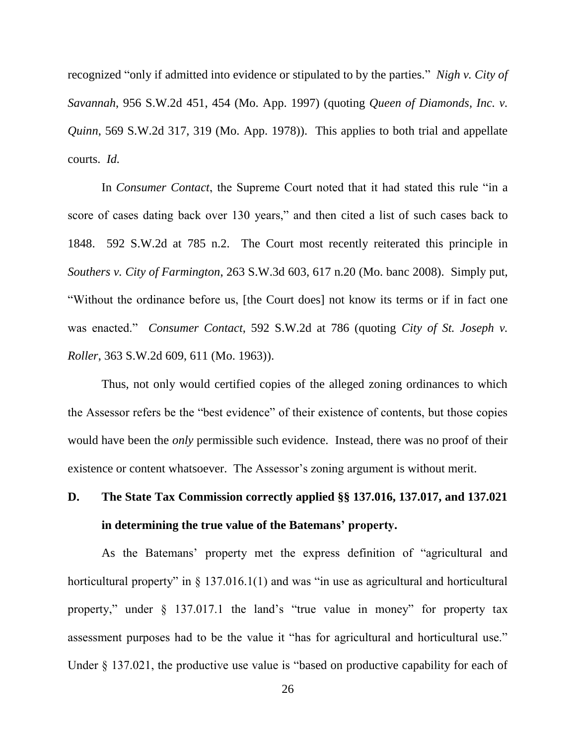recognized "only if admitted into evidence or stipulated to by the parties." *Nigh v. City of Savannah*, 956 S.W.2d 451, 454 (Mo. App. 1997) (quoting *Queen of Diamonds, Inc. v. Quinn*, 569 S.W.2d 317, 319 (Mo. App. 1978)). This applies to both trial and appellate courts. *Id.*

In *Consumer Contact*, the Supreme Court noted that it had stated this rule "in a score of cases dating back over 130 years," and then cited a list of such cases back to 1848. 592 S.W.2d at 785 n.2. The Court most recently reiterated this principle in *Southers v. City of Farmington*, 263 S.W.3d 603, 617 n.20 (Mo. banc 2008). Simply put, "Without the ordinance before us, [the Court does] not know its terms or if in fact one was enacted." *Consumer Contact*, 592 S.W.2d at 786 (quoting *City of St. Joseph v. Roller*, 363 S.W.2d 609, 611 (Mo. 1963)).

Thus, not only would certified copies of the alleged zoning ordinances to which the Assessor refers be the "best evidence" of their existence of contents, but those copies would have been the *only* permissible such evidence. Instead, there was no proof of their existence or content whatsoever. The Assessor's zoning argument is without merit.

### D. The State Tax Commission correctly applied §§ 137.016, 137.017, and 137.021 in determining the true value of the Batemans' property.

As the Batemans' property met the express definition of "agricultural and horticultural property" in § 137.016.1(1) and was "in use as agricultural and horticultural property," under § 137.017.1 the land's "true value in money" for property tax assessment purposes had to be the value it "has for agricultural and horticultural use." Under § 137.021, the productive use value is "based on productive capability for each of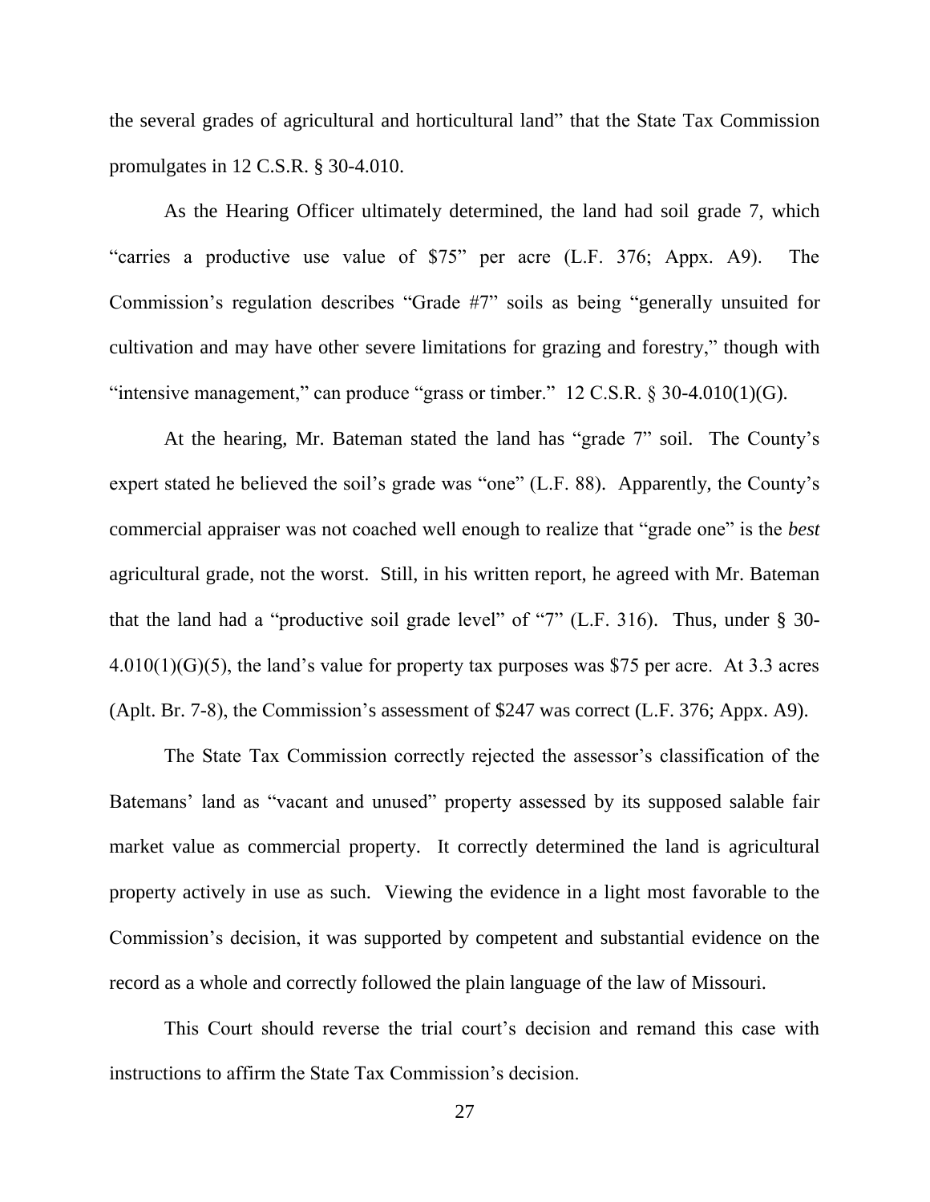the several grades of agricultural and horticultural land" that the State Tax Commission promulgates in 12 C.S.R. § 30-4.010.

As the Hearing Officer ultimately determined, the land had soil grade 7, which "carries a productive use value of $75" per acre (L.F. 376; Appx. A9). The Commission's regulation describes "Grade #7" soils as being "generally unsuited for cultivation and may have other severe limitations for grazing and forestry," though with "intensive management," can produce "grass or timber." 12 C.S.R. § 30-4.010(1)(G).

At the hearing, Mr. Bateman stated the land has "grade 7" soil. The County's expert stated he believed the soil's grade was "one" (L.F. 88). Apparently, the County's commercial appraiser was not coached well enough to realize that "grade one" is the *best* agricultural grade, not the worst. Still, in his written report, he agreed with Mr. Bateman that the land had a "productive soil grade level" of "7" (L.F. 316). Thus, under § 30-4.010(1)(G)(5), the land's value for property tax purposes was $75 per acre. At 3.3 acres (Aplt. Br. 7-8), the Commission's assessment of $247 was correct (L.F. 376; Appx. A9).

The State Tax Commission correctly rejected the assessor's classification of the Batemans' land as "vacant and unused" property assessed by its supposed salable fair market value as commercial property. It correctly determined the land is agricultural property actively in use as such. Viewing the evidence in a light most favorable to the Commission's decision, it was supported by competent and substantial evidence on the record as a whole and correctly followed the plain language of the law of Missouri.

This Court should reverse the trial court's decision and remand this case with instructions to affirm the State Tax Commission's decision.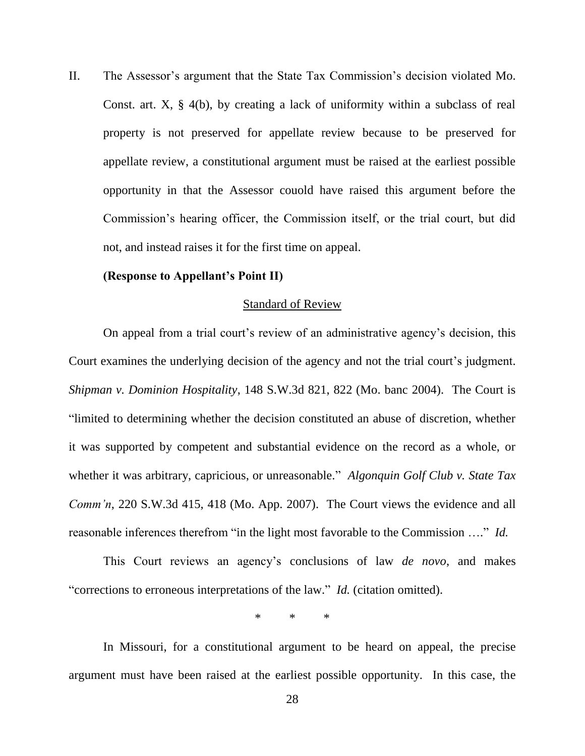II. The Assessor's argument that the State Tax Commission's decision violated Mo. Const. art. X, § 4(b), by creating a lack of uniformity within a subclass of real property is not preserved for appellate review because to be preserved for appellate review, a constitutional argument must be raised at the earliest possible opportunity in that the Assessor couold have raised this argument before the Commission's hearing officer, the Commission itself, or the trial court, but did not, and instead raises it for the first time on appeal.

**(Response to Appellant's Point II)**

<u>Standard of Review</u>

On appeal from a trial court's review of an administrative agency's decision, this Court examines the underlying decision of the agency and not the trial court's judgment. *Shipman v. Dominion Hospitality*, 148 S.W.3d 821, 822 (Mo. banc 2004). The Court is "limited to determining whether the decision constituted an abuse of discretion, whether it was supported by competent and substantial evidence on the record as a whole, or whether it was arbitrary, capricious, or unreasonable." *Algonquin Golf Club v. State Tax Comm'n*, 220 S.W.3d 415, 418 (Mo. App. 2007). The Court views the evidence and all reasonable inferences therefrom "in the light most favorable to the Commission …." *Id.*

This Court reviews an agency's conclusions of law *de novo*, and makes "corrections to erroneous interpretations of the law." *Id.* (citation omitted).

\* \* \*

In Missouri, for a constitutional argument to be heard on appeal, the precise argument must have been raised at the earliest possible opportunity. In this case, the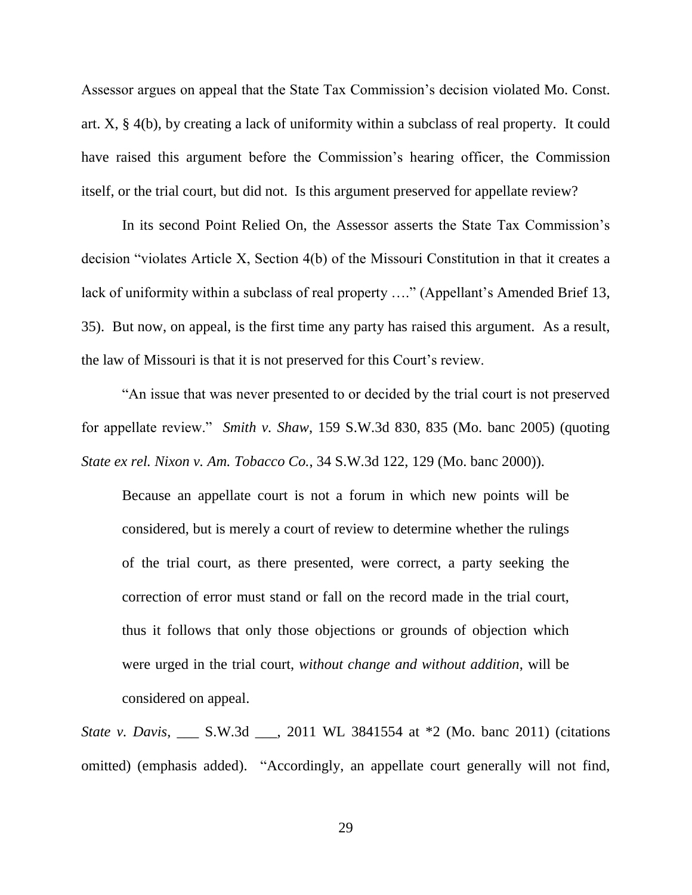Assessor argues on appeal that the State Tax Commission's decision violated Mo. Const. art. X, § 4(b), by creating a lack of uniformity within a subclass of real property. It could have raised this argument before the Commission's hearing officer, the Commission itself, or the trial court, but did not. Is this argument preserved for appellate review?

In its second Point Relied On, the Assessor asserts the State Tax Commission's decision "violates Article X, Section 4(b) of the Missouri Constitution in that it creates a lack of uniformity within a subclass of real property …." (Appellant's Amended Brief 13, 35). But now, on appeal, is the first time any party has raised this argument. As a result, the law of Missouri is that it is not preserved for this Court's review.

"An issue that was never presented to or decided by the trial court is not preserved for appellate review." *Smith v. Shaw*, 159 S.W.3d 830, 835 (Mo. banc 2005) (quoting *State ex rel. Nixon v. Am. Tobacco Co.*, 34 S.W.3d 122, 129 (Mo. banc 2000)).

> Because an appellate court is not a forum in which new points will be considered, but is merely a court of review to determine whether the rulings of the trial court, as there presented, were correct, a party seeking the correction of error must stand or fall on the record made in the trial court, thus it follows that only those objections or grounds of objection which were urged in the trial court, *without change and without addition*, will be considered on appeal.

*State v. Davis*, ___ S.W.3d ___, 2011 WL 3841554 at *2 (Mo. banc 2011) (citations omitted) (emphasis added). "Accordingly, an appellate court generally will not find,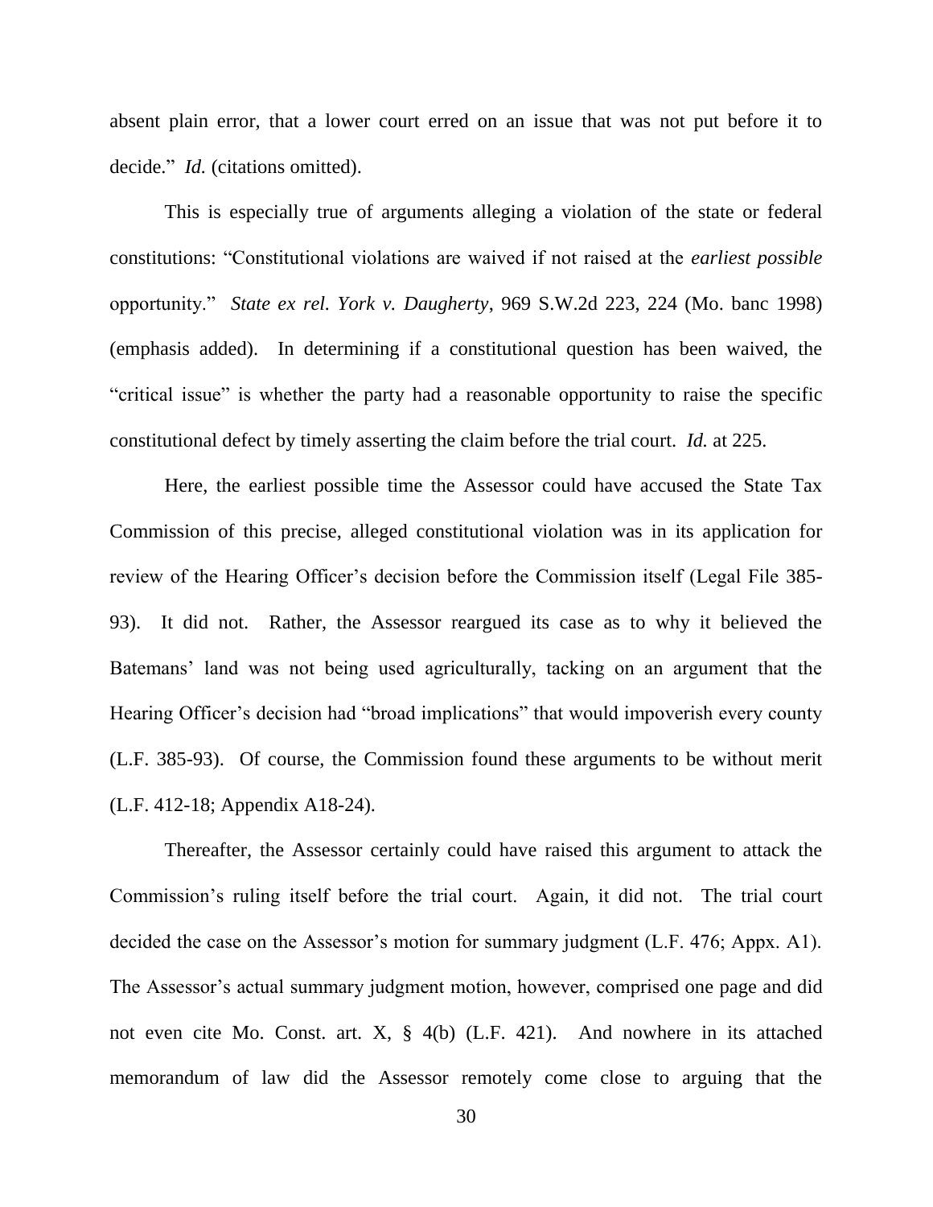absent plain error, that a lower court erred on an issue that was not put before it to decide." *Id.* (citations omitted).

This is especially true of arguments alleging a violation of the state or federal constitutions: "Constitutional violations are waived if not raised at the *earliest possible* opportunity." *State ex rel. York v. Daugherty*, 969 S.W.2d 223, 224 (Mo. banc 1998) (emphasis added). In determining if a constitutional question has been waived, the "critical issue" is whether the party had a reasonable opportunity to raise the specific constitutional defect by timely asserting the claim before the trial court. *Id.* at 225.

Here, the earliest possible time the Assessor could have accused the State Tax Commission of this precise, alleged constitutional violation was in its application for review of the Hearing Officer's decision before the Commission itself (Legal File 385-93). It did not. Rather, the Assessor reargued its case as to why it believed the Batemans' land was not being used agriculturally, tacking on an argument that the Hearing Officer's decision had "broad implications" that would impoverish every county (L.F. 385-93). Of course, the Commission found these arguments to be without merit (L.F. 412-18; Appendix A18-24).

Thereafter, the Assessor certainly could have raised this argument to attack the Commission's ruling itself before the trial court. Again, it did not. The trial court decided the case on the Assessor's motion for summary judgment (L.F. 476; Appx. A1). The Assessor's actual summary judgment motion, however, comprised one page and did not even cite Mo. Const. art. X, § 4(b) (L.F. 421). And nowhere in its attached memorandum of law did the Assessor remotely come close to arguing that the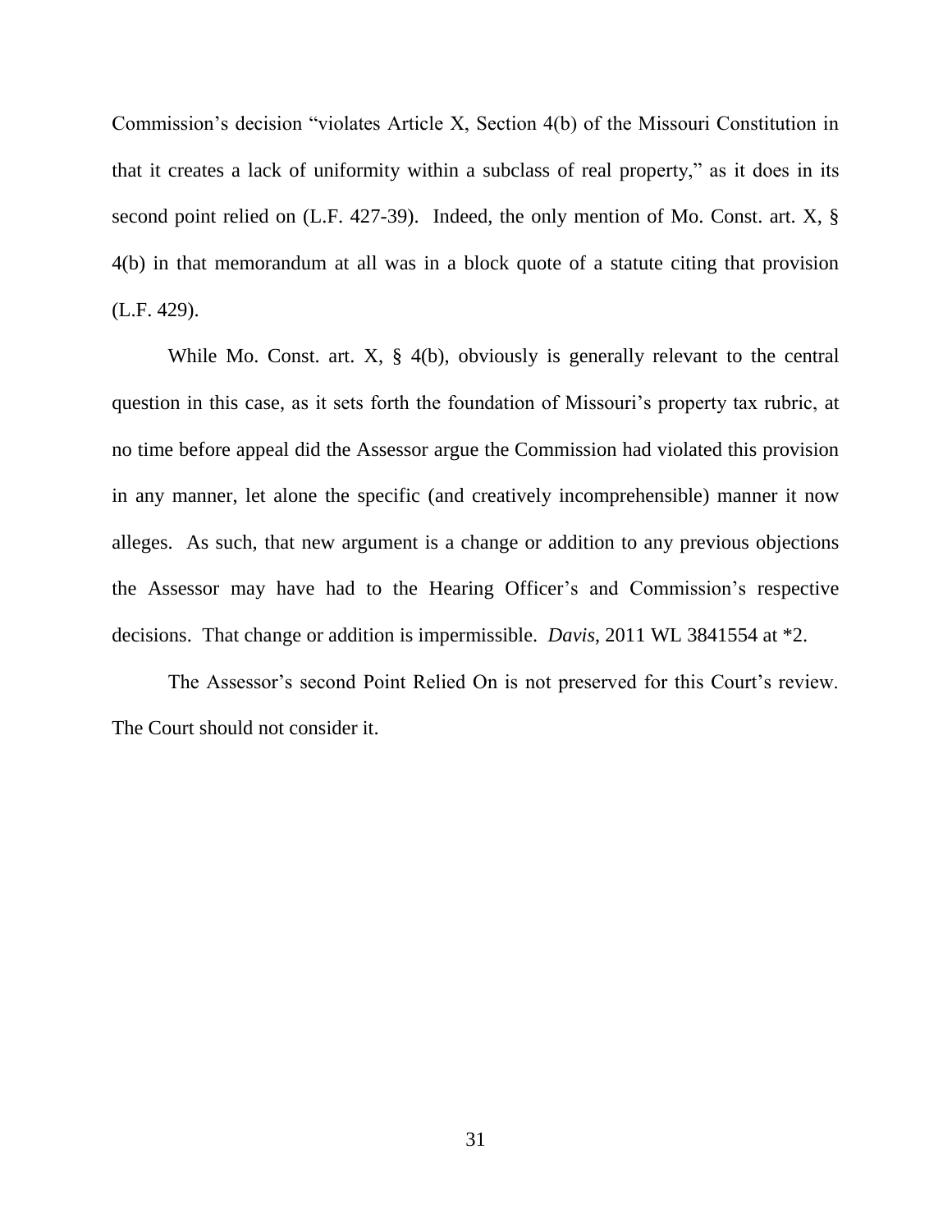Commission's decision "violates Article X, Section 4(b) of the Missouri Constitution in that it creates a lack of uniformity within a subclass of real property," as it does in its second point relied on (L.F. 427-39). Indeed, the only mention of Mo. Const. art. X, § 4(b) in that memorandum at all was in a block quote of a statute citing that provision (L.F. 429).

While Mo. Const. art. X, § 4(b), obviously is generally relevant to the central question in this case, as it sets forth the foundation of Missouri's property tax rubric, at no time before appeal did the Assessor argue the Commission had violated this provision in any manner, let alone the specific (and creatively incomprehensible) manner it now alleges. As such, that new argument is a change or addition to any previous objections the Assessor may have had to the Hearing Officer's and Commission's respective decisions. That change or addition is impermissible. *Davis*, 2011 WL 3841554 at *2.

The Assessor's second Point Relied On is not preserved for this Court's review. The Court should not consider it.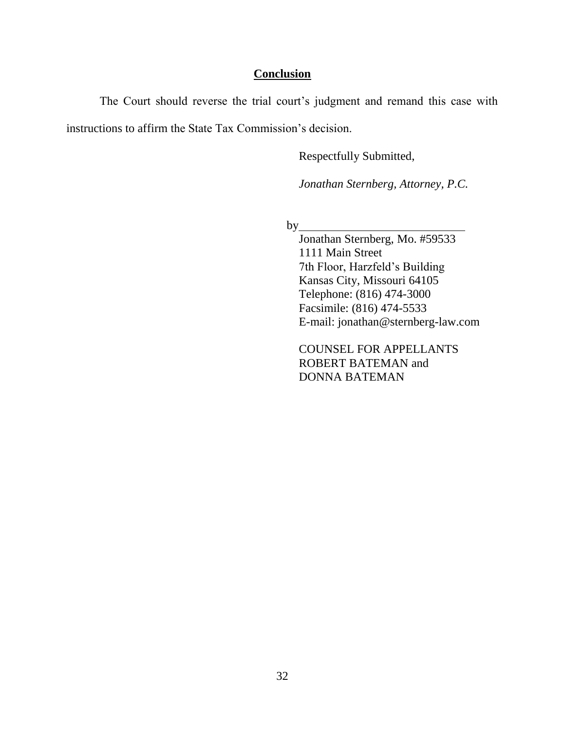## **Conclusion**

The Court should reverse the trial court's judgment and remand this case with instructions to affirm the State Tax Commission's decision.

Respectfully Submitted,

*Jonathan Sternberg, Attorney, P.C.*

by\_\_\_\_\_\_\_\_\_\_\_\_\_\_\_\_\_\_\_\_\_\_\_\_\_\_\_\_

Jonathan Sternberg, Mo. #59533
1111 Main Street
7th Floor, Harzfeld's Building
Kansas City, Missouri 64105
Telephone: (816) 474-3000
Facsimile: (816) 474-5533
E-mail: jonathan@sternberg-law.com

COUNSEL FOR APPELLANTS
ROBERT BATEMAN and
DONNA BATEMAN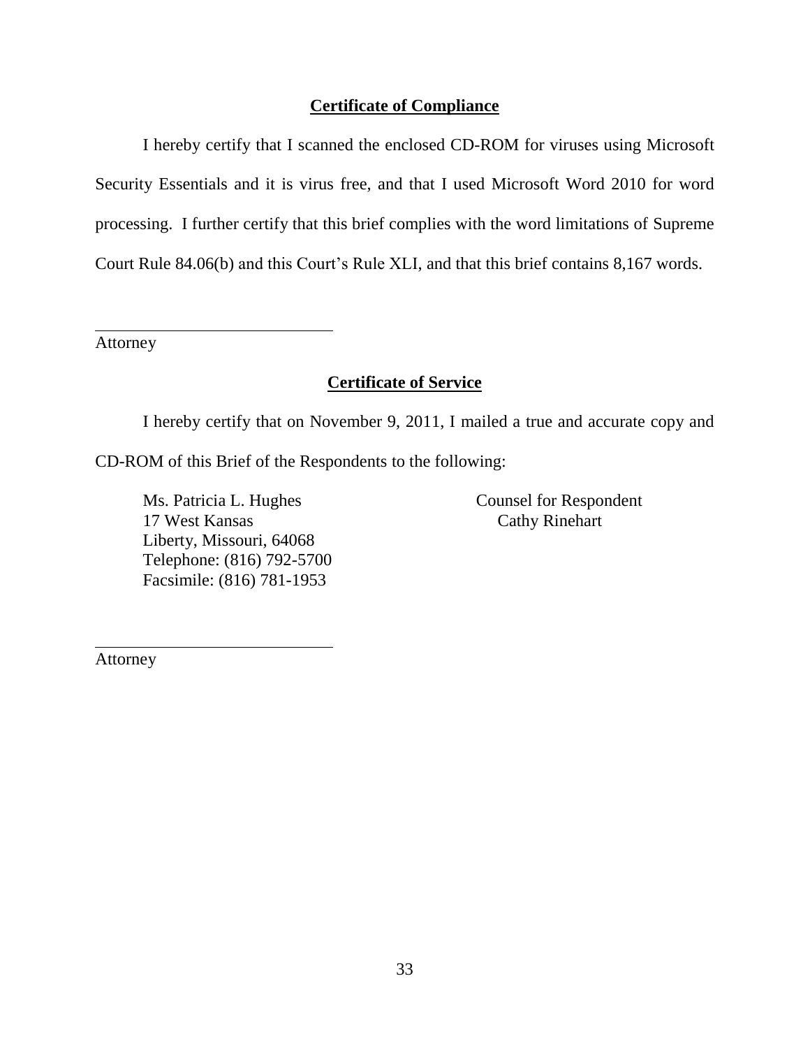## **Certificate of Compliance**

I hereby certify that I scanned the enclosed CD-ROM for viruses using Microsoft Security Essentials and it is virus free, and that I used Microsoft Word 2010 for word processing. I further certify that this brief complies with the word limitations of Supreme Court Rule 84.06(b) and this Court's Rule XLI, and that this brief contains 8,167 words.

\_\_\_\_\_\_\_\_\_\_\_\_\_\_\_\_\_\_\_\_\_\_\_\_\_\_\_\_

Attorney

## **Certificate of Service**

I hereby certify that on November 9, 2011, I mailed a true and accurate copy and CD-ROM of this Brief of the Respondents to the following:

Ms. Patricia L. Hughes
17 West Kansas
Liberty, Missouri, 64068
Telephone: (816) 792-5700
Facsimile: (816) 781-1953

Counsel for Respondent
Cathy Rinehart

\_\_\_\_\_\_\_\_\_\_\_\_\_\_\_\_\_\_\_\_\_\_\_\_\_\_\_\_

Attorney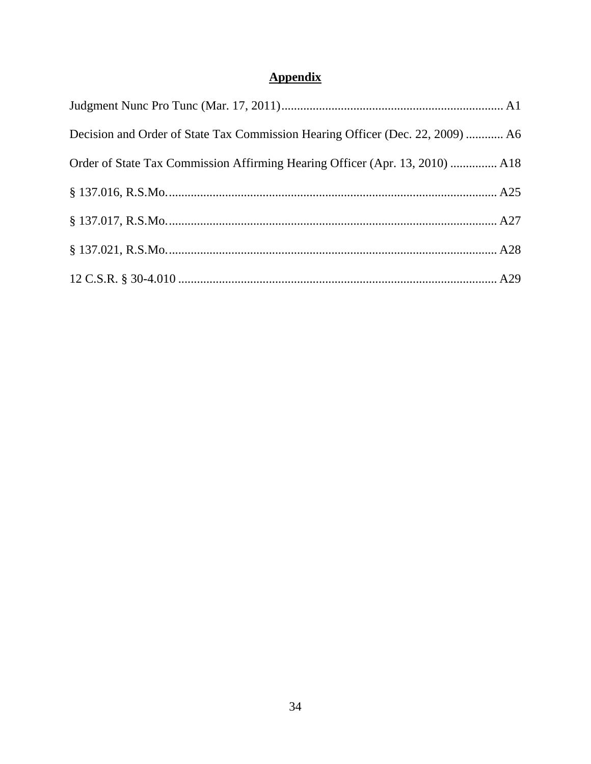## Appendix

Judgment Nunc Pro Tunc (Mar. 17, 2011) ........................................................................ A1

Decision and Order of State Tax Commission Hearing Officer (Dec. 22, 2009) ............ A6

Order of State Tax Commission Affirming Hearing Officer (Apr. 13, 2010) ............... A18

§ 137.016, R.S.Mo. ........................................................................................................ A25

§ 137.017, R.S.Mo. ........................................................................................................ A27

§ 137.021, R.S.Mo. ........................................................................................................ A28

12 C.S.R. § 30-4.010 ..................................................................................................... A29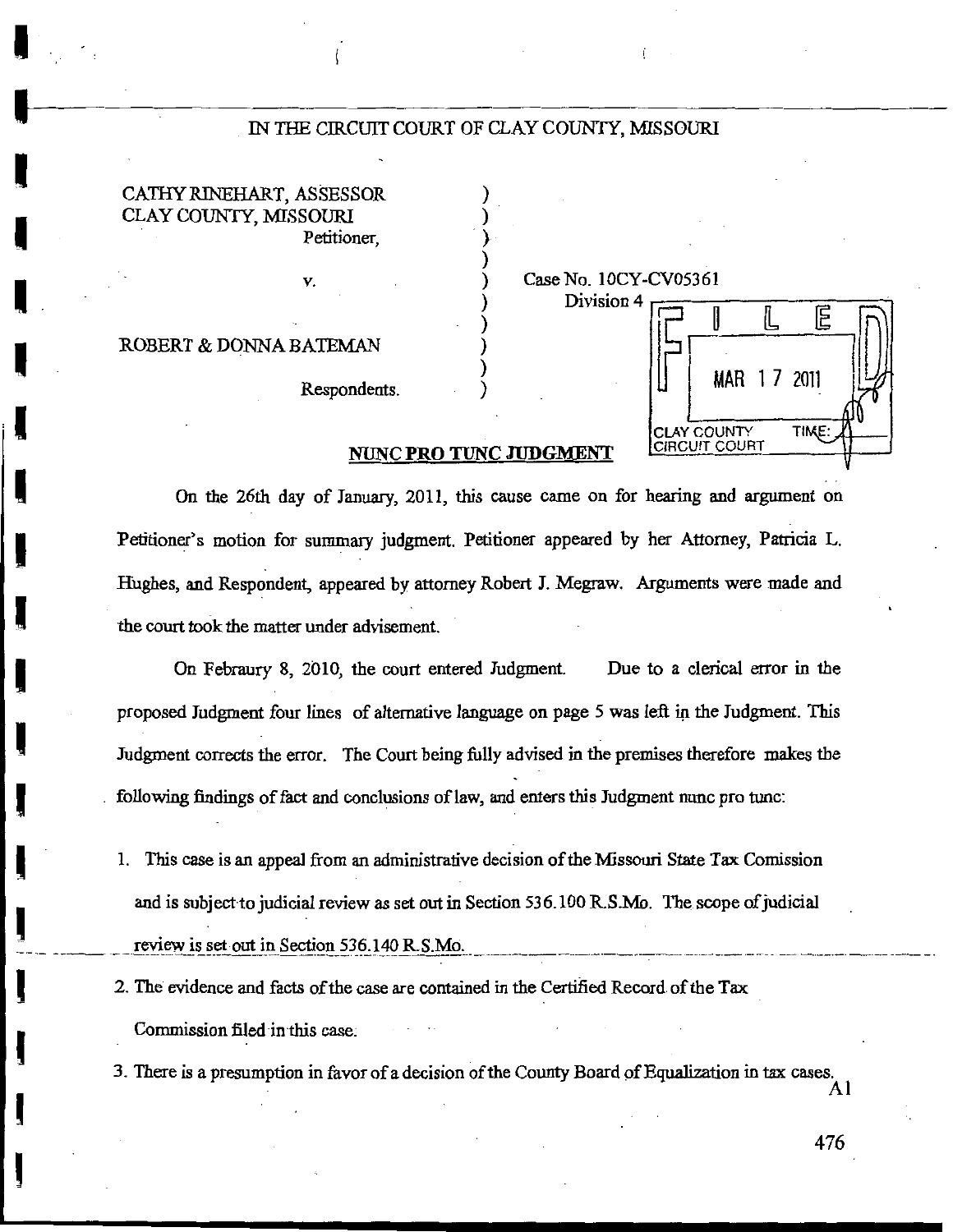IN THE CIRCUIT COURT OF CLAY COUNTY, MISSOURI

CATHY RINEHART, ASSESSOR )
CLAY COUNTY, MISSOURI )
Petitioner, )
)
v. ) Case No. 10CY-CV05361
) Division 4
)
ROBERT & DONNA BATEMAN )
)
Respondents. )

FILED
MAR 17 2011
CLAY COUNTY CIRCUIT COURT TIME:

## NUNC PRO TUNC JUDGMENT

On the 26th day of January, 2011, this cause came on for hearing and argument on Petitioner's motion for summary judgment. Petitioner appeared by her Attorney, Patricia L. Hughes, and Respondent, appeared by attorney Robert J. Megraw. Arguments were made and the court took the matter under advisement.

On Febraury 8, 2010, the court entered Judgment. Due to a clerical error in the proposed Judgment four lines of alternative language on page 5 was left in the Judgment. This Judgment corrects the error. The Court being fully advised in the premises therefore makes the following findings of fact and conclusions of law, and enters this Judgment nunc pro tunc:

1. This case is an appeal from an administrative decision of the Missouri State Tax Comission and is subject to judicial review as set out in Section 536.100 R.S.Mo. The scope of judicial review is set out in Section 536.140 R.S.Mo.
2. The evidence and facts of the case are contained in the Certified Record of the Tax Commission filed in this case.
3. There is a presumption in favor of a decision of the County Board of Equalization in tax cases.

A1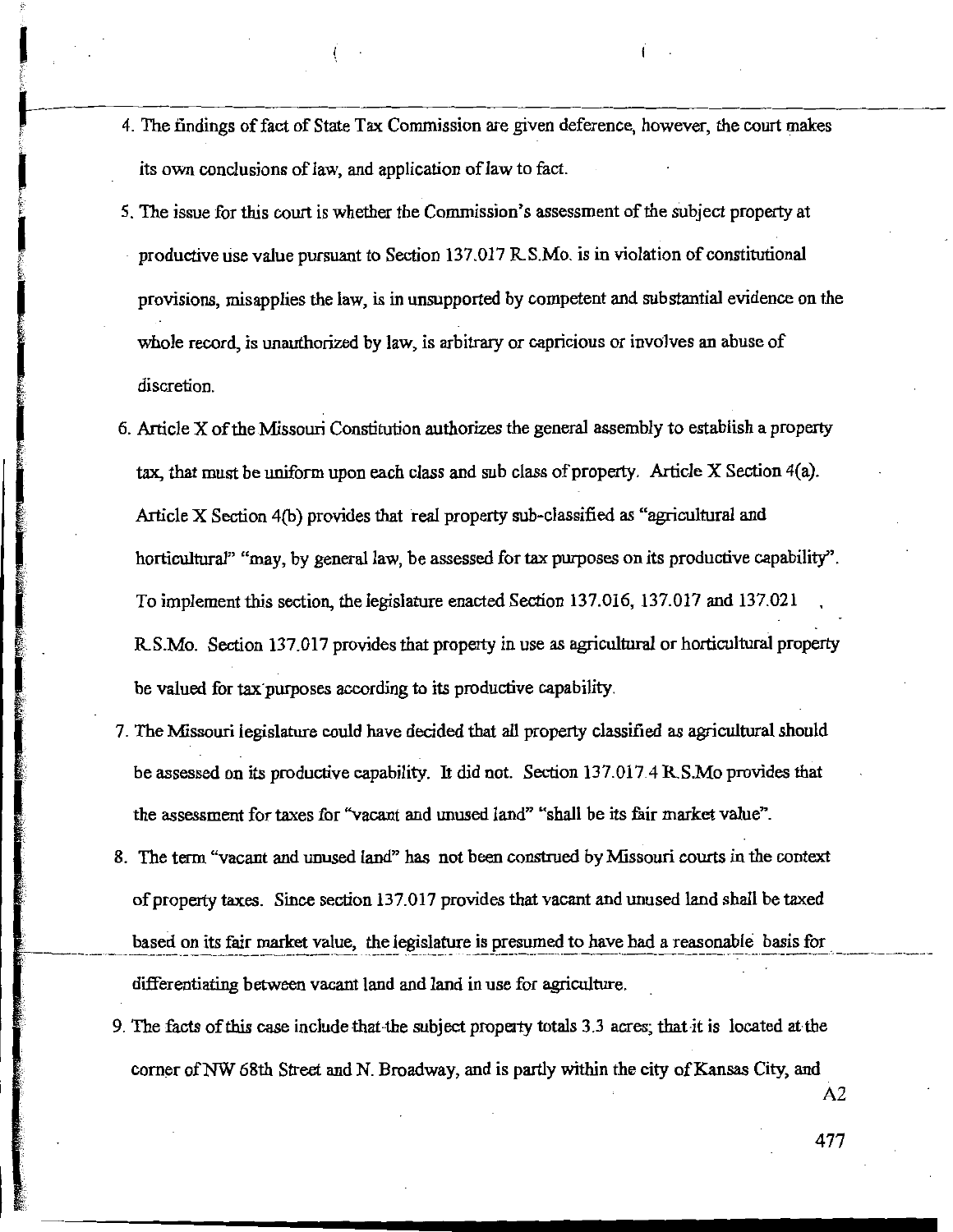4. The findings of fact of State Tax Commission are given deference, however, the court makes its own conclusions of law, and application of law to fact.

5. The issue for this court is whether the Commission's assessment of the subject property at productive use value pursuant to Section 137.017 R.S.Mo. is in violation of constitutional provisions, misapplies the law, is in unsupported by competent and substantial evidence on the whole record, is unauthorized by law, is arbitrary or capricious or involves an abuse of discretion.

6. Article X of the Missouri Constitution authorizes the general assembly to establish a property tax, that must be uniform upon each class and sub class of property. Article X Section 4(a). Article X Section 4(b) provides that real property sub-classified as "agricultural and horticultural" "may, by general law, be assessed for tax purposes on its productive capability". To implement this section, the legislature enacted Section 137.016, 137.017 and 137.021 R.S.Mo. Section 137.017 provides that property in use as agricultural or horticultural property be valued for tax purposes according to its productive capability.

7. The Missouri legislature could have decided that all property classified as agricultural should be assessed on its productive capability. It did not. Section 137.017.4 R.S.Mo provides that the assessment for taxes for "vacant and unused land" "shall be its fair market value".

8. The term "vacant and unused land" has not been construed by Missouri courts in the context of property taxes. Since section 137.017 provides that vacant and unused land shall be taxed based on its fair market value, the legislature is presumed to have had a reasonable basis for differentiating between vacant land and land in use for agriculture.

9. The facts of this case include that the subject property totals 3.3 acres; that it is located at the corner of NW 68th Street and N. Broadway, and is partly within the city of Kansas City, and

A2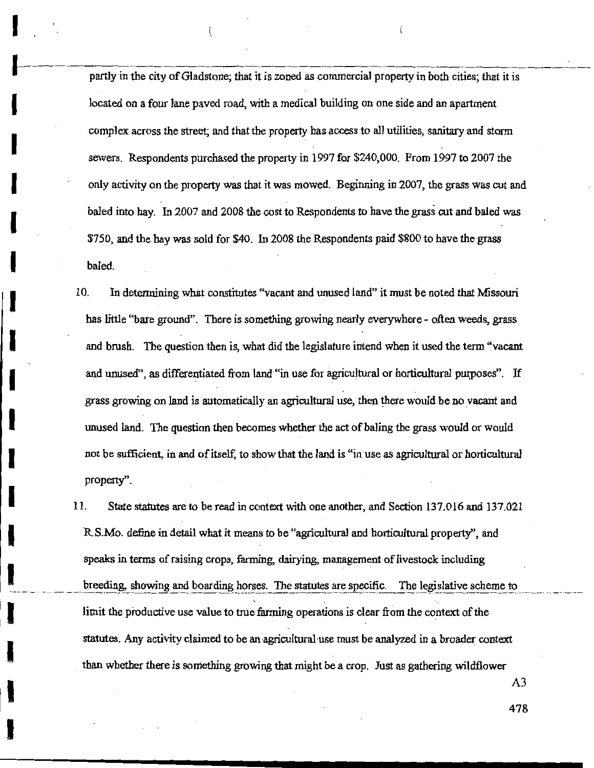partly in the city of Gladstone; that it is zoned as commercial property in both cities; that it is located on a four lane paved road, with a medical building on one side and an apartment complex across the street; and that the property has access to all utilities, sanitary and storm sewers. Respondents purchased the property in 1997 for $240,000. From 1997 to 2007 the only activity on the property was that it was mowed. Beginning in 2007, the grass was cut and baled into hay. In 2007 and 2008 the cost to Respondents to have the grass cut and baled was $750, and the hay was sold for $40. In 2008 the Respondents paid $800 to have the grass baled.

10. In determining what constitutes "vacant and unused land" it must be noted that Missouri has little "bare ground". There is something growing nearly everywhere - often weeds, grass and brush. The question then is, what did the legislature intend when it used the term "vacant and unused", as differentiated from land "in use for agricultural or horticultural purposes". If grass growing on land is automatically an agricultural use, then there would be no vacant and unused land. The question then becomes whether the act of baling the grass would or would not be sufficient, in and of itself, to show that the land is "in use as agricultural or horticultural property".

11. State statutes are to be read in context with one another, and Section 137.016 and 137.021 R.S.Mo. define in detail what it means to be "agricultural and horticultural property", and speaks in terms of raising crops, farming, dairying, management of livestock including breeding, showing and boarding horses. The statutes are specific. The legislative scheme to limit the productive use value to true farming operations is clear from the context of the statutes. Any activity claimed to be an agricultural use must be analyzed in a broader context than whether there is something growing that might be a crop. Just as gathering wildflower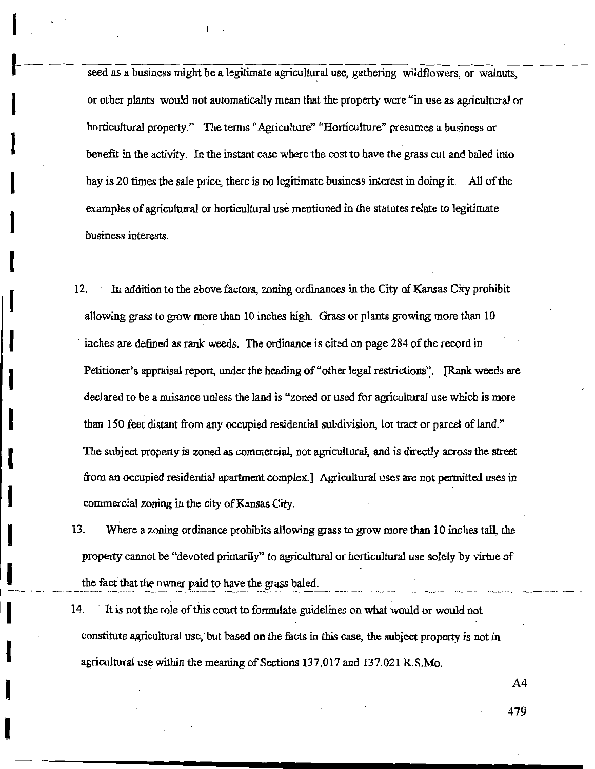seed as a business might be a legitimate agricultural use, gathering wildflowers, or walnuts, or other plants would not automatically mean that the property were "in use as agricultural or horticultural property." The terms "Agriculture" "Horticulture" presumes a business or benefit in the activity. In the instant case where the cost to have the grass cut and baled into hay is 20 times the sale price, there is no legitimate business interest in doing it. All of the examples of agricultural or horticultural use mentioned in the statutes relate to legitimate business interests.

12. In addition to the above factors, zoning ordinances in the City of Kansas City prohibit allowing grass to grow more than 10 inches high. Grass or plants growing more than 10 inches are defined as rank weeds. The ordinance is cited on page 284 of the record in Petitioner's appraisal report, under the heading of "other legal restrictions". [Rank weeds are declared to be a nuisance unless the land is "zoned or used for agricultural use which is more than 150 feet distant from any occupied residential subdivision, lot tract or parcel of land." The subject property is zoned as commercial, not agricultural, and is directly across the street from an occupied residential apartment complex.] Agricultural uses are not permitted uses in commercial zoning in the city of Kansas City.

13. Where a zoning ordinance prohibits allowing grass to grow more than 10 inches tall, the property cannot be "devoted primarily" to agricultural or horticultural use solely by virtue of the fact that the owner paid to have the grass baled.

14. It is not the role of this court to formulate guidelines on what would or would not constitute agricultural use, but based on the facts in this case, the subject property is not in agricultural use within the meaning of Sections 137.017 and 137.021 R.S.Mo.

A4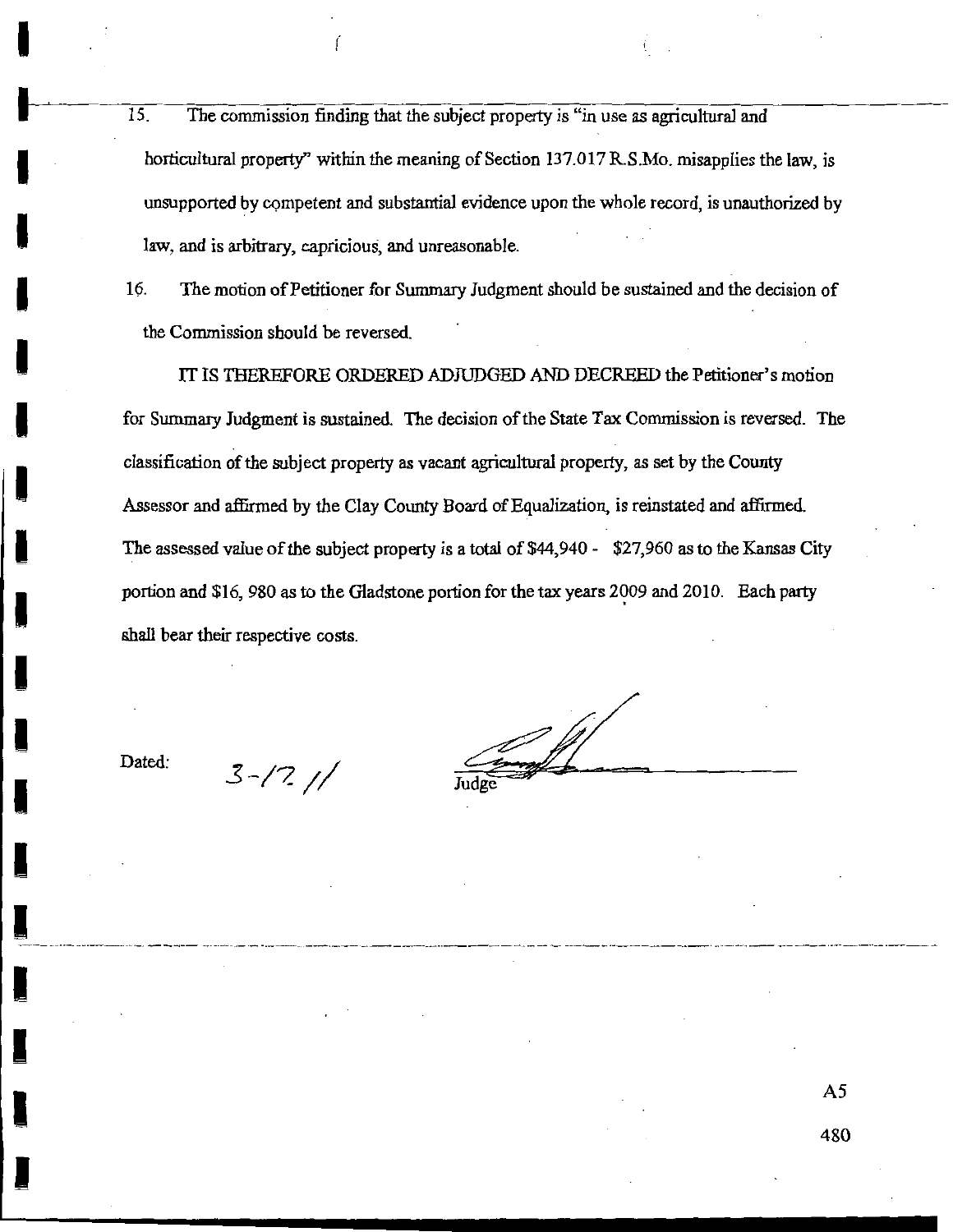15. The commission finding that the subject property is "in use as agricultural and horticultural property" within the meaning of Section 137.017 R.S.Mo. misapplies the law, is unsupported by competent and substantial evidence upon the whole record, is unauthorized by law, and is arbitrary, capricious, and unreasonable.

16. The motion of Petitioner for Summary Judgment should be sustained and the decision of the Commission should be reversed.

IT IS THEREFORE ORDERED ADJUDGED AND DECREED the Petitioner's motion for Summary Judgment is sustained. The decision of the State Tax Commission is reversed. The classification of the subject property as vacant agricultural property, as set by the County Assessor and affirmed by the Clay County Board of Equalization, is reinstated and affirmed. The assessed value of the subject property is a total of $44,940 - $27,960 as to the Kansas City portion and $16, 980 as to the Gladstone portion for the tax years 2009 and 2010. Each party shall bear their respective costs.

Dated: 3-17-11

Judge

A5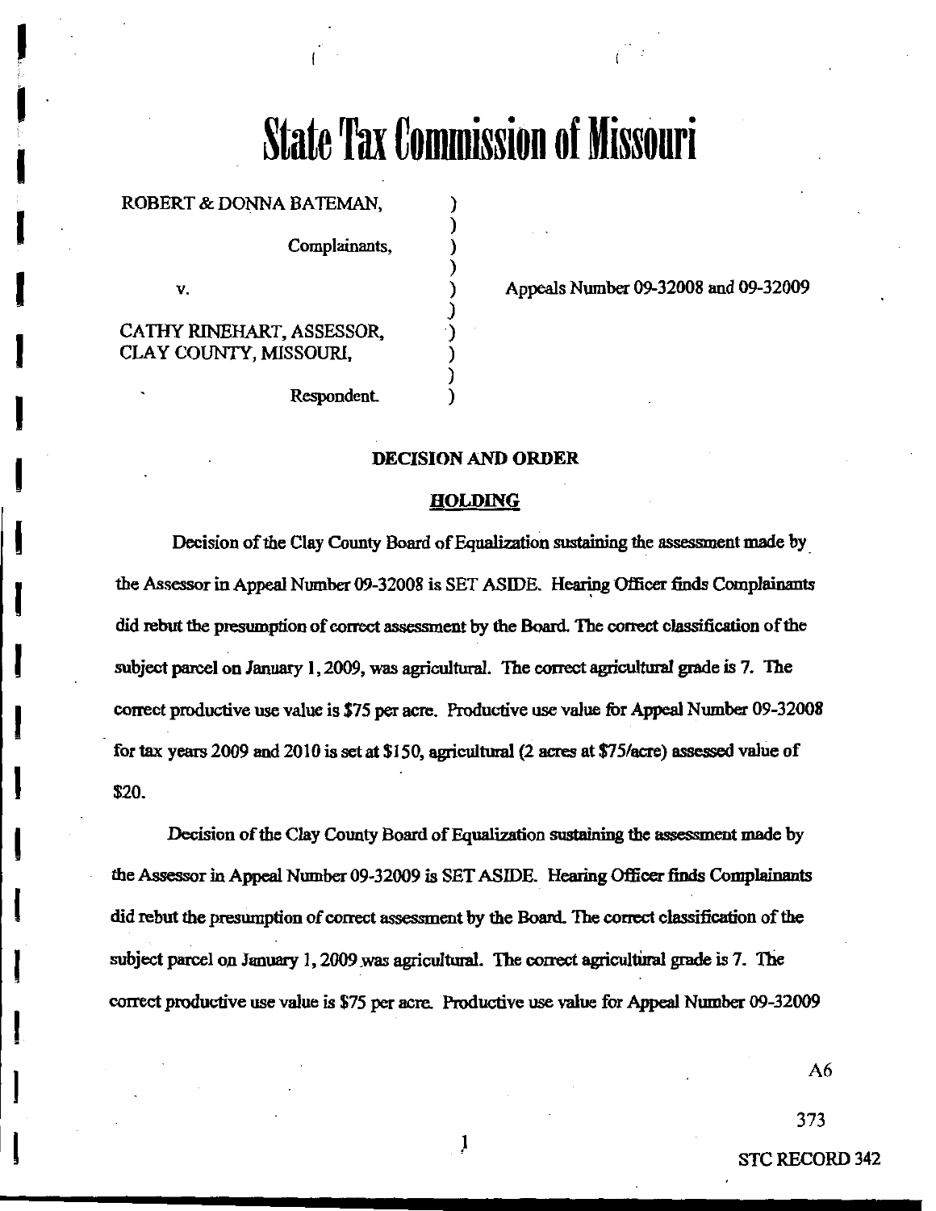# State Tax Commission of Missouri

ROBERT & DONNA BATEMAN, )
)
Complainants, )
)
v. ) Appeals Number 09-32008 and 09-32009
)
CATHY RINEHART, ASSESSOR, )
CLAY COUNTY, MISSOURI, )
)
Respondent. )

**DECISION AND ORDER**

**HOLDING**

Decision of the Clay County Board of Equalization sustaining the assessment made by the Assessor in Appeal Number 09-32008 is SET ASIDE. Hearing Officer finds Complainants did rebut the presumption of correct assessment by the Board. The correct classification of the subject parcel on January 1, 2009, was agricultural. The correct agricultural grade is 7. The correct productive use value is $75 per acre. Productive use value for Appeal Number 09-32008 for tax years 2009 and 2010 is set at $150, agricultural (2 acres at $75/acre) assessed value of $20.

Decision of the Clay County Board of Equalization sustaining the assessment made by the Assessor in Appeal Number 09-32009 is SET ASIDE. Hearing Officer finds Complainants did rebut the presumption of correct assessment by the Board. The correct classification of the subject parcel on January 1, 2009 was agricultural. The correct agricultural grade is 7. The correct productive use value is $75 per acre. Productive use value for Appeal Number 09-32009

A6

373

STC RECORD 342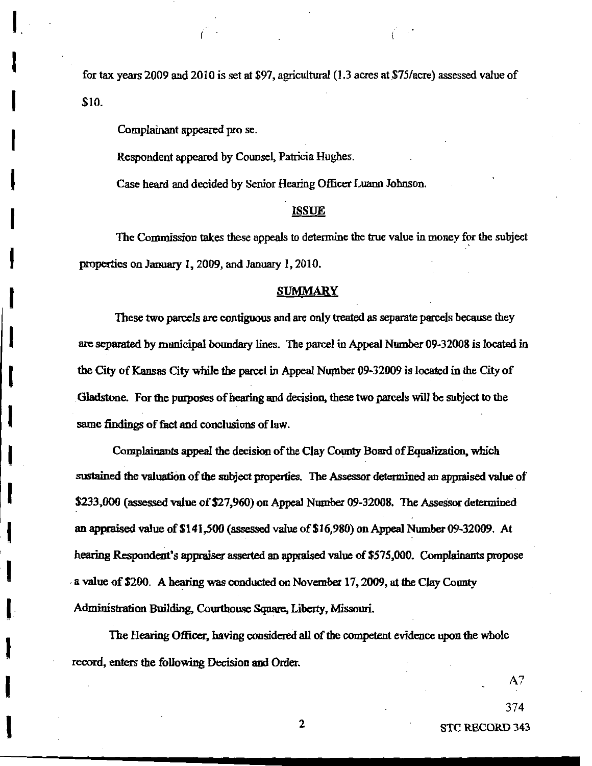for tax years 2009 and 2010 is set at $97, agricultural (1.3 acres at $75/acre) assessed value of $10.

Complainant appeared pro se.

Respondent appeared by Counsel, Patricia Hughes.

Case heard and decided by Senior Hearing Officer Luann Johnson.

## ISSUE

The Commission takes these appeals to determine the true value in money for the subject properties on January 1, 2009, and January 1, 2010.

## SUMMARY

These two parcels are contiguous and are only treated as separate parcels because they are separated by municipal boundary lines. The parcel in Appeal Number 09-32008 is located in the City of Kansas City while the parcel in Appeal Number 09-32009 is located in the City of Gladstone. For the purposes of hearing and decision, these two parcels will be subject to the same findings of fact and conclusions of law.

Complainants appeal the decision of the Clay County Board of Equalization, which sustained the valuation of the subject properties. The Assessor determined an appraised value of $233,000 (assessed value of $27,960) on Appeal Number 09-32008. The Assessor determined an appraised value of $141,500 (assessed value of $16,980) on Appeal Number 09-32009. At hearing Respondent's appraiser asserted an appraised value of $575,000. Complainants propose a value of $200. A hearing was conducted on November 17, 2009, at the Clay County Administration Building, Courthouse Square, Liberty, Missouri.

The Hearing Officer, having considered all of the competent evidence upon the whole record, enters the following Decision and Order.

A7

374

STC RECORD 343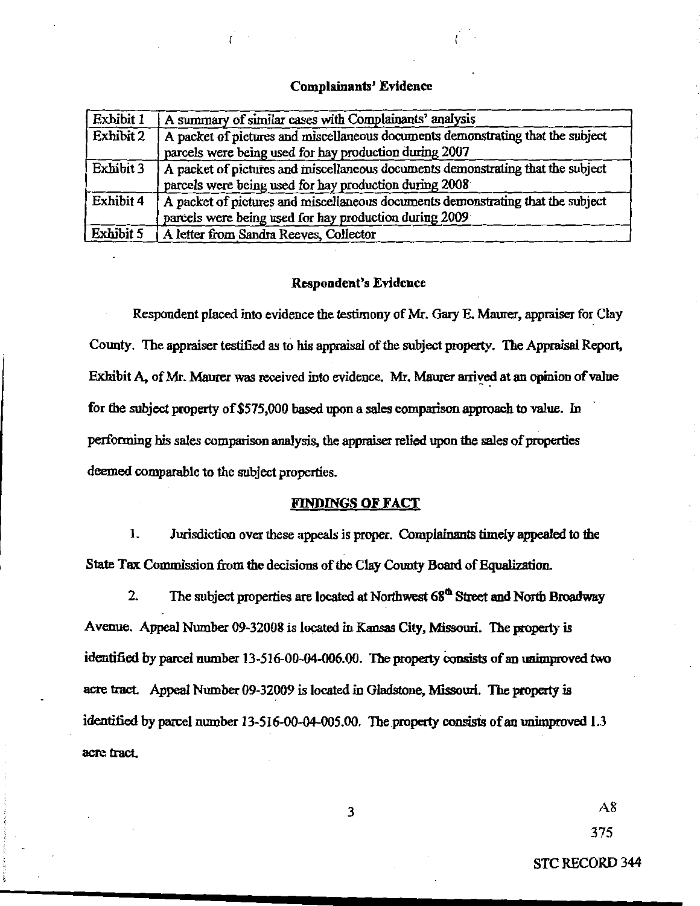### Complainants' Evidence

| Exhibit 1 | A summary of similar cases with Complainants' analysis |
|---|---|
| Exhibit 2 | A packet of pictures and miscellaneous documents demonstrating that the subject parcels were being used for hay production during 2007 |
| Exhibit 3 | A packet of pictures and miscellaneous documents demonstrating that the subject parcels were being used for hay production during 2008 |
| Exhibit 4 | A packet of pictures and miscellaneous documents demonstrating that the subject parcels were being used for hay production during 2009 |
| Exhibit 5 | A letter from Sandra Reeves, Collector |

### Respondent's Evidence

Respondent placed into evidence the testimony of Mr. Gary E. Maurer, appraiser for Clay County. The appraiser testified as to his appraisal of the subject property. The Appraisal Report, Exhibit A, of Mr. Maurer was received into evidence. Mr. Maurer arrived at an opinion of value for the subject property of $575,000 based upon a sales comparison approach to value. In performing his sales comparison analysis, the appraiser relied upon the sales of properties deemed comparable to the subject properties.

## FINDINGS OF FACT

1. Jurisdiction over these appeals is proper. Complainants timely appealed to the State Tax Commission from the decisions of the Clay County Board of Equalization.

2. The subject properties are located at Northwest 68th Street and North Broadway Avenue. Appeal Number 09-32008 is located in Kansas City, Missouri. The property is identified by parcel number 13-516-00-04-006.00. The property consists of an unimproved two acre tract. Appeal Number 09-32009 is located in Gladstone, Missouri. The property is identified by parcel number 13-516-00-04-005.00. The property consists of an unimproved 1.3 acre tract.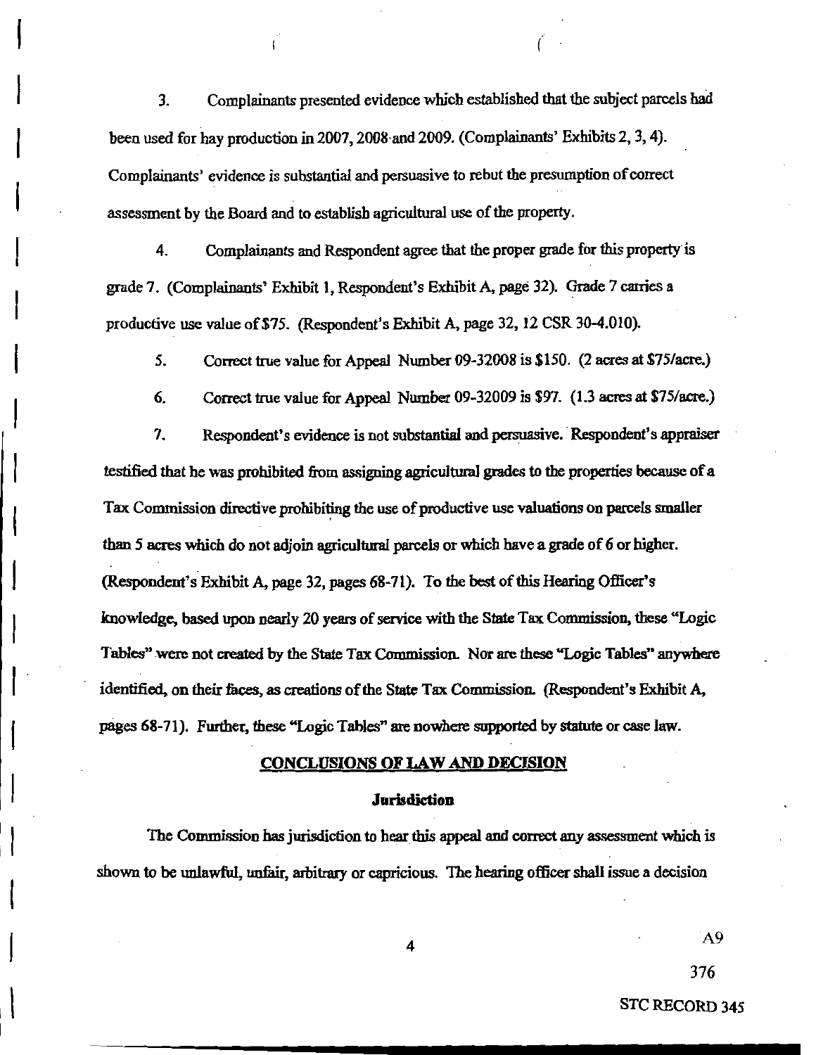3. Complainants presented evidence which established that the subject parcels had been used for hay production in 2007, 2008 and 2009. (Complainants' Exhibits 2, 3, 4). Complainants' evidence is substantial and persuasive to rebut the presumption of correct assessment by the Board and to establish agricultural use of the property.

4. Complainants and Respondent agree that the proper grade for this property is grade 7. (Complainants' Exhibit 1, Respondent's Exhibit A, page 32). Grade 7 carries a productive use value of $75. (Respondent's Exhibit A, page 32, 12 CSR 30-4.010).

5. Correct true value for Appeal Number 09-32008 is $150. (2 acres at $75/acre.)

6. Correct true value for Appeal Number 09-32009 is $97. (1.3 acres at $75/acre.)

7. Respondent's evidence is not substantial and persuasive. Respondent's appraiser testified that he was prohibited from assigning agricultural grades to the properties because of a Tax Commission directive prohibiting the use of productive use valuations on parcels smaller than 5 acres which do not adjoin agricultural parcels or which have a grade of 6 or higher. (Respondent's Exhibit A, page 32, pages 68-71). To the best of this Hearing Officer's knowledge, based upon nearly 20 years of service with the State Tax Commission, these "Logic Tables" were not created by the State Tax Commission. Nor are these "Logic Tables" anywhere identified, on their faces, as creations of the State Tax Commission. (Respondent's Exhibit A, pages 68-71). Further, these "Logic Tables" are nowhere supported by statute or case law.

## CONCLUSIONS OF LAW AND DECISION

### Jurisdiction

The Commission has jurisdiction to hear this appeal and correct any assessment which is shown to be unlawful, unfair, arbitrary or capricious. The hearing officer shall issue a decision

A9

376

STC RECORD 345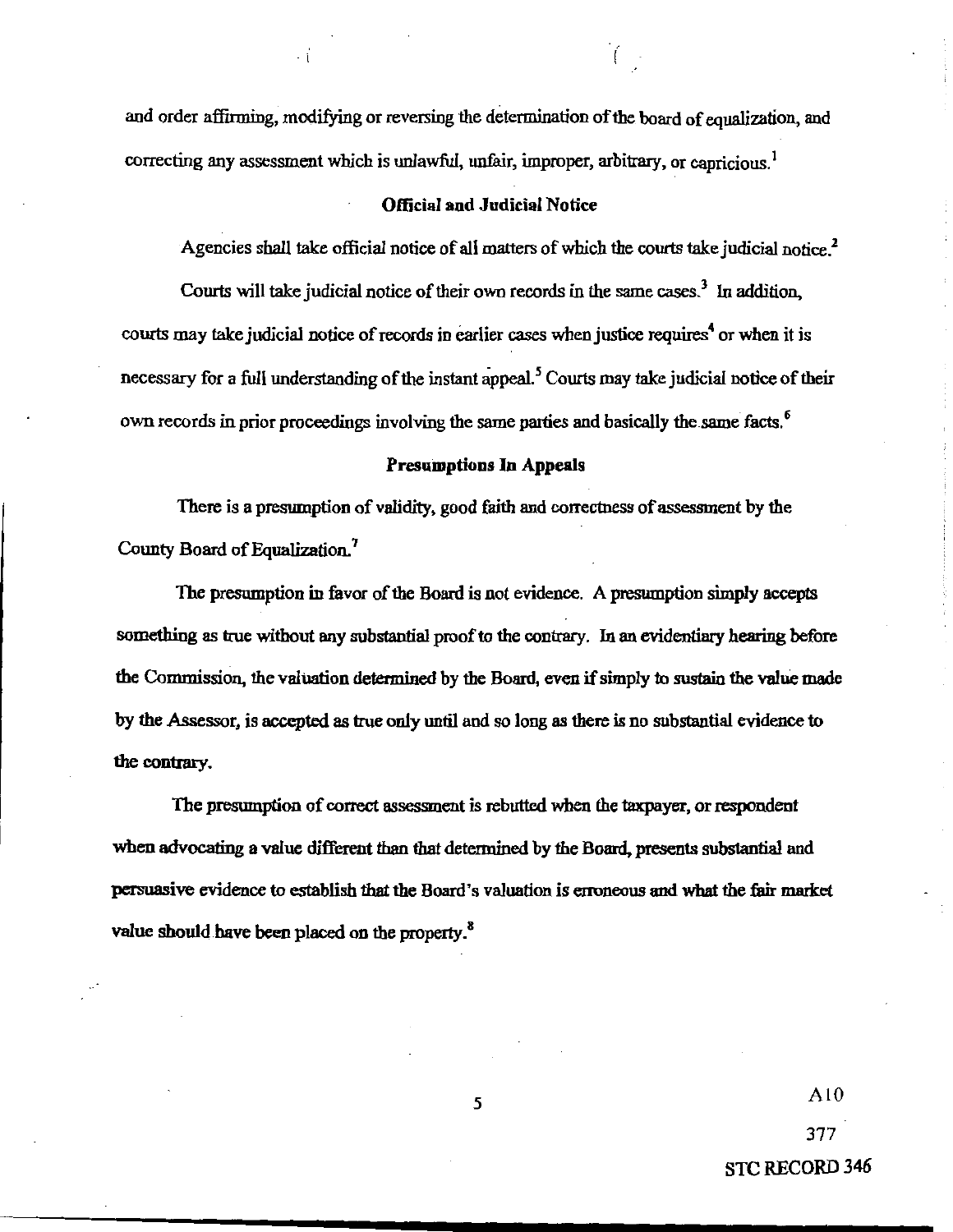and order affirming, modifying or reversing the determination of the board of equalization, and correcting any assessment which is unlawful, unfair, improper, arbitrary, or capricious.[1]

### Official and Judicial Notice

Agencies shall take official notice of all matters of which the courts take judicial notice.[2]

Courts will take judicial notice of their own records in the same cases.[3] In addition, courts may take judicial notice of records in earlier cases when justice requires[4] or when it is necessary for a full understanding of the instant appeal.[5] Courts may take judicial notice of their own records in prior proceedings involving the same parties and basically the same facts.[6]

### Presumptions In Appeals

There is a presumption of validity, good faith and correctness of assessment by the County Board of Equalization.[7]

The presumption in favor of the Board is not evidence. A presumption simply accepts something as true without any substantial proof to the contrary. In an evidentiary hearing before the Commission, the valuation determined by the Board, even if simply to sustain the value made by the Assessor, is accepted as true only until and so long as there is no substantial evidence to the contrary.

The presumption of correct assessment is rebutted when the taxpayer, or respondent when advocating a value different than that determined by the Board, presents substantial and persuasive evidence to establish that the Board's valuation is erroneous and what the fair market value should have been placed on the property.[8]

A10

377

STC RECORD 346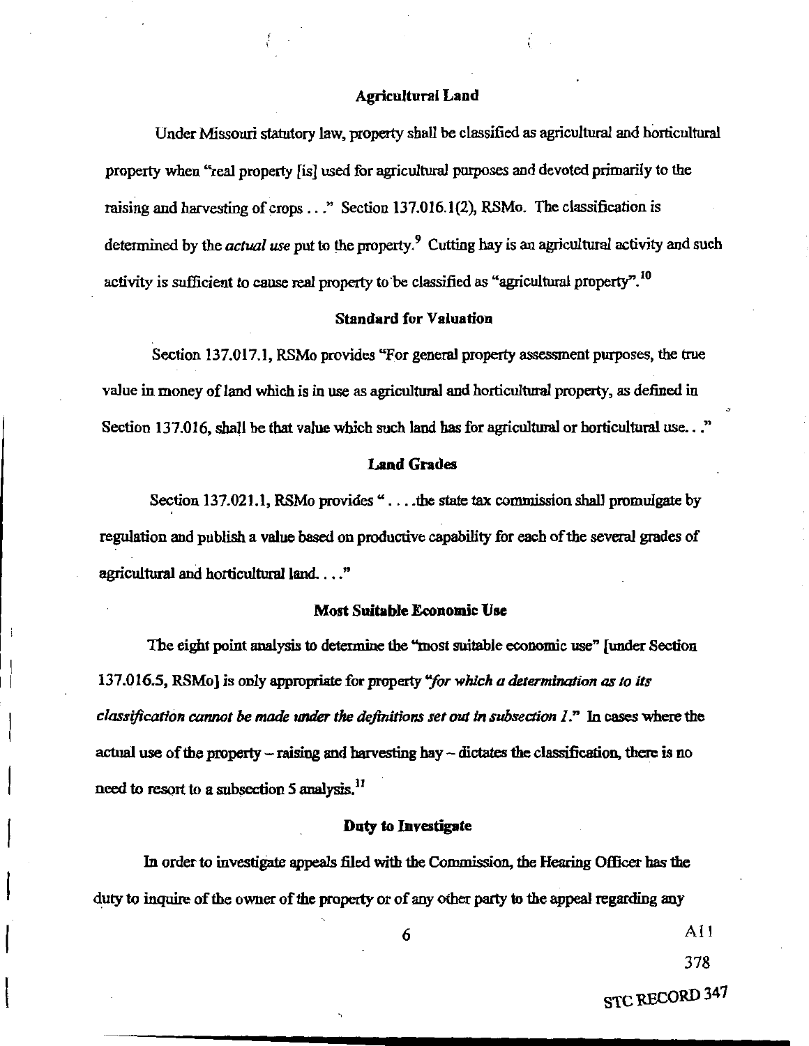### Agricultural Land

Under Missouri statutory law, property shall be classified as agricultural and horticultural property when "real property [is] used for agricultural purposes and devoted primarily to the raising and harvesting of crops . . ." Section 137.016.1(2), RSMo. The classification is determined by the *actual use* put to the property.[9] Cutting hay is an agricultural activity and such activity is sufficient to cause real property to be classified as "agricultural property".[10]

### Standard for Valuation

Section 137.017.1, RSMo provides "For general property assessment purposes, the true value in money of land which is in use as agricultural and horticultural property, as defined in Section 137.016, shall be that value which such land has for agricultural or horticultural use. . ."

### Land Grades

Section 137.021.1, RSMo provides ". . . .the state tax commission shall promulgate by regulation and publish a value based on productive capability for each of the several grades of agricultural and horticultural land. . . ."

### Most Suitable Economic Use

The eight point analysis to determine the "most suitable economic use" [under Section 137.016.5, RSMo] is only appropriate for property *"for which a determination as to its classification cannot be made under the definitions set out in subsection 1."* In cases where the actual use of the property – raising and harvesting hay – dictates the classification, there is no need to resort to a subsection 5 analysis.[11]

### Duty to Investigate

In order to investigate appeals filed with the Commission, the Hearing Officer has the duty to inquire of the owner of the property or of any other party to the appeal regarding any

A11

378

STC RECORD 347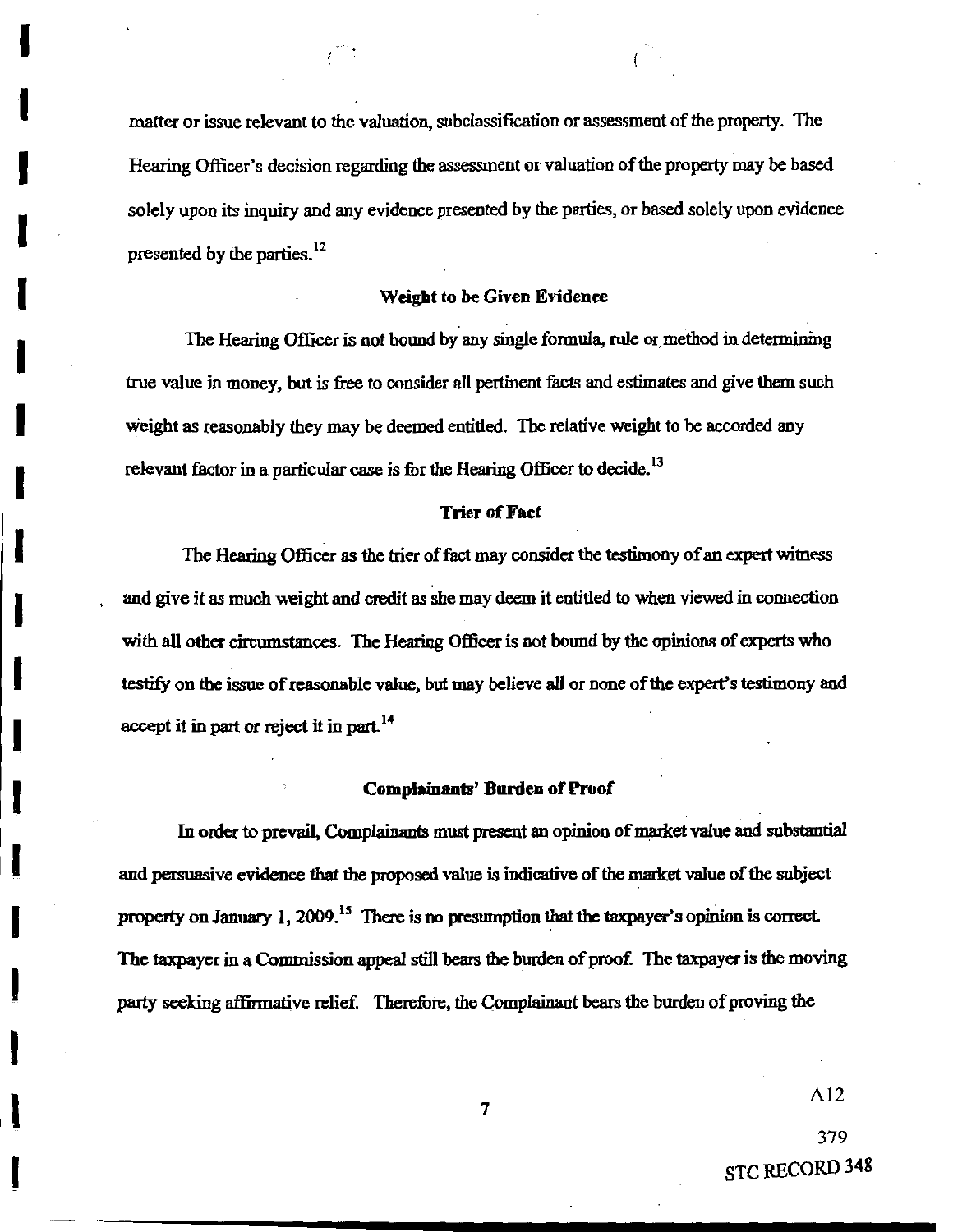matter or issue relevant to the valuation, subclassification or assessment of the property. The Hearing Officer's decision regarding the assessment or valuation of the property may be based solely upon its inquiry and any evidence presented by the parties, or based solely upon evidence presented by the parties.[12]

**Weight to be Given Evidence**

The Hearing Officer is not bound by any single formula, rule or method in determining true value in money, but is free to consider all pertinent facts and estimates and give them such weight as reasonably they may be deemed entitled. The relative weight to be accorded any relevant factor in a particular case is for the Hearing Officer to decide.[13]

**Trier of Fact**

The Hearing Officer as the trier of fact may consider the testimony of an expert witness and give it as much weight and credit as she may deem it entitled to when viewed in connection with all other circumstances. The Hearing Officer is not bound by the opinions of experts who testify on the issue of reasonable value, but may believe all or none of the expert's testimony and accept it in part or reject it in part.[14]

**Complainants' Burden of Proof**

In order to prevail, Complainants must present an opinion of market value and substantial and persuasive evidence that the proposed value is indicative of the market value of the subject property on January 1, 2009.[15] There is no presumption that the taxpayer's opinion is correct. The taxpayer in a Commission appeal still bears the burden of proof. The taxpayer is the moving party seeking affirmative relief. Therefore, the Complainant bears the burden of proving the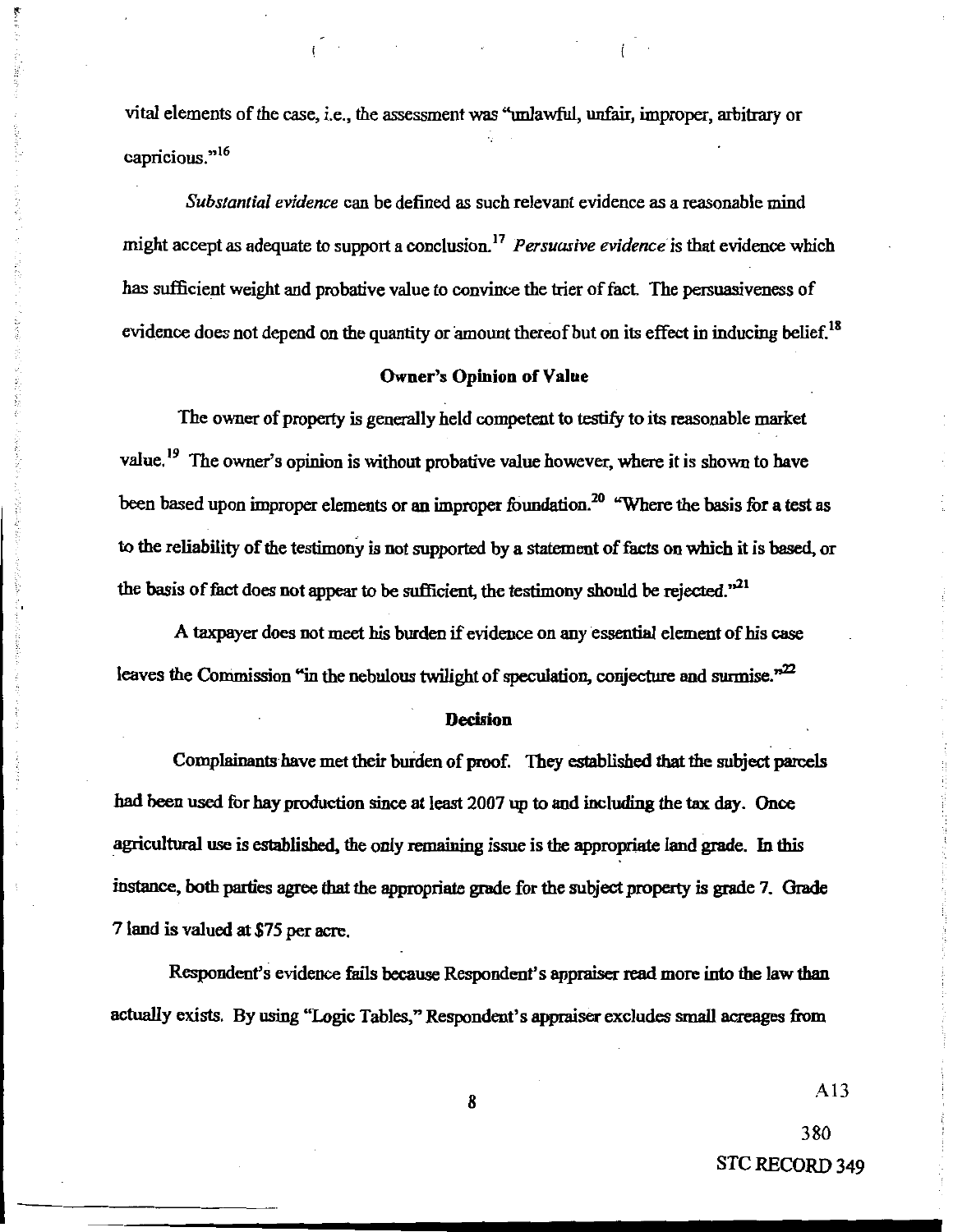vital elements of the case, i.e., the assessment was "unlawful, unfair, improper, arbitrary or capricious."[16]

*Substantial evidence* can be defined as such relevant evidence as a reasonable mind might accept as adequate to support a conclusion.[17] *Persuasive evidence* is that evidence which has sufficient weight and probative value to convince the trier of fact. The persuasiveness of evidence does not depend on the quantity or amount thereof but on its effect in inducing belief.[18]

**Owner's Opinion of Value**

The owner of property is generally held competent to testify to its reasonable market value.[19] The owner's opinion is without probative value however, where it is shown to have been based upon improper elements or an improper foundation.[20] "Where the basis for a test as to the reliability of the testimony is not supported by a statement of facts on which it is based, or the basis of fact does not appear to be sufficient, the testimony should be rejected."[21]

A taxpayer does not meet his burden if evidence on any essential element of his case leaves the Commission "in the nebulous twilight of speculation, conjecture and surmise."[22]

**Decision**

Complainants have met their burden of proof. They established that the subject parcels had been used for hay production since at least 2007 up to and including the tax day. Once agricultural use is established, the only remaining issue is the appropriate land grade. In this instance, both parties agree that the appropriate grade for the subject property is grade 7. Grade 7 land is valued at $75 per acre.

Respondent's evidence fails because Respondent's appraiser read more into the law than actually exists. By using "Logic Tables," Respondent's appraiser excludes small acreages from

A13

380

STC RECORD 349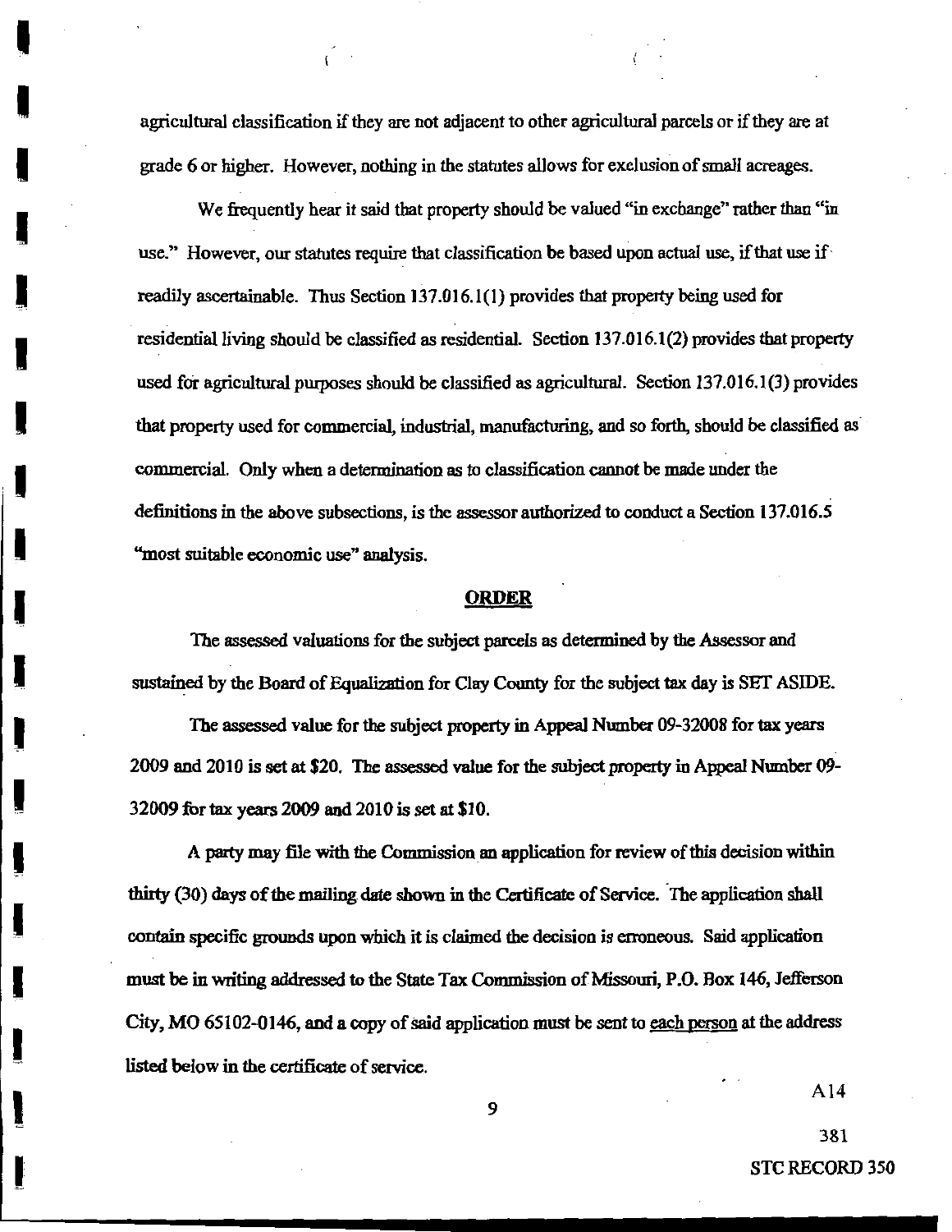agricultural classification if they are not adjacent to other agricultural parcels or if they are at grade 6 or higher. However, nothing in the statutes allows for exclusion of small acreages.

We frequently hear it said that property should be valued "in exchange" rather than "in use." However, our statutes require that classification be based upon actual use, if that use if readily ascertainable. Thus Section 137.016.1(1) provides that property being used for residential living should be classified as residential. Section 137.016.1(2) provides that property used for agricultural purposes should be classified as agricultural. Section 137.016.1(3) provides that property used for commercial, industrial, manufacturing, and so forth, should be classified as commercial. Only when a determination as to classification cannot be made under the definitions in the above subsections, is the assessor authorized to conduct a Section 137.016.5 "most suitable economic use" analysis.

## ORDER

The assessed valuations for the subject parcels as determined by the Assessor and sustained by the Board of Equalization for Clay County for the subject tax day is SET ASIDE.

The assessed value for the subject property in Appeal Number 09-32008 for tax years 2009 and 2010 is set at $20. The assessed value for the subject property in Appeal Number 09-32009 for tax years 2009 and 2010 is set at $10.

A party may file with the Commission an application for review of this decision within thirty (30) days of the mailing date shown in the Certificate of Service. The application shall contain specific grounds upon which it is claimed the decision is erroneous. Said application must be in writing addressed to the State Tax Commission of Missouri, P.O. Box 146, Jefferson City, MO 65102-0146, and a copy of said application must be sent to each person at the address listed below in the certificate of service.

A14

381

STC RECORD 350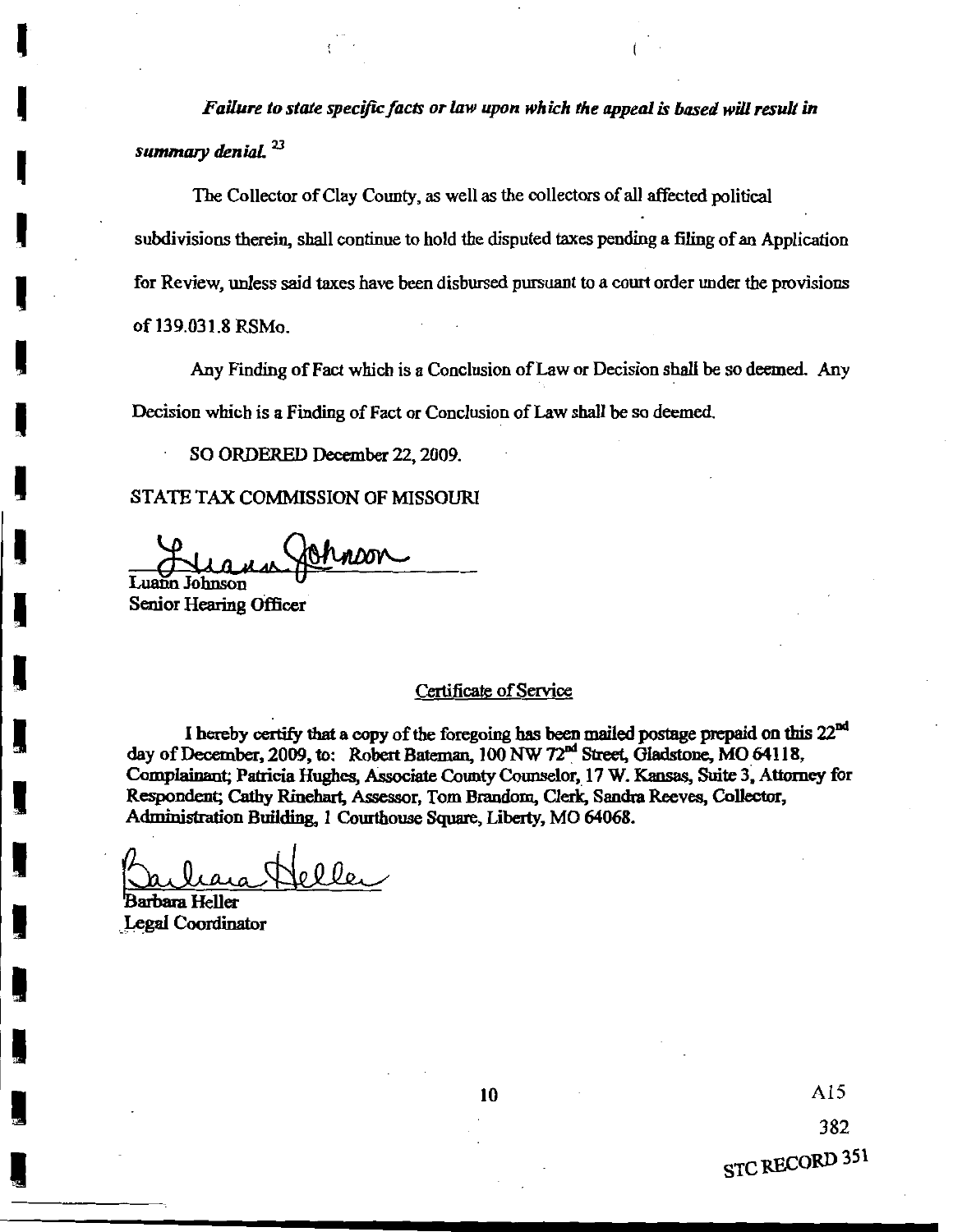*Failure to state specific facts or law upon which the appeal is based will result in summary denial.* [23]

The Collector of Clay County, as well as the collectors of all affected political subdivisions therein, shall continue to hold the disputed taxes pending a filing of an Application for Review, unless said taxes have been disbursed pursuant to a court order under the provisions of 139.031.8 RSMo.

Any Finding of Fact which is a Conclusion of Law or Decision shall be so deemed. Any Decision which is a Finding of Fact or Conclusion of Law shall be so deemed.

SO ORDERED December 22, 2009.

STATE TAX COMMISSION OF MISSOURI

Luann Johnson
Senior Hearing Officer

## Certificate of Service

I hereby certify that a copy of the foregoing has been mailed postage prepaid on this 22nd day of December, 2009, to: Robert Bateman, 100 NW 72nd Street, Gladstone, MO 64118, Complainant; Patricia Hughes, Associate County Counselor, 17 W. Kansas, Suite 3, Attorney for Respondent; Cathy Rinehart, Assessor, Tom Brandom, Clerk, Sandra Reeves, Collector, Administration Building, 1 Courthouse Square, Liberty, MO 64068.

Barbara Heller
Legal Coordinator

A15

382

STC RECORD 351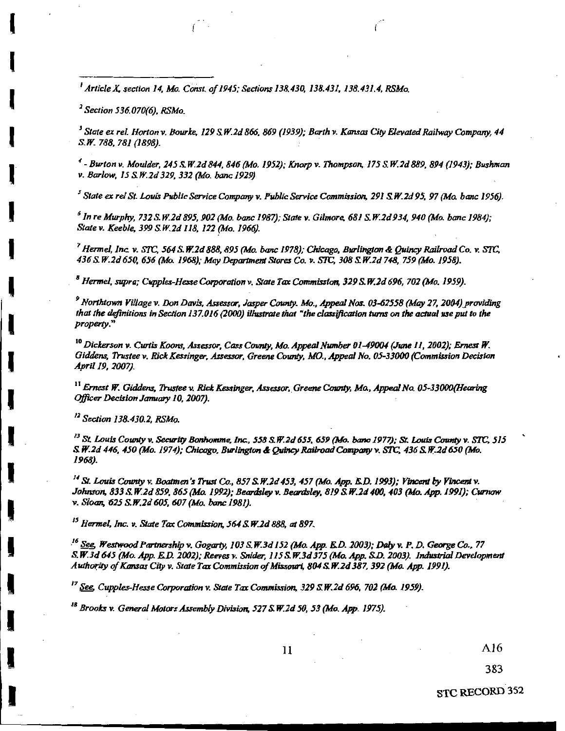[1] *Article X, section 14, Mo. Const. of 1945; Sections 138.430, 138.431, 138.431.4, RSMo.*

[2] *Section 536.070(6), RSMo.*

[3] *State ex rel. Horton v. Bourke, 129 S.W.2d 866, 869 (1939); Barth v. Kansas City Elevated Railway Company, 44 S.W. 788, 781 (1898).*

[4] *- Burton v. Moulder, 245 S.W.2d 844, 846 (Mo. 1952); Knorp v. Thompson, 175 S.W.2d 889, 894 (1943); Bushman v. Barlow, 15 S.W.2d 329, 332 (Mo. banc 1929)*

[5] *State ex rel St. Louis Public Service Company v. Public Service Commission, 291 S.W.2d 95, 97 (Mo. banc 1956).*

[6] *In re Murphy, 732 S.W.2d 895, 902 (Mo. banc 1987); State v. Gilmore, 681 S.W.2d 934, 940 (Mo. banc 1984); State v. Keeble, 399 S.W.2d 118, 122 (Mo. 1966).*

[7] *Hermel, Inc. v. STC, 564 S.W.2d 888, 895 (Mo. banc 1978); Chicago, Burlington & Quincy Railroad Co. v. STC, 436 S.W.2d 650, 656 (Mo. 1968); May Department Stores Co. v. STC, 308 S.W.2d 748, 759 (Mo. 1958).*

[8] *Hermel, supra; Cupples-Hesse Corporation v. State Tax Commission, 329 S.W.2d 696, 702 (Mo. 1959).*

[9] *Northtown Village v. Don Davis, Assessor, Jasper County. Mo., Appeal Nos. 03-62558 (May 27, 2004) providing that the definitions in Section 137.016 (2000) illustrate that "the classification turns on the actual use put to the property."*

[10] *Dickerson v. Curtis Koons, Assessor, Cass County, Mo. Appeal Number 01-49004 (June 11, 2002); Ernest W. Giddens, Trustee v. Rick Kessinger, Assessor, Greene County, MO., Appeal No. 05-33000 (Commission Decision April 19, 2007).*

[11] *Ernest W. Giddens, Trustee v. Rick Kessinger, Assessor, Greene County, Mo., Appeal No. 05-33000(Hearing Officer Decision January 10, 2007).*

[12] *Section 138.430.2, RSMo.*

[13] *St. Louis County v. Security Bonhomme, Inc., 558 S.W.2d 655, 659 (Mo. banc 1977); St. Louis County v. STC, 515 S.W.2d 446, 450 (Mo. 1974); Chicago, Burlington & Quincy Railroad Company v. STC, 436 S.W.2d 650 (Mo. 1968).*

[14] *St. Louis County v. Boatmen's Trust Co., 857 S.W.2d 453, 457 (Mo. App. E.D. 1993); Vincent by Vincent v. Johnson, 833 S.W.2d 859, 865 (Mo. 1992); Beardsley v. Beardsley, 819 S.W.2d 400, 403 (Mo. App. 1991); Curnow v. Sloan, 625 S.W.2d 605, 607 (Mo. banc 1981).*

[15] *Hermel, Inc. v. State Tax Commission, 564 S.W.2d 888, at 897.*

[16] *See, Westwood Partnership v. Gogarty, 103 S.W.3d 152 (Mo. App. E.D. 2003); Daly v. P. D. George Co., 77 S.W.3d 645 (Mo. App. E.D. 2002); Reeves v. Snider, 115 S.W.3d 375 (Mo. App. S.D. 2003). Industrial Development Authority of Kansas City v. State Tax Commission of Missouri, 804 S.W.2d 387, 392 (Mo. App. 1991).*

[17] *See, Cupples-Hesse Corporation v. State Tax Commission, 329 S.W.2d 696, 702 (Mo. 1959).*

[18] *Brooks v. General Motors Assembly Division, 527 S.W.2d 50, 53 (Mo. App. 1975).*

A16

383

STC RECORD 352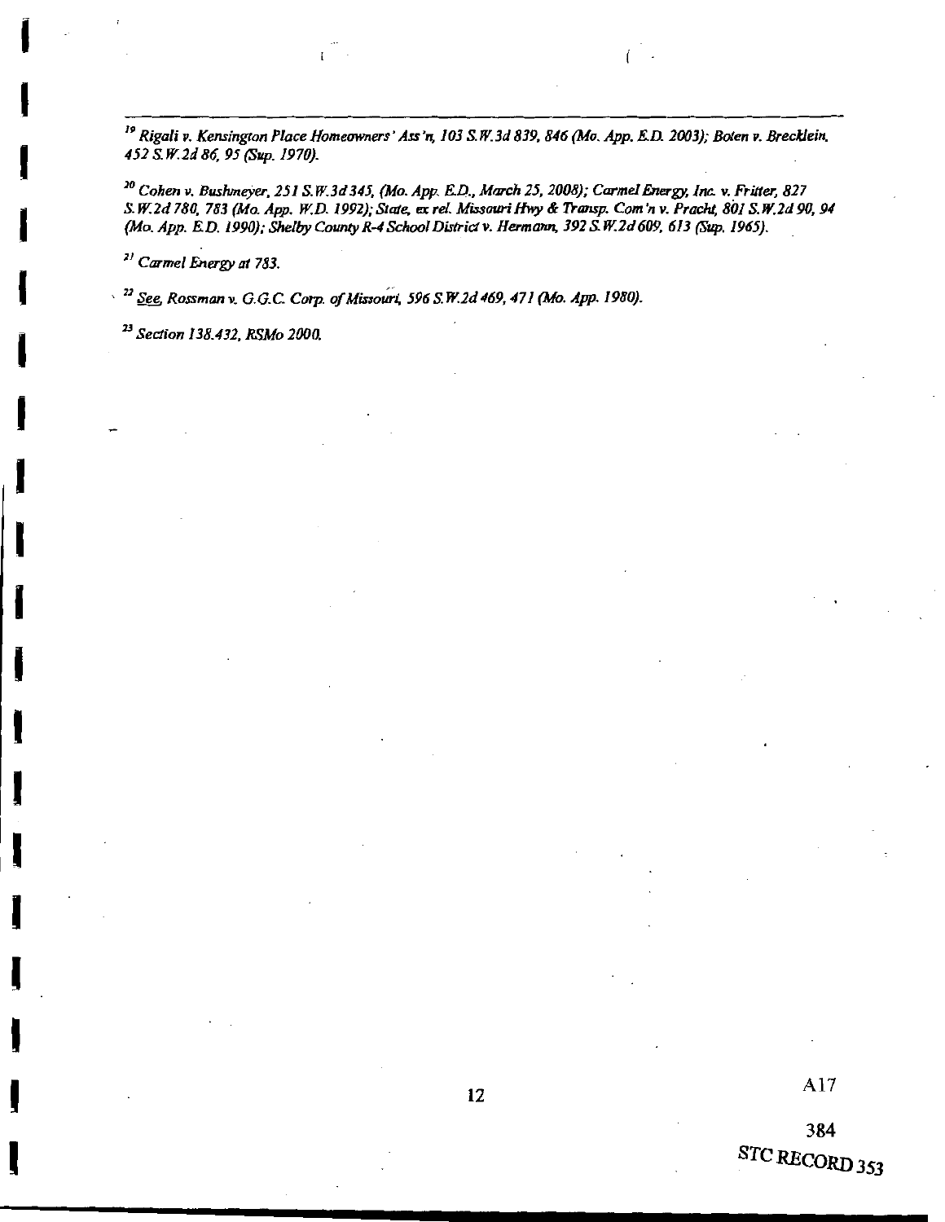[19] *Rigali v. Kensington Place Homeowners' Ass'n, 103 S.W.3d 839, 846 (Mo. App. E.D. 2003); Bolen v. Brecklein, 452 S.W.2d 86, 95 (Sup. 1970).*

[20] *Cohen v. Bushmeyer, 251 S.W.3d 345, (Mo. App. E.D., March 25, 2008); Carmel Energy, Inc. v. Fritter, 827 S.W.2d 780, 783 (Mo. App. W.D. 1992); State, ex rel. Missouri Hwy & Transp. Com'n v. Pracht, 801 S.W.2d 90, 94 (Mo. App. E.D. 1990); Shelby County R-4 School District v. Hermann, 392 S.W.2d 609, 613 (Sup. 1965).*

[21] *Carmel Energy at 783.*

[22] *See, Rossman v. G.G.C. Corp. of Missouri, 596 S.W.2d 469, 471 (Mo. App. 1980).*

[23] *Section 138.432, RSMo 2000.*

A17

384

STC RECORD 353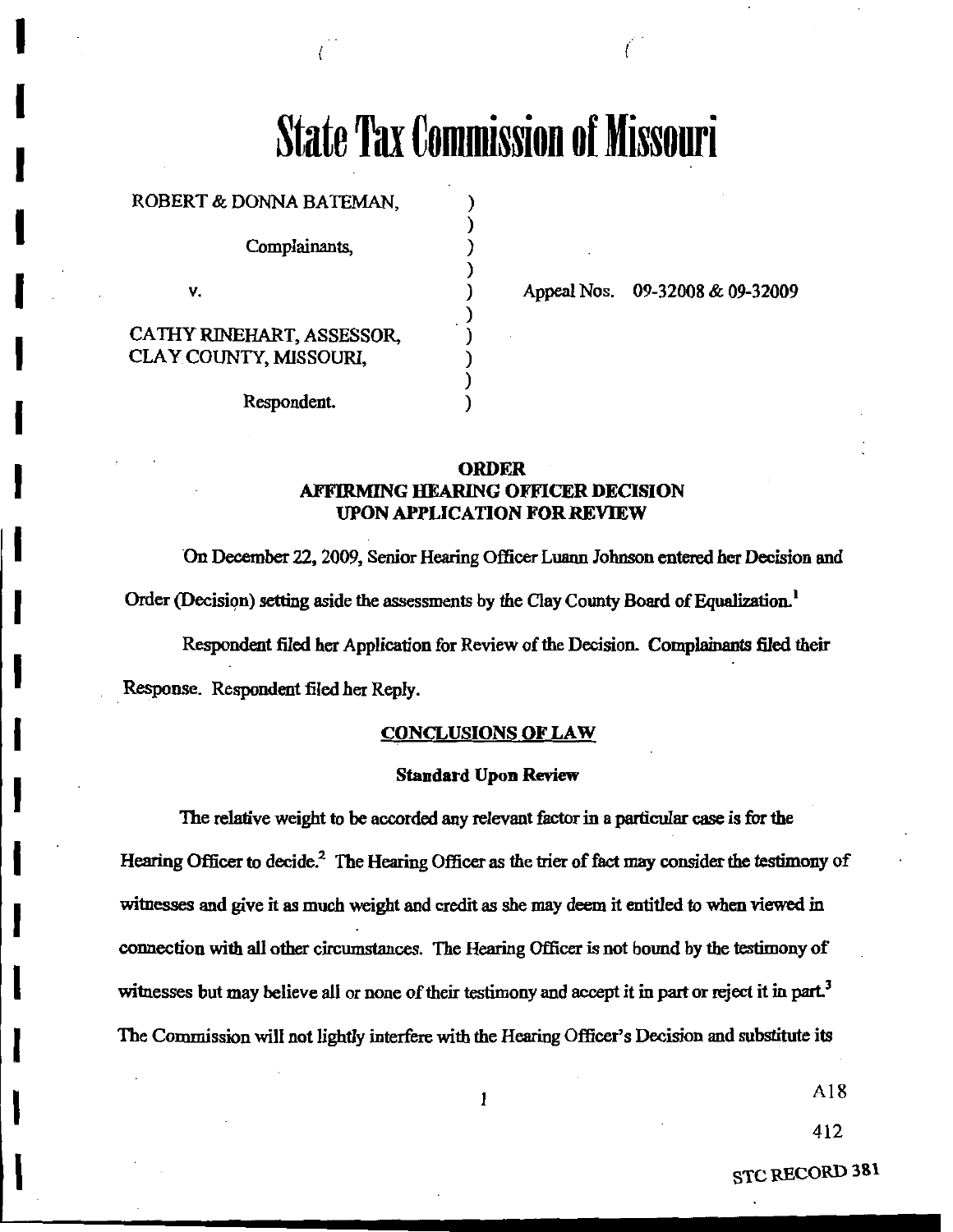# State Tax Commission of Missouri

ROBERT & DONNA BATEMAN, )
)
Complainants, )
)
v. ) Appeal Nos. 09-32008 & 09-32009
)
CATHY RINEHART, ASSESSOR, )
CLAY COUNTY, MISSOURI, )
)
Respondent. )

**ORDER**
**AFFIRMING HEARING OFFICER DECISION**
**UPON APPLICATION FOR REVIEW**

On December 22, 2009, Senior Hearing Officer Luann Johnson entered her Decision and Order (Decision) setting aside the assessments by the Clay County Board of Equalization.[1]

Respondent filed her Application for Review of the Decision. Complainants filed their Response. Respondent filed her Reply.

**CONCLUSIONS OF LAW**

**Standard Upon Review**

The relative weight to be accorded any relevant factor in a particular case is for the Hearing Officer to decide.[2] The Hearing Officer as the trier of fact may consider the testimony of witnesses and give it as much weight and credit as she may deem it entitled to when viewed in connection with all other circumstances. The Hearing Officer is not bound by the testimony of witnesses but may believe all or none of their testimony and accept it in part or reject it in part.[3] The Commission will not lightly interfere with the Hearing Officer's Decision and substitute its

A18

412

STC RECORD 381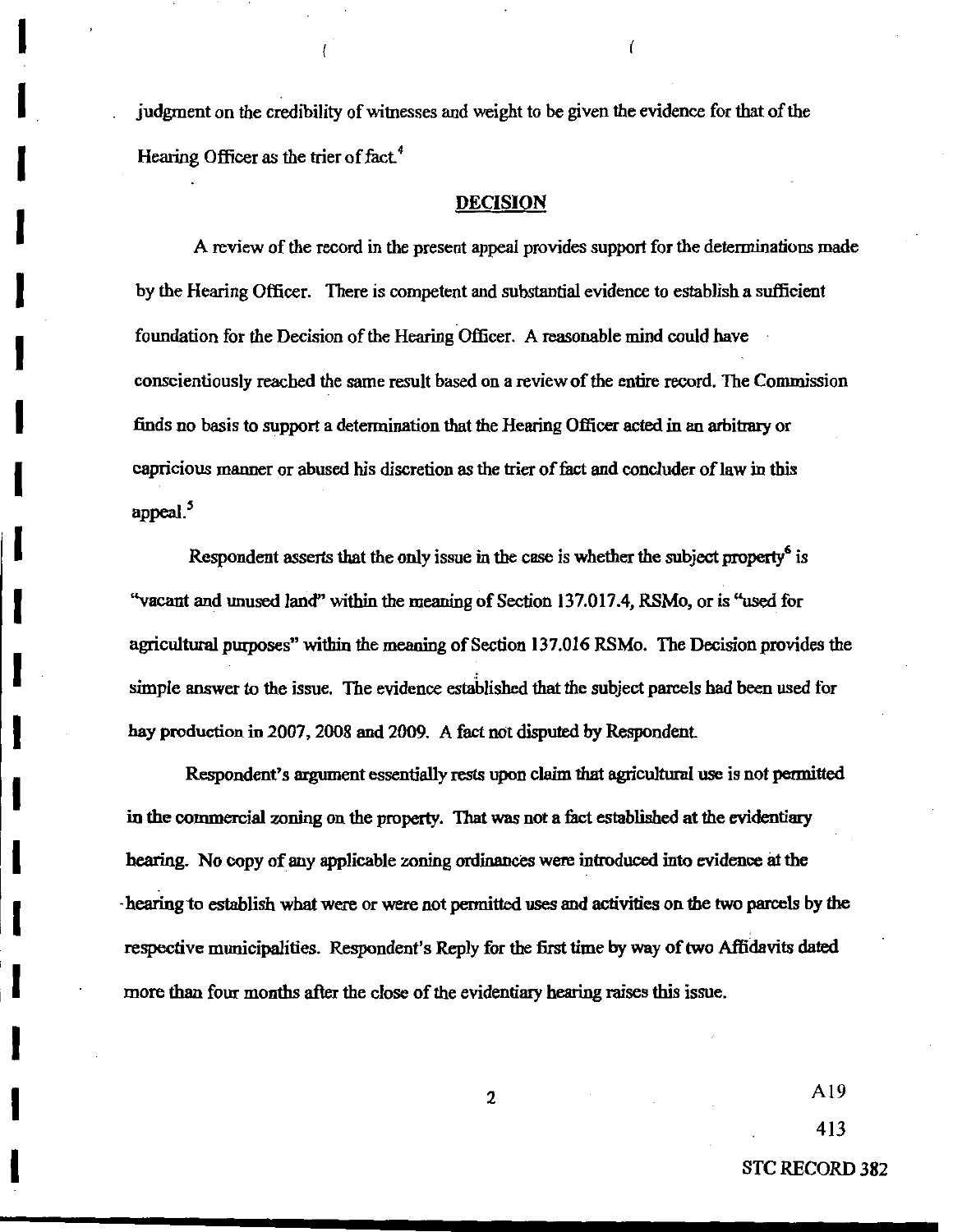judgment on the credibility of witnesses and weight to be given the evidence for that of the Hearing Officer as the trier of fact.[4]

## DECISION

A review of the record in the present appeal provides support for the determinations made by the Hearing Officer. There is competent and substantial evidence to establish a sufficient foundation for the Decision of the Hearing Officer. A reasonable mind could have conscientiously reached the same result based on a review of the entire record. The Commission finds no basis to support a determination that the Hearing Officer acted in an arbitrary or capricious manner or abused his discretion as the trier of fact and concluder of law in this appeal.[5]

Respondent asserts that the only issue in the case is whether the subject property[6] is "vacant and unused land" within the meaning of Section 137.017.4, RSMo, or is "used for agricultural purposes" within the meaning of Section 137.016 RSMo. The Decision provides the simple answer to the issue. The evidence established that the subject parcels had been used for hay production in 2007, 2008 and 2009. A fact not disputed by Respondent.

Respondent's argument essentially rests upon claim that agricultural use is not permitted in the commercial zoning on the property. That was not a fact established at the evidentiary hearing. No copy of any applicable zoning ordinances were introduced into evidence at the hearing to establish what were or were not permitted uses and activities on the two parcels by the respective municipalities. Respondent's Reply for the first time by way of two Affidavits dated more than four months after the close of the evidentiary hearing raises this issue.

A19

413

STC RECORD 382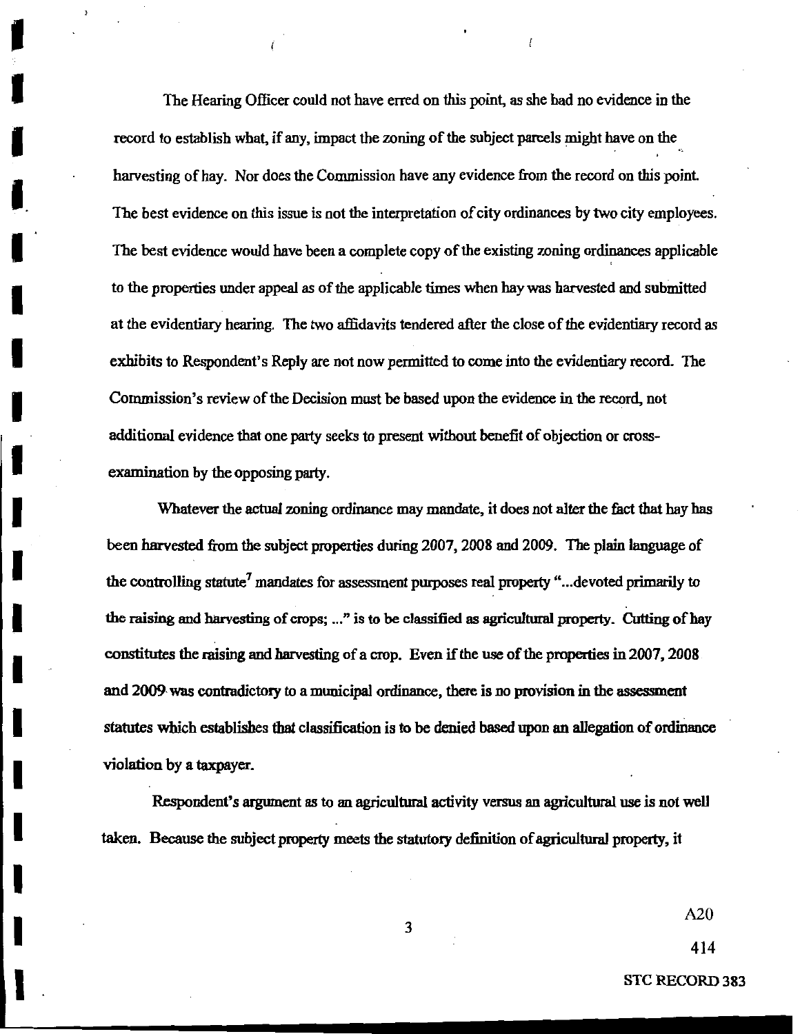The Hearing Officer could not have erred on this point, as she had no evidence in the record to establish what, if any, impact the zoning of the subject parcels might have on the harvesting of hay. Nor does the Commission have any evidence from the record on this point. The best evidence on this issue is not the interpretation of city ordinances by two city employees. The best evidence would have been a complete copy of the existing zoning ordinances applicable to the properties under appeal as of the applicable times when hay was harvested and submitted at the evidentiary hearing. The two affidavits tendered after the close of the evidentiary record as exhibits to Respondent's Reply are not now permitted to come into the evidentiary record. The Commission's review of the Decision must be based upon the evidence in the record, not additional evidence that one party seeks to present without benefit of objection or cross-examination by the opposing party.

Whatever the actual zoning ordinance may mandate, it does not alter the fact that hay has been harvested from the subject properties during 2007, 2008 and 2009. The plain language of the controlling statute[7] mandates for assessment purposes real property "...devoted primarily to the raising and harvesting of crops; ..." is to be classified as agricultural property. Cutting of hay constitutes the raising and harvesting of a crop. Even if the use of the properties in 2007, 2008 and 2009 was contradictory to a municipal ordinance, there is no provision in the assessment statutes which establishes that classification is to be denied based upon an allegation of ordinance violation by a taxpayer.

Respondent's argument as to an agricultural activity versus an agricultural use is not well taken. Because the subject property meets the statutory definition of agricultural property, it

A20

414

STC RECORD 383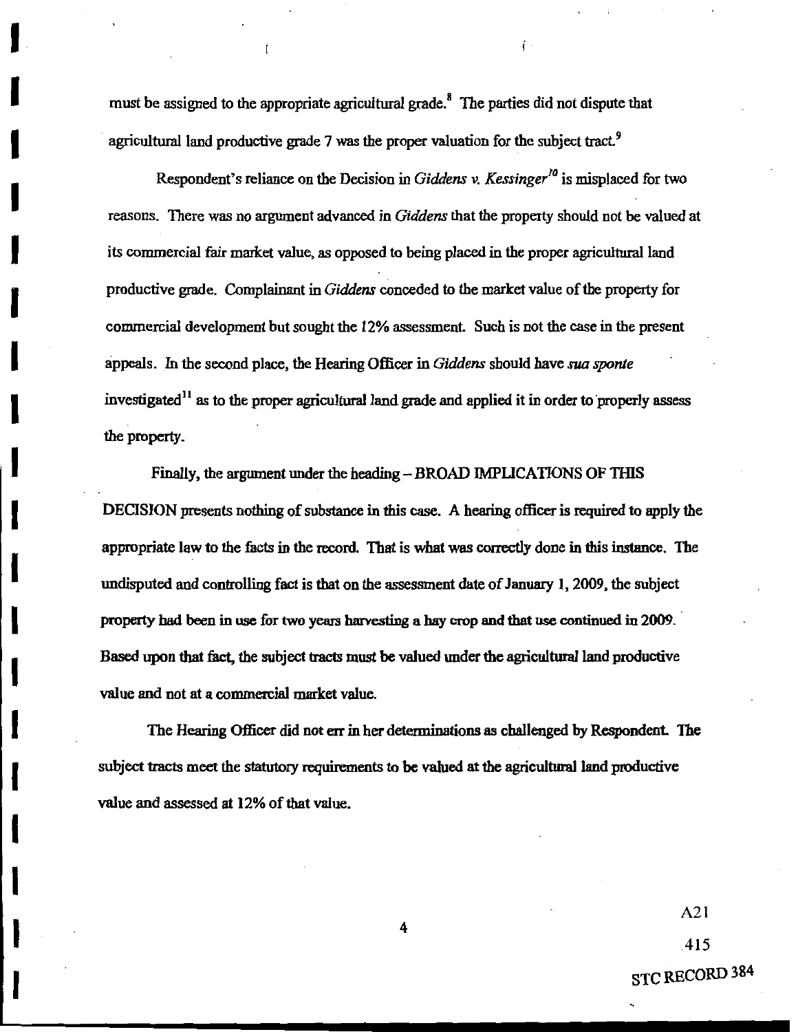must be assigned to the appropriate agricultural grade.[8] The parties did not dispute that agricultural land productive grade 7 was the proper valuation for the subject tract.[9]

Respondent's reliance on the Decision in *Giddens v. Kessinger*[10] is misplaced for two reasons. There was no argument advanced in *Giddens* that the property should not be valued at its commercial fair market value, as opposed to being placed in the proper agricultural land productive grade. Complainant in *Giddens* conceded to the market value of the property for commercial development but sought the 12% assessment. Such is not the case in the present appeals. In the second place, the Hearing Officer in *Giddens* should have *sua sponte* investigated[11] as to the proper agricultural land grade and applied it in order to properly assess the property.

Finally, the argument under the heading – BROAD IMPLICATIONS OF THIS DECISION presents nothing of substance in this case. A hearing officer is required to apply the appropriate law to the facts in the record. That is what was correctly done in this instance. The undisputed and controlling fact is that on the assessment date of January 1, 2009, the subject property had been in use for two years harvesting a hay crop and that use continued in 2009. Based upon that fact, the subject tracts must be valued under the agricultural land productive value and not at a commercial market value.

The Hearing Officer did not err in her determinations as challenged by Respondent. The subject tracts meet the statutory requirements to be valued at the agricultural land productive value and assessed at 12% of that value.

A21

415

STC RECORD 384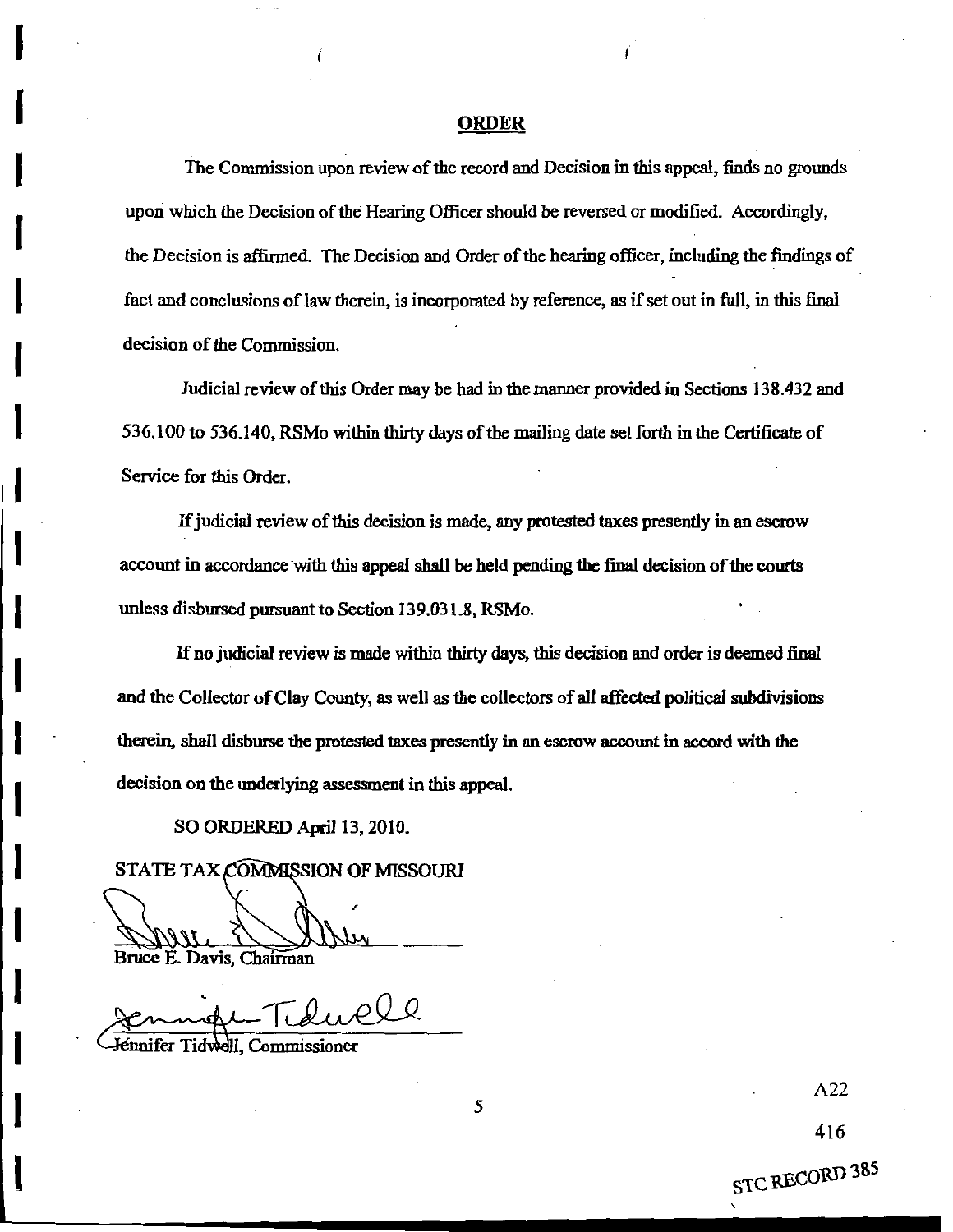## ORDER

The Commission upon review of the record and Decision in this appeal, finds no grounds upon which the Decision of the Hearing Officer should be reversed or modified. Accordingly, the Decision is affirmed. The Decision and Order of the hearing officer, including the findings of fact and conclusions of law therein, is incorporated by reference, as if set out in full, in this final decision of the Commission.

Judicial review of this Order may be had in the manner provided in Sections 138.432 and 536.100 to 536.140, RSMo within thirty days of the mailing date set forth in the Certificate of Service for this Order.

If judicial review of this decision is made, any protested taxes presently in an escrow account in accordance with this appeal shall be held pending the final decision of the courts unless disbursed pursuant to Section 139.031.8, RSMo.

If no judicial review is made within thirty days, this decision and order is deemed final and the Collector of Clay County, as well as the collectors of all affected political subdivisions therein, shall disburse the protested taxes presently in an escrow account in accord with the decision on the underlying assessment in this appeal.

SO ORDERED April 13, 2010.

STATE TAX COMMISSION OF MISSOURI

Bruce E. Davis, Chairman

Jennifer Tidwell, Commissioner

A22

416

STC RECORD 385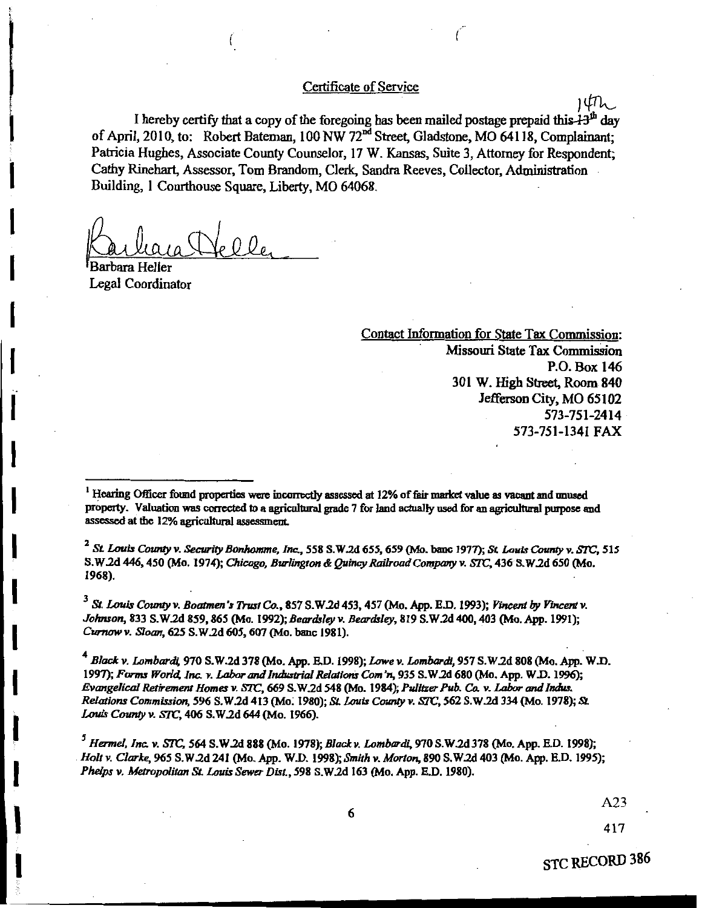Certificate of Service

I hereby certify that a copy of the foregoing has been mailed postage prepaid this ~~13th~~ 14th day of April, 2010, to: Robert Bateman, 100 NW 72nd Street, Gladstone, MO 64118, Complainant; Patricia Hughes, Associate County Counselor, 17 W. Kansas, Suite 3, Attorney for Respondent; Cathy Rinehart, Assessor, Tom Brandom, Clerk, Sandra Reeves, Collector, Administration Building, 1 Courthouse Square, Liberty, MO 64068.

Barbara Heller
Legal Coordinator

Contact Information for State Tax Commission:
Missouri State Tax Commission
P.O. Box 146
301 W. High Street, Room 840
Jefferson City, MO 65102
573-751-2414
573-751-1341 FAX

---

[1] Hearing Officer found properties were incorrectly assessed at 12% of fair market value as vacant and unused property. Valuation was corrected to a agricultural grade 7 for land actually used for an agricultural purpose and assessed at the 12% agricultural assessment.

[2] *St. Louis County v. Security Bonhomme, Inc.*, 558 S.W.2d 655, 659 (Mo. banc 1977); *St. Louis County v. STC*, 515 S.W.2d 446, 450 (Mo. 1974); *Chicago, Burlington & Quincy Railroad Company v. STC*, 436 S.W.2d 650 (Mo. 1968).

[3] *St. Louis County v. Boatmen's Trust Co.*, 857 S.W.2d 453, 457 (Mo. App. E.D. 1993); *Vincent by Vincent v. Johnson*, 833 S.W.2d 859, 865 (Mo. 1992); *Beardsley v. Beardsley*, 819 S.W.2d 400, 403 (Mo. App. 1991); *Curnow v. Sloan*, 625 S.W.2d 605, 607 (Mo. banc 1981).

[4] *Black v. Lombardi*, 970 S.W.2d 378 (Mo. App. E.D. 1998); *Lowe v. Lombardi*, 957 S.W.2d 808 (Mo. App. W.D. 1997); *Forms World, Inc. v. Labor and Industrial Relations Com'n*, 935 S.W.2d 680 (Mo. App. W.D. 1996); *Evangelical Retirement Homes v. STC*, 669 S.W.2d 548 (Mo. 1984); *Pulitzer Pub. Co. v. Labor and Indus. Relations Commission*, 596 S.W.2d 413 (Mo. 1980); *St. Louis County v. STC*, 562 S.W.2d 334 (Mo. 1978); *St. Louis County v. STC*, 406 S.W.2d 644 (Mo. 1966).

[5] *Hermel, Inc. v. STC*, 564 S.W.2d 888 (Mo. 1978); *Black v. Lombardi*, 970 S.W.2d 378 (Mo. App. E.D. 1998); *Holt v. Clarke*, 965 S.W.2d 241 (Mo. App. W.D. 1998); *Smith v. Morton*, 890 S.W.2d 403 (Mo. App. E.D. 1995); *Phelps v. Metropolitan St. Louis Sewer Dist.*, 598 S.W.2d 163 (Mo. App. E.D. 1980).

A23

417

STC RECORD 386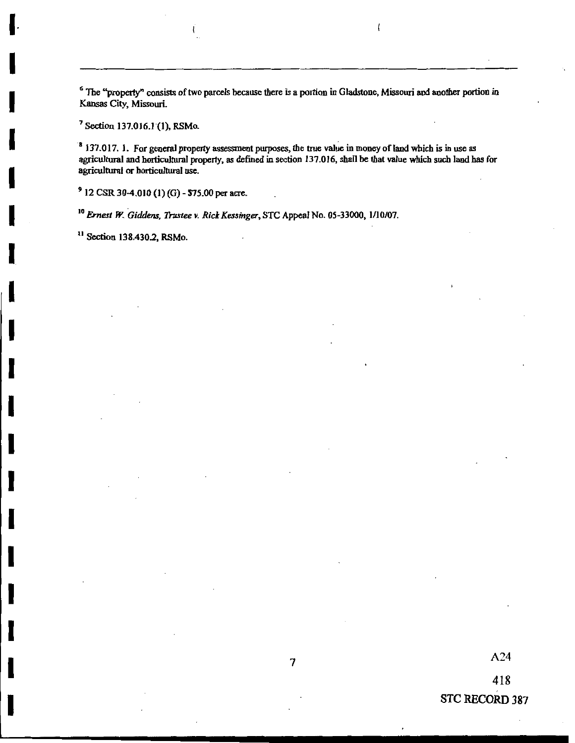[6] The "property" consists of two parcels because there is a portion in Gladstone, Missouri and another portion in Kansas City, Missouri.

[7] Section 137.016.1 (1), RSMo.

[8] 137.017. 1. For general property assessment purposes, the true value in money of land which is in use as agricultural and horticultural property, as defined in section 137.016, shall be that value which such land has for agricultural or horticultural use.

[9] 12 CSR 30-4.010 (1) (G) - $75.00 per acre.

[10] *Ernest W. Giddens, Trustee v. Rick Kessinger*, STC Appeal No. 05-33000, 1/10/07.

[11] Section 138.430.2, RSMo.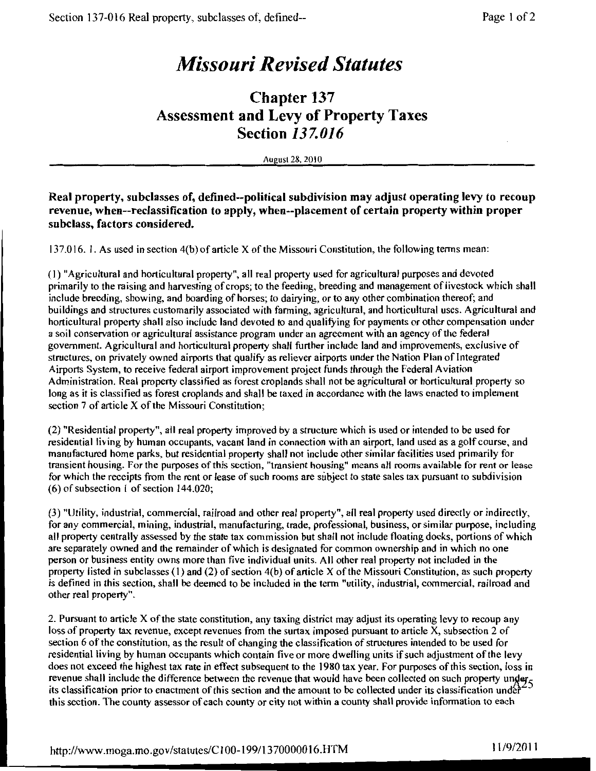# *Missouri Revised Statutes*

## Chapter 137
## Assessment and Levy of Property Taxes
## Section *137.016*

August 28, 2010

**Real property, subclasses of, defined--political subdivision may adjust operating levy to recoup revenue, when--reclassification to apply, when--placement of certain property within proper subclass, factors considered.**

137.016. 1. As used in section 4(b) of article X of the Missouri Constitution, the following terms mean:

(1) "Agricultural and horticultural property", all real property used for agricultural purposes and devoted primarily to the raising and harvesting of crops; to the feeding, breeding and management of livestock which shall include breeding, showing, and boarding of horses; to dairying, or to any other combination thereof; and buildings and structures customarily associated with farming, agricultural, and horticultural uses. Agricultural and horticultural property shall also include land devoted to and qualifying for payments or other compensation under a soil conservation or agricultural assistance program under an agreement with an agency of the federal government. Agricultural and horticultural property shall further include land and improvements, exclusive of structures, on privately owned airports that qualify as reliever airports under the Nation Plan of Integrated Airports System, to receive federal airport improvement project funds through the Federal Aviation Administration. Real property classified as forest croplands shall not be agricultural or horticultural property so long as it is classified as forest croplands and shall be taxed in accordance with the laws enacted to implement section 7 of article X of the Missouri Constitution;

(2) "Residential property", all real property improved by a structure which is used or intended to be used for residential living by human occupants, vacant land in connection with an airport, land used as a golf course, and manufactured home parks, but residential property shall not include other similar facilities used primarily for transient housing. For the purposes of this section, "transient housing" means all rooms available for rent or lease for which the receipts from the rent or lease of such rooms are subject to state sales tax pursuant to subdivision (6) of subsection 1 of section 144.020;

(3) "Utility, industrial, commercial, railroad and other real property", all real property used directly or indirectly, for any commercial, mining, industrial, manufacturing, trade, professional, business, or similar purpose, including all property centrally assessed by the state tax commission but shall not include floating docks, portions of which are separately owned and the remainder of which is designated for common ownership and in which no one person or business entity owns more than five individual units. All other real property not included in the property listed in subclasses (1) and (2) of section 4(b) of article X of the Missouri Constitution, as such property is defined in this section, shall be deemed to be included in the term "utility, industrial, commercial, railroad and other real property".

2. Pursuant to article X of the state constitution, any taxing district may adjust its operating levy to recoup any loss of property tax revenue, except revenues from the surtax imposed pursuant to article X, subsection 2 of section 6 of the constitution, as the result of changing the classification of structures intended to be used for residential living by human occupants which contain five or more dwelling units if such adjustment of the levy does not exceed the highest tax rate in effect subsequent to the 1980 tax year. For purposes of this section, loss in revenue shall include the difference between the revenue that would have been collected on such property under its classification prior to enactment of this section and the amount to be collected under its classification under this section. The county assessor of each county or city not within a county shall provide information to each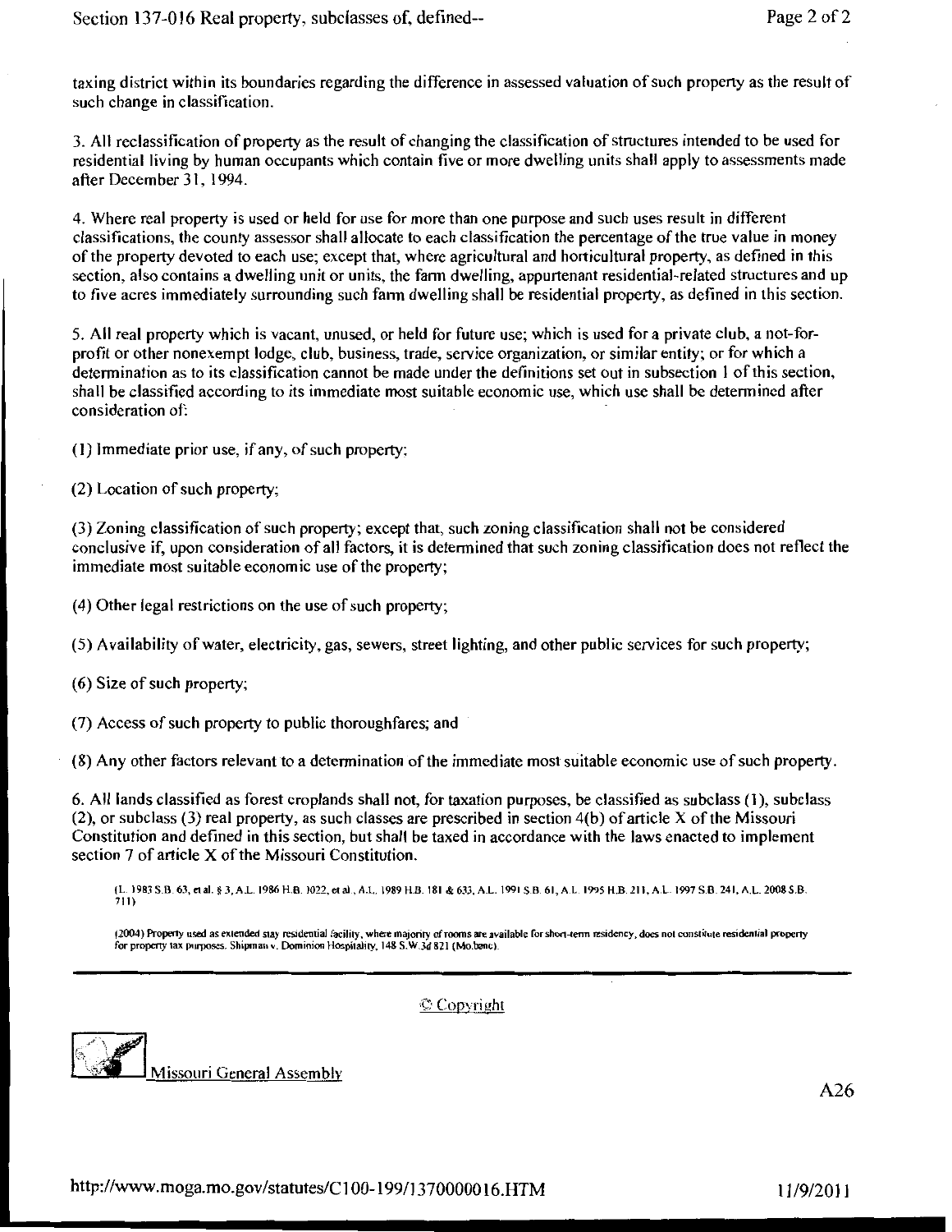taxing district within its boundaries regarding the difference in assessed valuation of such property as the result of such change in classification.

3. All reclassification of property as the result of changing the classification of structures intended to be used for residential living by human occupants which contain five or more dwelling units shall apply to assessments made after December 31, 1994.

4. Where real property is used or held for use for more than one purpose and such uses result in different classifications, the county assessor shall allocate to each classification the percentage of the true value in money of the property devoted to each use; except that, where agricultural and horticultural property, as defined in this section, also contains a dwelling unit or units, the farm dwelling, appurtenant residential-related structures and up to five acres immediately surrounding such farm dwelling shall be residential property, as defined in this section.

5. All real property which is vacant, unused, or held for future use; which is used for a private club, a not-for-profit or other nonexempt lodge, club, business, trade, service organization, or similar entity; or for which a determination as to its classification cannot be made under the definitions set out in subsection 1 of this section, shall be classified according to its immediate most suitable economic use, which use shall be determined after consideration of:

(1) Immediate prior use, if any, of such property;

(2) Location of such property;

(3) Zoning classification of such property; except that, such zoning classification shall not be considered conclusive if, upon consideration of all factors, it is determined that such zoning classification does not reflect the immediate most suitable economic use of the property;

(4) Other legal restrictions on the use of such property;

(5) Availability of water, electricity, gas, sewers, street lighting, and other public services for such property;

(6) Size of such property;

(7) Access of such property to public thoroughfares; and

(8) Any other factors relevant to a determination of the immediate most suitable economic use of such property.

6. All lands classified as forest croplands shall not, for taxation purposes, be classified as subclass (1), subclass (2), or subclass (3) real property, as such classes are prescribed in section 4(b) of article X of the Missouri Constitution and defined in this section, but shall be taxed in accordance with the laws enacted to implement section 7 of article X of the Missouri Constitution.

(L. 1983 S.B. 63, et al. § 3, A.L. 1986 H.B. 1022, et al., A.L. 1989 H.B. 181 & 633, A.L. 1991 S.B. 61, A.L. 1995 H.B. 211, A.L. 1997 S.B. 241, A.L. 2008 S.B. 711)

(2004) Property used as extended stay residential facility, where majority of rooms are available for short-term residency, does not constitute residential property for property tax purposes. Shipman v. Dominion Hospitality, 148 S.W.3d 821 (Mo.banc).

© Copyright

Missouri General Assembly

A26

http://www.moga.mo.gov/statutes/C100-199/1370000016.HTM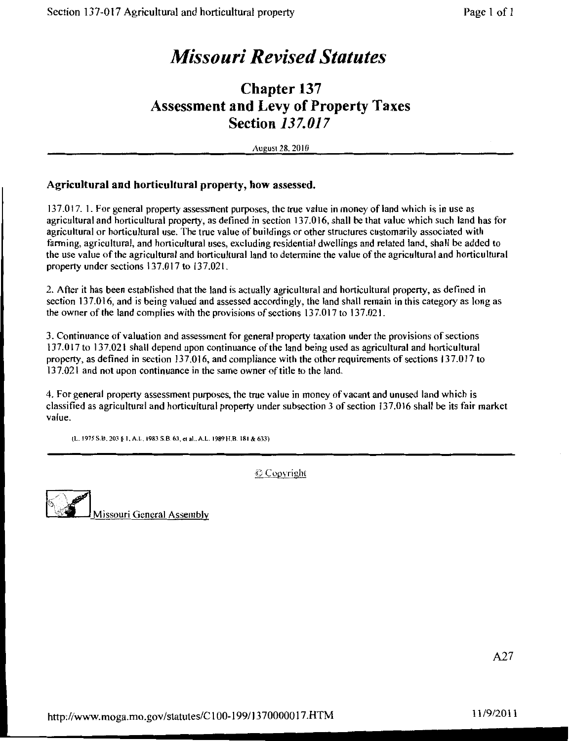# *Missouri Revised Statutes*

## Chapter 137
## Assessment and Levy of Property Taxes
## Section *137.017*

August 28, 2010

---

### Agricultural and horticultural property, how assessed.

137.017. 1. For general property assessment purposes, the true value in money of land which is in use as agricultural and horticultural property, as defined in section 137.016, shall be that value which such land has for agricultural or horticultural use. The true value of buildings or other structures customarily associated with farming, agricultural, and horticultural uses, excluding residential dwellings and related land, shall be added to the use value of the agricultural and horticultural land to determine the value of the agricultural and horticultural property under sections 137.017 to 137.021.

2. After it has been established that the land is actually agricultural and horticultural property, as defined in section 137.016, and is being valued and assessed accordingly, the land shall remain in this category as long as the owner of the land complies with the provisions of sections 137.017 to 137.021.

3. Continuance of valuation and assessment for general property taxation under the provisions of sections 137.017 to 137.021 shall depend upon continuance of the land being used as agricultural and horticultural property, as defined in section 137.016, and compliance with the other requirements of sections 137.017 to 137.021 and not upon continuance in the same owner of title to the land.

4. For general property assessment purposes, the true value in money of vacant and unused land which is classified as agricultural and horticultural property under subsection 3 of section 137.016 shall be its fair market value.

(L. 1975 S.B. 203 § 1, A.L. 1983 S.B. 63, et al., A.L. 1989 H.B. 181 & 633)

---

© Copyright

Missouri General Assembly

A27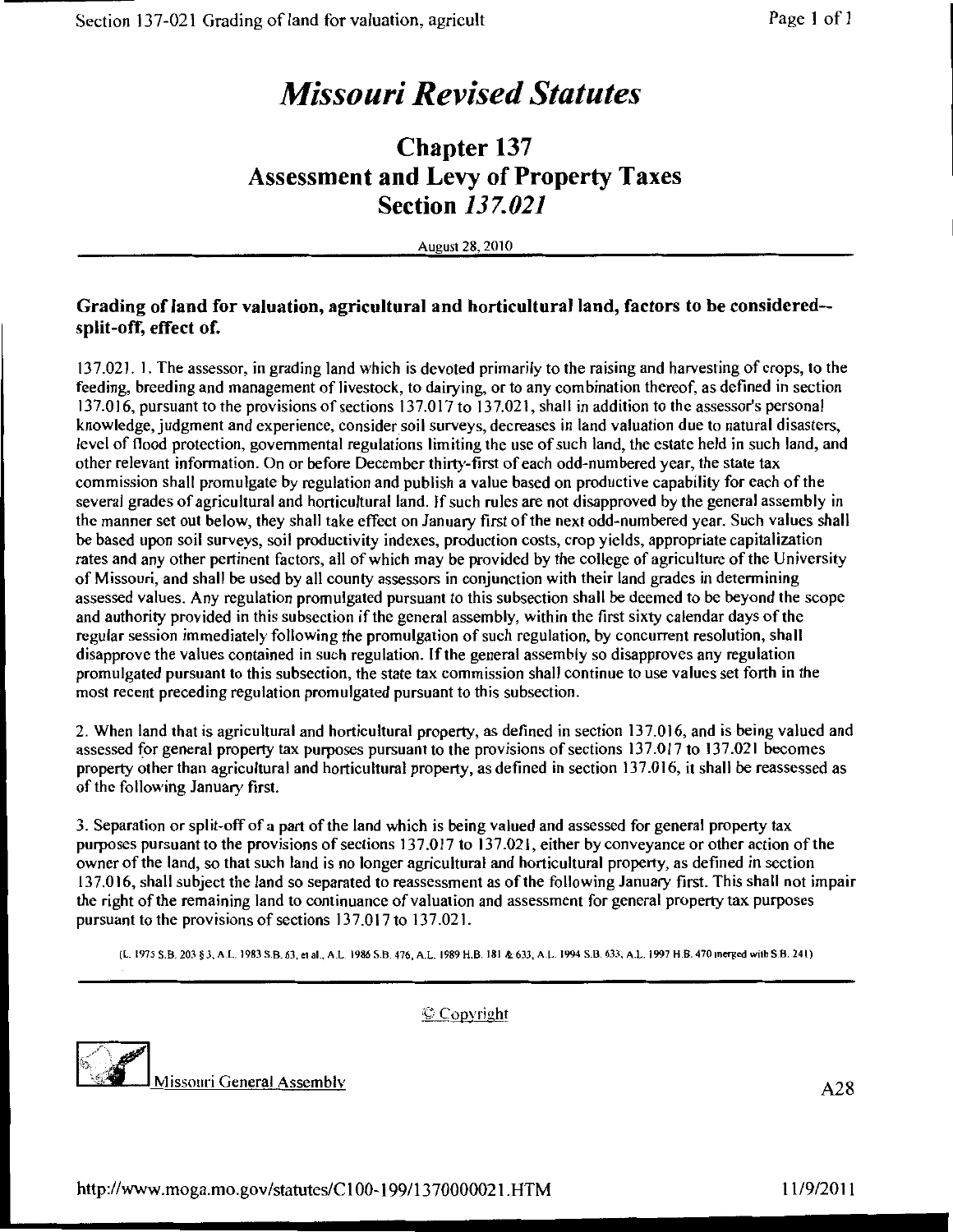# *Missouri Revised Statutes*

## Chapter 137
## Assessment and Levy of Property Taxes
## Section *137.021*

August 28, 2010

### Grading of land for valuation, agricultural and horticultural land, factors to be considered--split-off, effect of.

137.021. 1. The assessor, in grading land which is devoted primarily to the raising and harvesting of crops, to the feeding, breeding and management of livestock, to dairying, or to any combination thereof, as defined in section 137.016, pursuant to the provisions of sections 137.017 to 137.021, shall in addition to the assessor's personal knowledge, judgment and experience, consider soil surveys, decreases in land valuation due to natural disasters, level of flood protection, governmental regulations limiting the use of such land, the estate held in such land, and other relevant information. On or before December thirty-first of each odd-numbered year, the state tax commission shall promulgate by regulation and publish a value based on productive capability for each of the several grades of agricultural and horticultural land. If such rules are not disapproved by the general assembly in the manner set out below, they shall take effect on January first of the next odd-numbered year. Such values shall be based upon soil surveys, soil productivity indexes, production costs, crop yields, appropriate capitalization rates and any other pertinent factors, all of which may be provided by the college of agriculture of the University of Missouri, and shall be used by all county assessors in conjunction with their land grades in determining assessed values. Any regulation promulgated pursuant to this subsection shall be deemed to be beyond the scope and authority provided in this subsection if the general assembly, within the first sixty calendar days of the regular session immediately following the promulgation of such regulation, by concurrent resolution, shall disapprove the values contained in such regulation. If the general assembly so disapproves any regulation promulgated pursuant to this subsection, the state tax commission shall continue to use values set forth in the most recent preceding regulation promulgated pursuant to this subsection.

2. When land that is agricultural and horticultural property, as defined in section 137.016, and is being valued and assessed for general property tax purposes pursuant to the provisions of sections 137.017 to 137.021 becomes property other than agricultural and horticultural property, as defined in section 137.016, it shall be reassessed as of the following January first.

3. Separation or split-off of a part of the land which is being valued and assessed for general property tax purposes pursuant to the provisions of sections 137.017 to 137.021, either by conveyance or other action of the owner of the land, so that such land is no longer agricultural and horticultural property, as defined in section 137.016, shall subject the land so separated to reassessment as of the following January first. This shall not impair the right of the remaining land to continuance of valuation and assessment for general property tax purposes pursuant to the provisions of sections 137.017 to 137.021.

(L. 1975 S.B. 203 § 3, A.L. 1983 S.B. 63, et al., A.L. 1986 S.B. 476, A.L. 1989 H.B. 181 & 633, A.L. 1994 S.B. 633, A.L. 1997 H.B. 470 merged with S.B. 241)

© Copyright

Missouri General Assembly

A28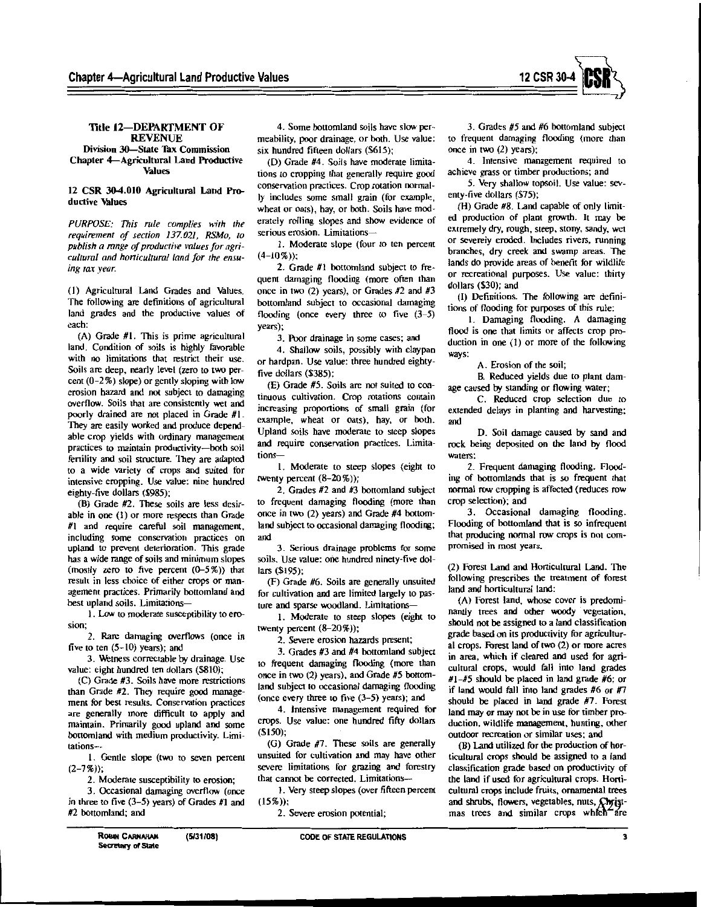# Title 12—DEPARTMENT OF REVENUE
## Division 30—State Tax Commission
### Chapter 4—Agricultural Land Productive Values

**12 CSR 30-4.010 Agricultural Land Productive Values**

*PURPOSE: This rule complies with the requirement of section 137.021, RSMo, to publish a range of productive values for agricultural and horticultural land for the ensuing tax year.*

(1) Agricultural Land Grades and Values. The following are definitions of agricultural land grades and the productive values of each:

(A) Grade #1. This is prime agricultural land. Condition of soils is highly favorable with no limitations that restrict their use. Soils are deep, nearly level (zero to two percent (0–2%) slope) or gently sloping with low erosion hazard and not subject to damaging overflow. Soils that are consistently wet and poorly drained are not placed in Grade #1. They are easily worked and produce dependable crop yields with ordinary management practices to maintain productivity—both soil fertility and soil structure. They are adapted to a wide variety of crops and suited for intensive cropping. Use value: nine hundred eighty-five dollars ($985);

(B) Grade #2. These soils are less desirable in one (1) or more respects than Grade #1 and require careful soil management, including some conservation practices on upland to prevent deterioration. This grade has a wide range of soils and minimum slopes (mostly zero to five percent (0–5%)) that result in less choice of either crops or management practices. Primarily bottomland and best upland soils. Limitations—

1. Low to moderate susceptibility to erosion;

2. Rare damaging overflows (once in five to ten (5–10) years); and

3. Wetness correctable by drainage. Use value: eight hundred ten dollars ($810);

(C) Grade #3. Soils have more restrictions than Grade #2. They require good management for best results. Conservation practices are generally more difficult to apply and maintain. Primarily good upland and some bottomland with medium productivity. Limitations—

1. Gentle slope (two to seven percent (2–7%));

2. Moderate susceptibility to erosion;

3. Occasional damaging overflow (once in three to five (3–5) years) of Grades #1 and #2 bottomland; and

4. Some bottomland soils have slow permeability, poor drainage, or both. Use value: six hundred fifteen dollars ($615);

(D) Grade #4. Soils have moderate limitations to cropping that generally require good conservation practices. Crop rotation normally includes some small grain (for example, wheat or oats), hay, or both. Soils have moderately rolling slopes and show evidence of serious erosion. Limitations—

1. Moderate slope (four to ten percent (4–10%));

2. Grade #1 bottomland subject to frequent damaging flooding (more often than once in two (2) years), or Grades #2 and #3 bottomland subject to occasional damaging flooding (once every three to five (3–5) years);

3. Poor drainage in some cases; and

4. Shallow soils, possibly with claypan or hardpan. Use value: three hundred eighty-five dollars ($385);

(E) Grade #5. Soils are not suited to continuous cultivation. Crop rotations contain increasing proportions of small grain (for example, wheat or oats), hay, or both. Upland soils have moderate to steep slopes and require conservation practices. Limitations—

1. Moderate to steep slopes (eight to twenty percent (8–20%));

2. Grades #2 and #3 bottomland subject to frequent damaging flooding (more than once in two (2) years) and Grade #4 bottomland subject to occasional damaging flooding; and

3. Serious drainage problems for some soils. Use value: one hundred ninety-five dollars ($195);

(F) Grade #6. Soils are generally unsuited for cultivation and are limited largely to pasture and sparse woodland. Limitations—

1. Moderate to steep slopes (eight to twenty percent (8–20%));

2. Severe erosion hazards present;

3. Grades #3 and #4 bottomland subject to frequent damaging flooding (more than once in two (2) years), and Grade #5 bottomland subject to occasional damaging flooding (once every three to five (3–5) years); and

4. Intensive management required for crops. Use value: one hundred fifty dollars ($150);

(G) Grade #7. These soils are generally unsuited for cultivation and may have other severe limitations for grazing and forestry that cannot be corrected. Limitations—

1. Very steep slopes (over fifteen percent (15%));

2. Severe erosion potential;

3. Grades #5 and #6 bottomland subject to frequent damaging flooding (more than once in two (2) years);

4. Intensive management required to achieve grass or timber productions; and

5. Very shallow topsoil. Use value: seventy-five dollars ($75);

(H) Grade #8. Land capable of only limited production of plant growth. It may be extremely dry, rough, steep, stony, sandy, wet or severely eroded. Includes rivers, running branches, dry creek and swamp areas. The lands do provide areas of benefit for wildlife or recreational purposes. Use value: thirty dollars ($30); and

(I) Definitions. The following are definitions of flooding for purposes of this rule:

1. Damaging flooding. A damaging flood is one that limits or affects crop production in one (1) or more of the following ways:

A. Erosion of the soil;

B. Reduced yields due to plant damage caused by standing or flowing water;

C. Reduced crop selection due to extended delays in planting and harvesting; and

D. Soil damage caused by sand and rock being deposited on the land by flood waters;

2. Frequent damaging flooding. Flooding of bottomlands that is so frequent that normal row cropping is affected (reduces row crop selection); and

3. Occasional damaging flooding. Flooding of bottomland that is so infrequent that producing normal row crops is not compromised in most years.

(2) Forest Land and Horticultural Land. The following prescribes the treatment of forest land and horticultural land:

(A) Forest land, whose cover is predominantly trees and other woody vegetation, should not be assigned to a land classification grade based on its productivity for agricultural crops. Forest land of two (2) or more acres in area, which if cleared and used for agricultural crops, would fall into land grades #1–#5 should be placed in land grade #6; or if land would fall into land grades #6 or #7 should be placed in land grade #7. Forest land may or may not be in use for timber production, wildlife management, hunting, other outdoor recreation or similar uses; and

(B) Land utilized for the production of horticultural crops should be assigned to a land classification grade based on productivity of the land if used for agricultural crops. Horticultural crops include fruits, ornamental trees and shrubs, flowers, vegetables, nuts, Christmas trees and similar crops which are